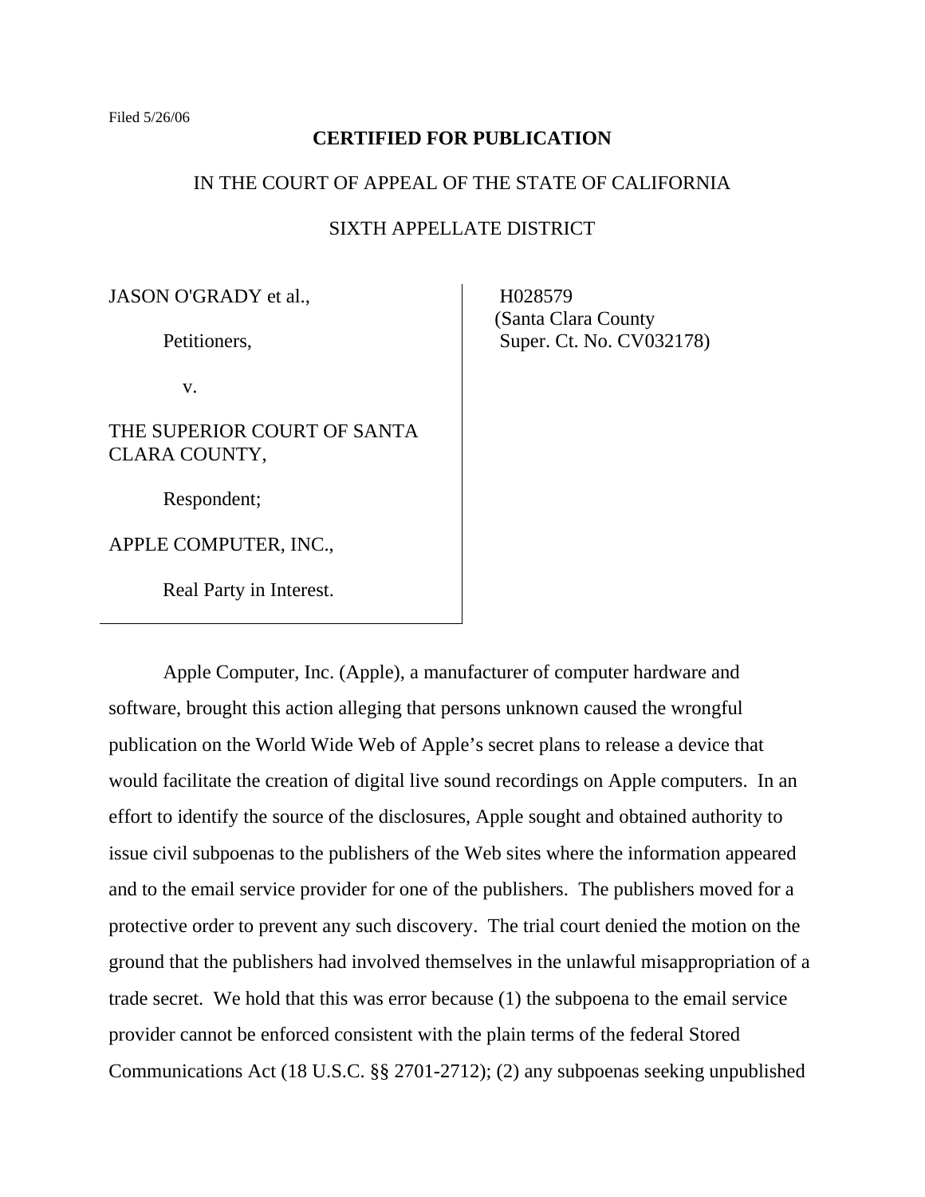Filed 5/26/06

**CERTIFIED FOR PUBLICATION**

IN THE COURT OF APPEAL OF THE STATE OF CALIFORNIA

SIXTH APPELLATE DISTRICT

JASON O'GRADY et al.,

Petitioners,

v.

THE SUPERIOR COURT OF SANTA CLARA COUNTY,

Respondent;

APPLE COMPUTER, INC.,

Real Party in Interest.

H028579
(Santa Clara County
Super. Ct. No. CV032178)

Apple Computer, Inc. (Apple), a manufacturer of computer hardware and software, brought this action alleging that persons unknown caused the wrongful publication on the World Wide Web of Apple's secret plans to release a device that would facilitate the creation of digital live sound recordings on Apple computers. In an effort to identify the source of the disclosures, Apple sought and obtained authority to issue civil subpoenas to the publishers of the Web sites where the information appeared and to the email service provider for one of the publishers. The publishers moved for a protective order to prevent any such discovery. The trial court denied the motion on the ground that the publishers had involved themselves in the unlawful misappropriation of a trade secret. We hold that this was error because (1) the subpoena to the email service provider cannot be enforced consistent with the plain terms of the federal Stored Communications Act (18 U.S.C. §§ 2701-2712); (2) any subpoenas seeking unpublished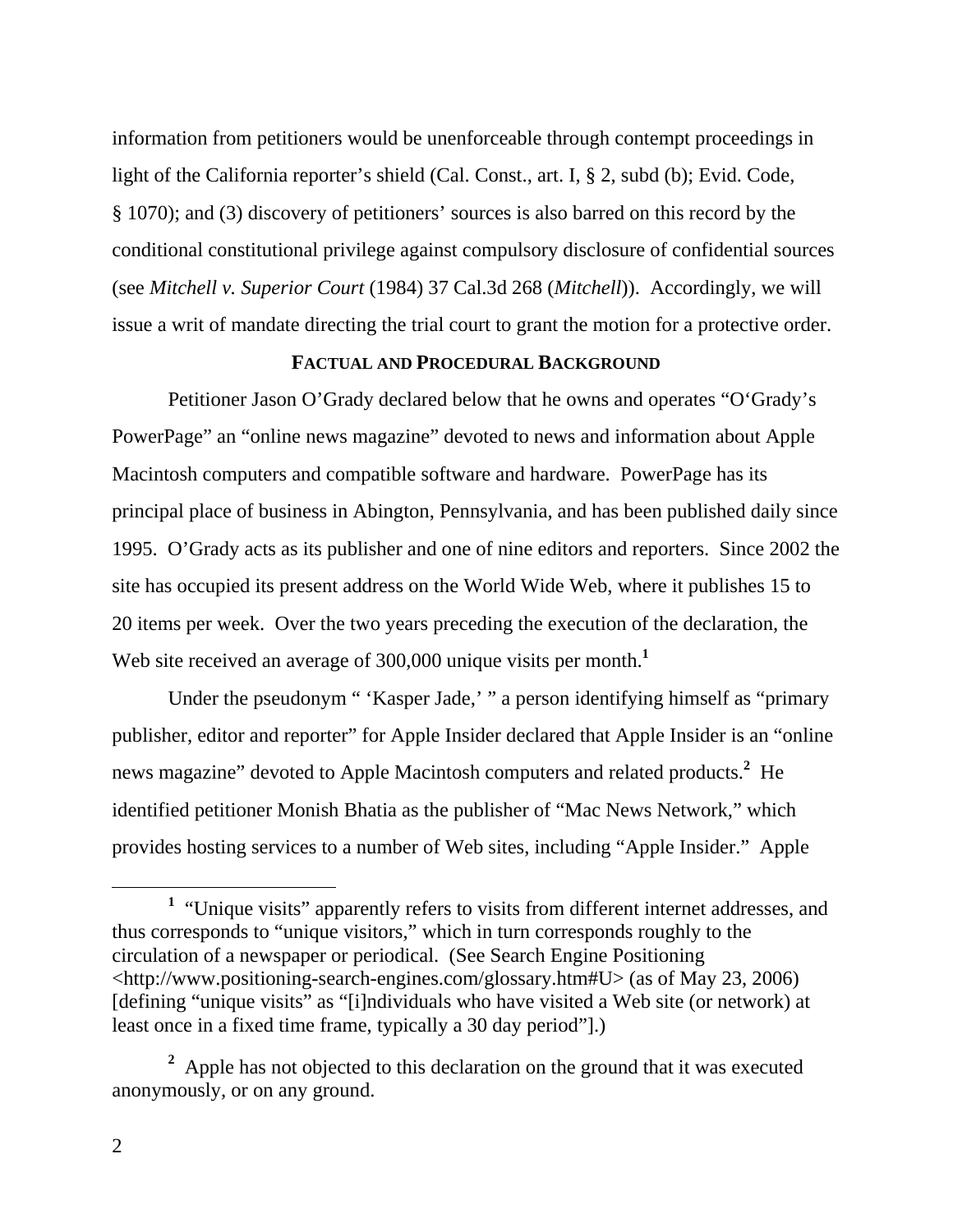information from petitioners would be unenforceable through contempt proceedings in light of the California reporter's shield (Cal. Const., art. I, § 2, subd (b); Evid. Code, § 1070); and (3) discovery of petitioners' sources is also barred on this record by the conditional constitutional privilege against compulsory disclosure of confidential sources (see *Mitchell v. Superior Court* (1984) 37 Cal.3d 268 (*Mitchell*)). Accordingly, we will issue a writ of mandate directing the trial court to grant the motion for a protective order.

## FACTUAL AND PROCEDURAL BACKGROUND

Petitioner Jason O'Grady declared below that he owns and operates "O'Grady's PowerPage" an "online news magazine" devoted to news and information about Apple Macintosh computers and compatible software and hardware. PowerPage has its principal place of business in Abington, Pennsylvania, and has been published daily since 1995. O'Grady acts as its publisher and one of nine editors and reporters. Since 2002 the site has occupied its present address on the World Wide Web, where it publishes 15 to 20 items per week. Over the two years preceding the execution of the declaration, the Web site received an average of 300,000 unique visits per month.[1]

Under the pseudonym " 'Kasper Jade,' " a person identifying himself as "primary publisher, editor and reporter" for Apple Insider declared that Apple Insider is an "online news magazine" devoted to Apple Macintosh computers and related products.[2] He identified petitioner Monish Bhatia as the publisher of "Mac News Network," which provides hosting services to a number of Web sites, including "Apple Insider." Apple

---

[1] "Unique visits" apparently refers to visits from different internet addresses, and thus corresponds to "unique visitors," which in turn corresponds roughly to the circulation of a newspaper or periodical. (See Search Engine Positioning <http://www.positioning-search-engines.com/glossary.htm#U> (as of May 23, 2006) [defining "unique visits" as "[i]ndividuals who have visited a Web site (or network) at least once in a fixed time frame, typically a 30 day period"].)

[2] Apple has not objected to this declaration on the ground that it was executed anonymously, or on any ground.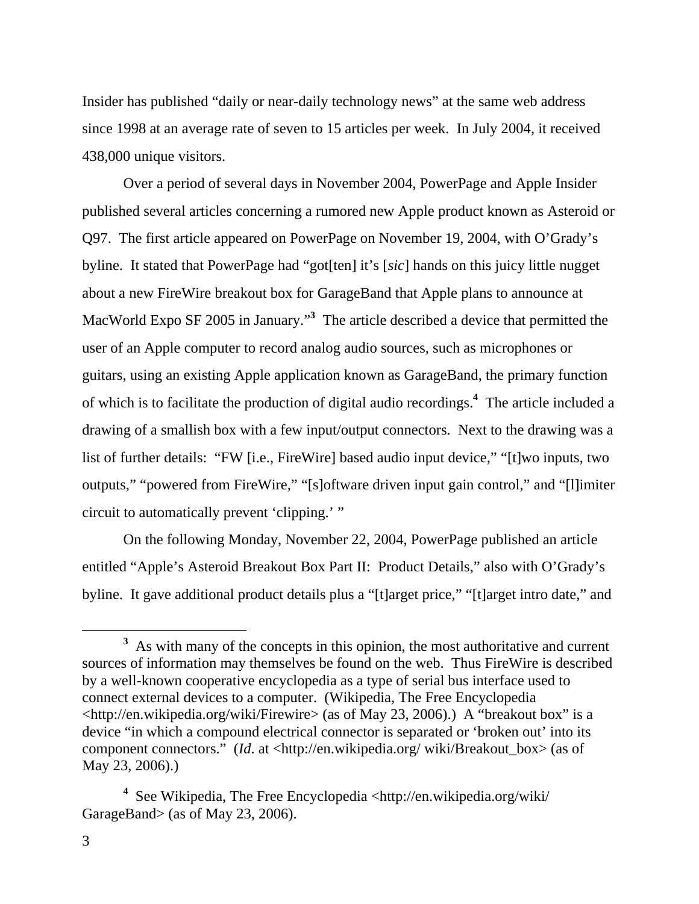Insider has published "daily or near-daily technology news" at the same web address since 1998 at an average rate of seven to 15 articles per week. In July 2004, it received 438,000 unique visitors.

Over a period of several days in November 2004, PowerPage and Apple Insider published several articles concerning a rumored new Apple product known as Asteroid or Q97. The first article appeared on PowerPage on November 19, 2004, with O'Grady's byline. It stated that PowerPage had "got[ten] it's [*sic*] hands on this juicy little nugget about a new FireWire breakout box for GarageBand that Apple plans to announce at MacWorld Expo SF 2005 in January."[3] The article described a device that permitted the user of an Apple computer to record analog audio sources, such as microphones or guitars, using an existing Apple application known as GarageBand, the primary function of which is to facilitate the production of digital audio recordings.[4] The article included a drawing of a smallish box with a few input/output connectors. Next to the drawing was a list of further details: "FW [i.e., FireWire] based audio input device," "[t]wo inputs, two outputs," "powered from FireWire," "[s]oftware driven input gain control," and "[l]imiter circuit to automatically prevent 'clipping.' "

On the following Monday, November 22, 2004, PowerPage published an article entitled "Apple's Asteroid Breakout Box Part II: Product Details," also with O'Grady's byline. It gave additional product details plus a "[t]arget price," "[t]arget intro date," and

---

[3] As with many of the concepts in this opinion, the most authoritative and current sources of information may themselves be found on the web. Thus FireWire is described by a well-known cooperative encyclopedia as a type of serial bus interface used to connect external devices to a computer. (Wikipedia, The Free Encyclopedia <http://en.wikipedia.org/wiki/Firewire> (as of May 23, 2006).) A "breakout box" is a device "in which a compound electrical connector is separated or 'broken out' into its component connectors." (*Id*. at <http://en.wikipedia.org/ wiki/Breakout_box> (as of May 23, 2006).)

[4] See Wikipedia, The Free Encyclopedia <http://en.wikipedia.org/wiki/ GarageBand> (as of May 23, 2006).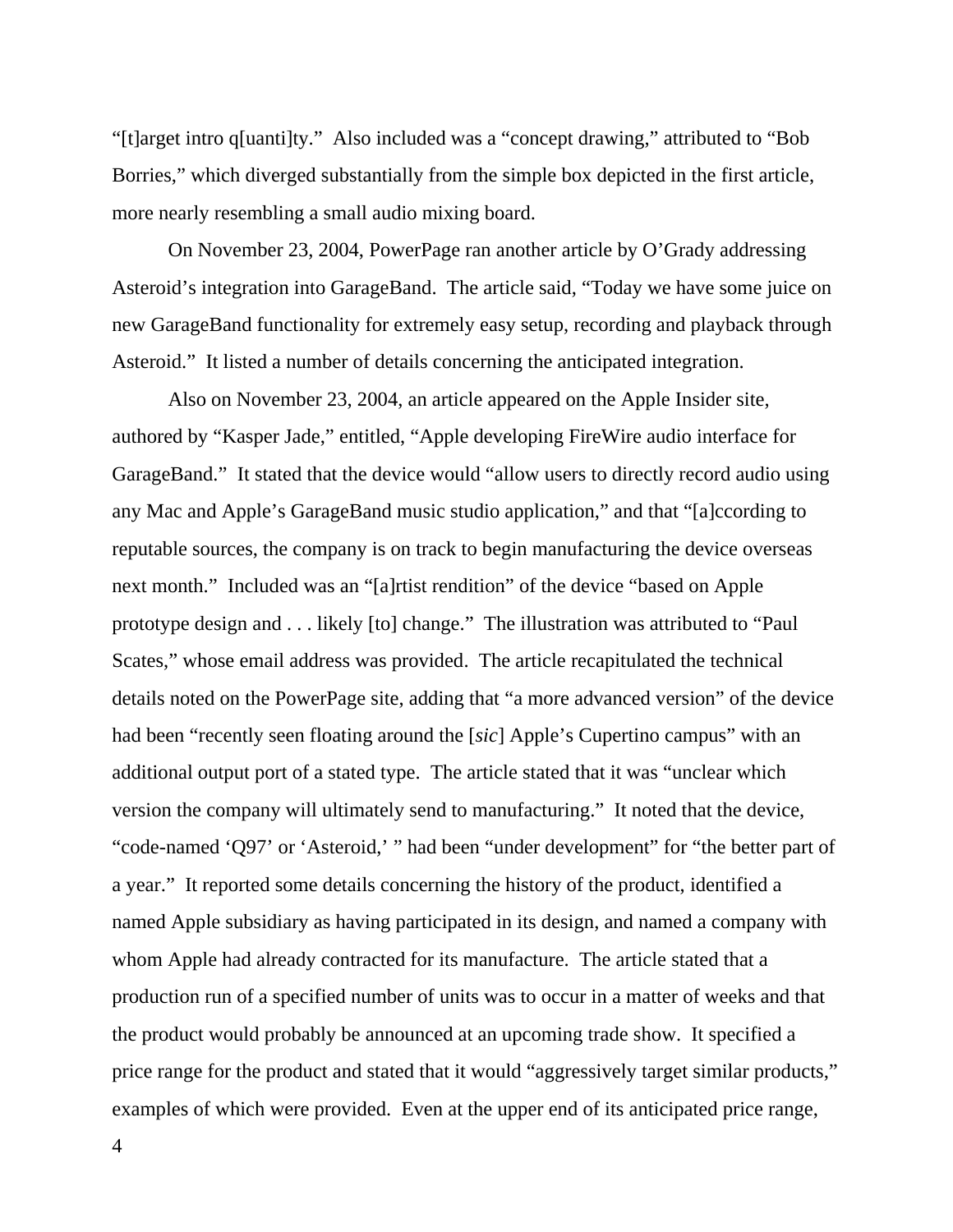"[t]arget intro q[uanti]ty." Also included was a "concept drawing," attributed to "Bob Borries," which diverged substantially from the simple box depicted in the first article, more nearly resembling a small audio mixing board.

On November 23, 2004, PowerPage ran another article by O'Grady addressing Asteroid's integration into GarageBand. The article said, "Today we have some juice on new GarageBand functionality for extremely easy setup, recording and playback through Asteroid." It listed a number of details concerning the anticipated integration.

Also on November 23, 2004, an article appeared on the Apple Insider site, authored by "Kasper Jade," entitled, "Apple developing FireWire audio interface for GarageBand." It stated that the device would "allow users to directly record audio using any Mac and Apple's GarageBand music studio application," and that "[a]ccording to reputable sources, the company is on track to begin manufacturing the device overseas next month." Included was an "[a]rtist rendition" of the device "based on Apple prototype design and . . . likely [to] change." The illustration was attributed to "Paul Scates," whose email address was provided. The article recapitulated the technical details noted on the PowerPage site, adding that "a more advanced version" of the device had been "recently seen floating around the [*sic*] Apple's Cupertino campus" with an additional output port of a stated type. The article stated that it was "unclear which version the company will ultimately send to manufacturing." It noted that the device, "code-named 'Q97' or 'Asteroid,' " had been "under development" for "the better part of a year." It reported some details concerning the history of the product, identified a named Apple subsidiary as having participated in its design, and named a company with whom Apple had already contracted for its manufacture. The article stated that a production run of a specified number of units was to occur in a matter of weeks and that the product would probably be announced at an upcoming trade show. It specified a price range for the product and stated that it would "aggressively target similar products," examples of which were provided. Even at the upper end of its anticipated price range,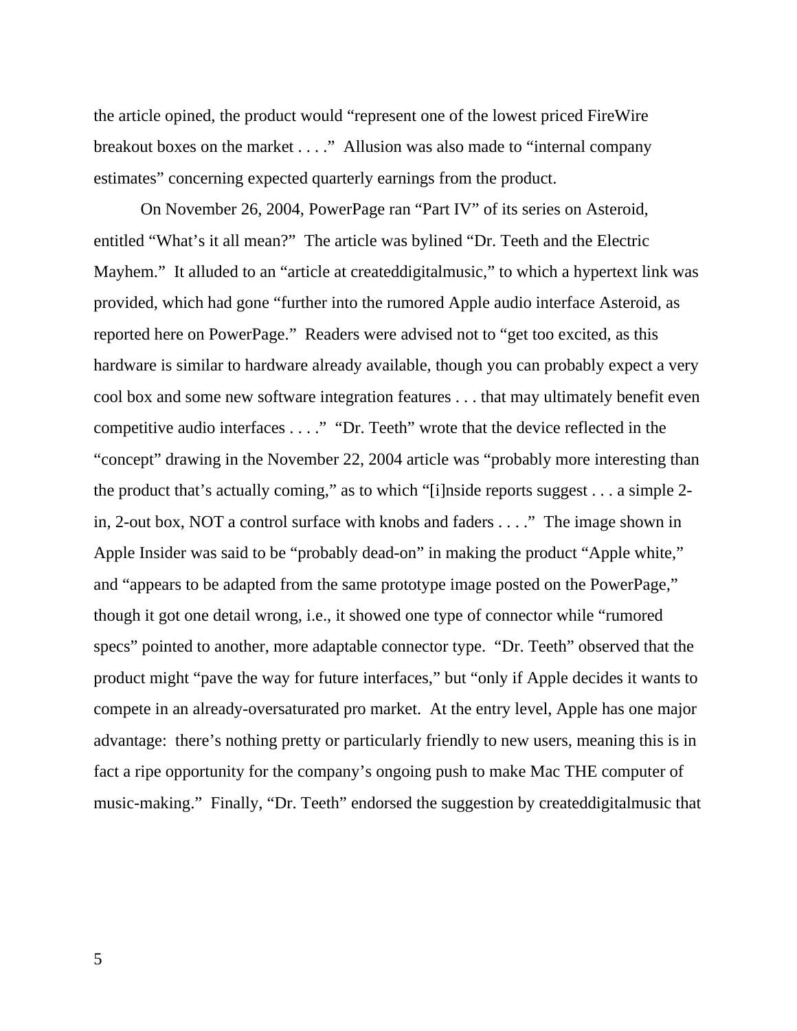the article opined, the product would "represent one of the lowest priced FireWire breakout boxes on the market . . . ." Allusion was also made to "internal company estimates" concerning expected quarterly earnings from the product.

On November 26, 2004, PowerPage ran "Part IV" of its series on Asteroid, entitled "What's it all mean?" The article was bylined "Dr. Teeth and the Electric Mayhem." It alluded to an "article at createddigitalmusic," to which a hypertext link was provided, which had gone "further into the rumored Apple audio interface Asteroid, as reported here on PowerPage." Readers were advised not to "get too excited, as this hardware is similar to hardware already available, though you can probably expect a very cool box and some new software integration features . . . that may ultimately benefit even competitive audio interfaces . . . ." "Dr. Teeth" wrote that the device reflected in the "concept" drawing in the November 22, 2004 article was "probably more interesting than the product that's actually coming," as to which "[i]nside reports suggest . . . a simple 2-in, 2-out box, NOT a control surface with knobs and faders . . . ." The image shown in Apple Insider was said to be "probably dead-on" in making the product "Apple white," and "appears to be adapted from the same prototype image posted on the PowerPage," though it got one detail wrong, i.e., it showed one type of connector while "rumored specs" pointed to another, more adaptable connector type. "Dr. Teeth" observed that the product might "pave the way for future interfaces," but "only if Apple decides it wants to compete in an already-oversaturated pro market. At the entry level, Apple has one major advantage: there's nothing pretty or particularly friendly to new users, meaning this is in fact a ripe opportunity for the company's ongoing push to make Mac THE computer of music-making." Finally, "Dr. Teeth" endorsed the suggestion by createddigitalmusic that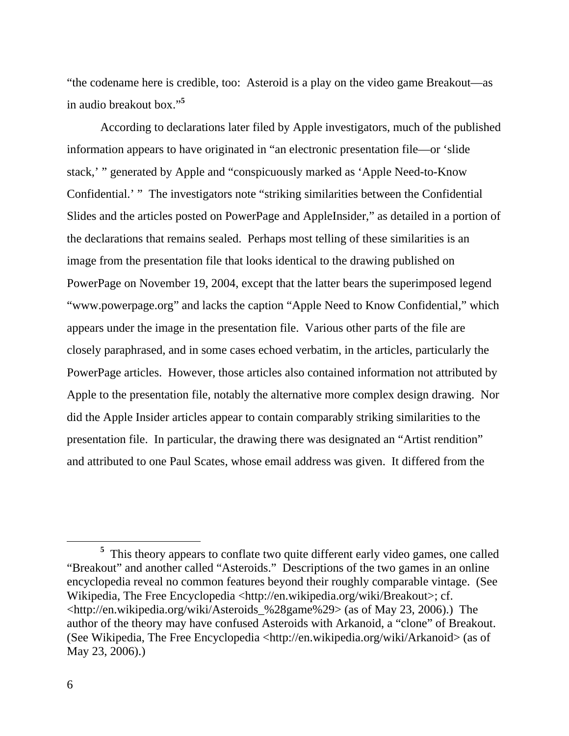"the codename here is credible, too: Asteroid is a play on the video game Breakout—as in audio breakout box."[5]

According to declarations later filed by Apple investigators, much of the published information appears to have originated in "an electronic presentation file—or 'slide stack,' " generated by Apple and "conspicuously marked as 'Apple Need-to-Know Confidential.' " The investigators note "striking similarities between the Confidential Slides and the articles posted on PowerPage and AppleInsider," as detailed in a portion of the declarations that remains sealed. Perhaps most telling of these similarities is an image from the presentation file that looks identical to the drawing published on PowerPage on November 19, 2004, except that the latter bears the superimposed legend "www.powerpage.org" and lacks the caption "Apple Need to Know Confidential," which appears under the image in the presentation file. Various other parts of the file are closely paraphrased, and in some cases echoed verbatim, in the articles, particularly the PowerPage articles. However, those articles also contained information not attributed by Apple to the presentation file, notably the alternative more complex design drawing. Nor did the Apple Insider articles appear to contain comparably striking similarities to the presentation file. In particular, the drawing there was designated an "Artist rendition" and attributed to one Paul Scates, whose email address was given. It differed from the

[5] This theory appears to conflate two quite different early video games, one called "Breakout" and another called "Asteroids." Descriptions of the two games in an online encyclopedia reveal no common features beyond their roughly comparable vintage. (See Wikipedia, The Free Encyclopedia <http://en.wikipedia.org/wiki/Breakout>; cf. <http://en.wikipedia.org/wiki/Asteroids_%28game%29> (as of May 23, 2006).) The author of the theory may have confused Asteroids with Arkanoid, a "clone" of Breakout. (See Wikipedia, The Free Encyclopedia <http://en.wikipedia.org/wiki/Arkanoid> (as of May 23, 2006).)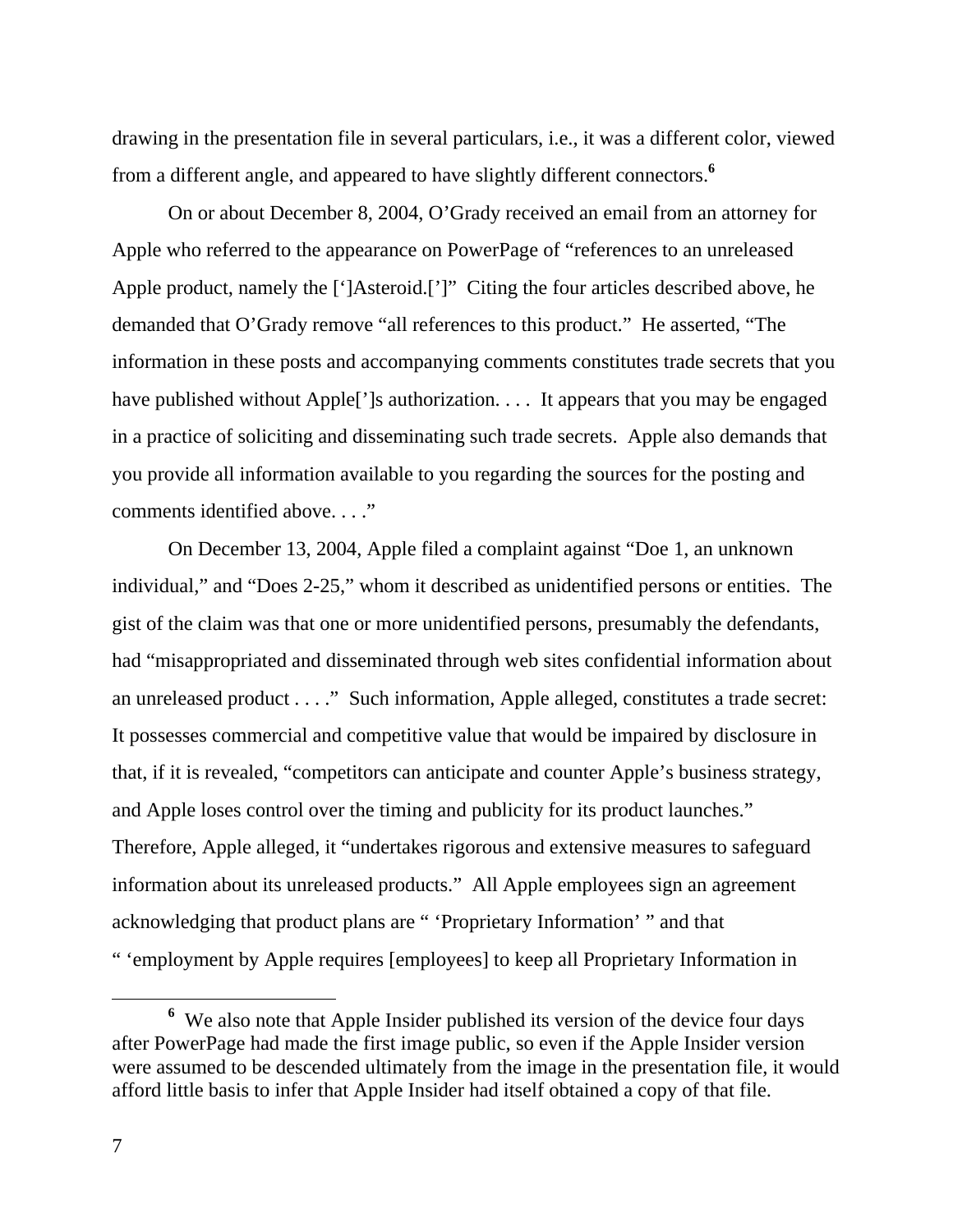drawing in the presentation file in several particulars, i.e., it was a different color, viewed from a different angle, and appeared to have slightly different connectors.[6]

On or about December 8, 2004, O'Grady received an email from an attorney for Apple who referred to the appearance on PowerPage of "references to an unreleased Apple product, namely the [']Asteroid.[']" Citing the four articles described above, he demanded that O'Grady remove "all references to this product." He asserted, "The information in these posts and accompanying comments constitutes trade secrets that you have published without Apple[']s authorization. . . . It appears that you may be engaged in a practice of soliciting and disseminating such trade secrets. Apple also demands that you provide all information available to you regarding the sources for the posting and comments identified above. . . ."

On December 13, 2004, Apple filed a complaint against "Doe 1, an unknown individual," and "Does 2-25," whom it described as unidentified persons or entities. The gist of the claim was that one or more unidentified persons, presumably the defendants, had "misappropriated and disseminated through web sites confidential information about an unreleased product . . . ." Such information, Apple alleged, constitutes a trade secret: It possesses commercial and competitive value that would be impaired by disclosure in that, if it is revealed, "competitors can anticipate and counter Apple's business strategy, and Apple loses control over the timing and publicity for its product launches." Therefore, Apple alleged, it "undertakes rigorous and extensive measures to safeguard information about its unreleased products." All Apple employees sign an agreement acknowledging that product plans are " 'Proprietary Information' " and that " 'employment by Apple requires [employees] to keep all Proprietary Information in

---

[6] We also note that Apple Insider published its version of the device four days after PowerPage had made the first image public, so even if the Apple Insider version were assumed to be descended ultimately from the image in the presentation file, it would afford little basis to infer that Apple Insider had itself obtained a copy of that file.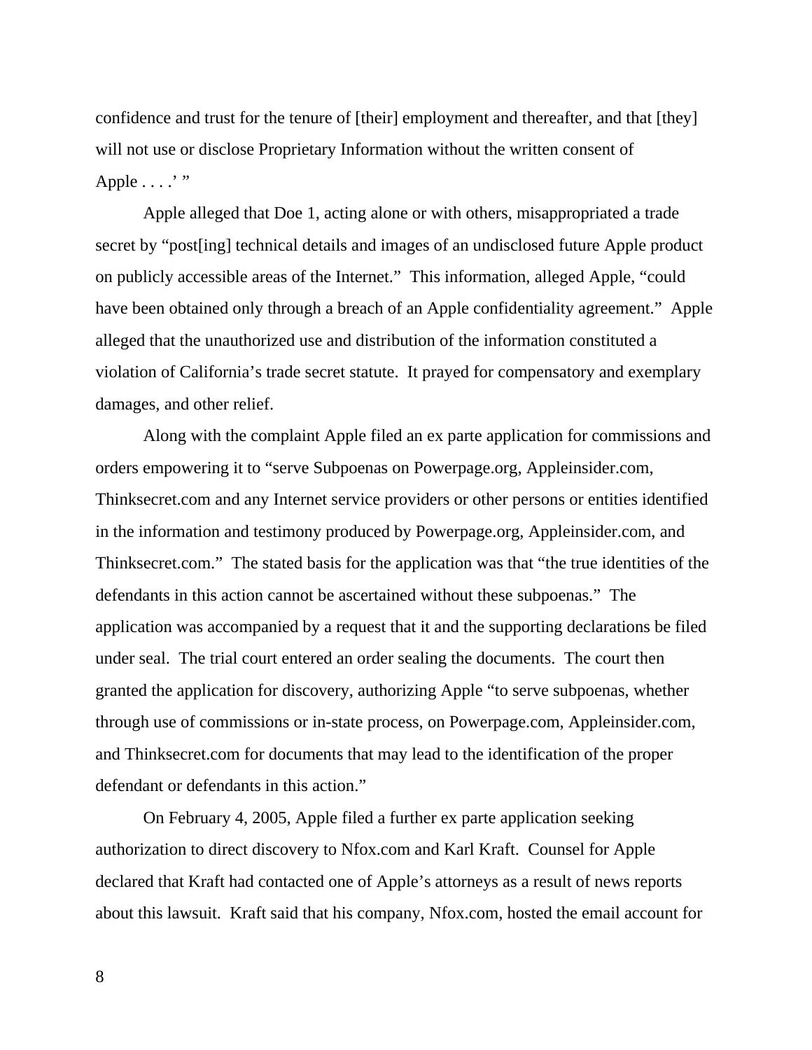confidence and trust for the tenure of [their] employment and thereafter, and that [they] will not use or disclose Proprietary Information without the written consent of Apple . . . .' "

Apple alleged that Doe 1, acting alone or with others, misappropriated a trade secret by "post[ing] technical details and images of an undisclosed future Apple product on publicly accessible areas of the Internet." This information, alleged Apple, "could have been obtained only through a breach of an Apple confidentiality agreement." Apple alleged that the unauthorized use and distribution of the information constituted a violation of California's trade secret statute. It prayed for compensatory and exemplary damages, and other relief.

Along with the complaint Apple filed an ex parte application for commissions and orders empowering it to "serve Subpoenas on Powerpage.org, Appleinsider.com, Thinksecret.com and any Internet service providers or other persons or entities identified in the information and testimony produced by Powerpage.org, Appleinsider.com, and Thinksecret.com." The stated basis for the application was that "the true identities of the defendants in this action cannot be ascertained without these subpoenas." The application was accompanied by a request that it and the supporting declarations be filed under seal. The trial court entered an order sealing the documents. The court then granted the application for discovery, authorizing Apple "to serve subpoenas, whether through use of commissions or in-state process, on Powerpage.com, Appleinsider.com, and Thinksecret.com for documents that may lead to the identification of the proper defendant or defendants in this action."

On February 4, 2005, Apple filed a further ex parte application seeking authorization to direct discovery to Nfox.com and Karl Kraft. Counsel for Apple declared that Kraft had contacted one of Apple's attorneys as a result of news reports about this lawsuit. Kraft said that his company, Nfox.com, hosted the email account for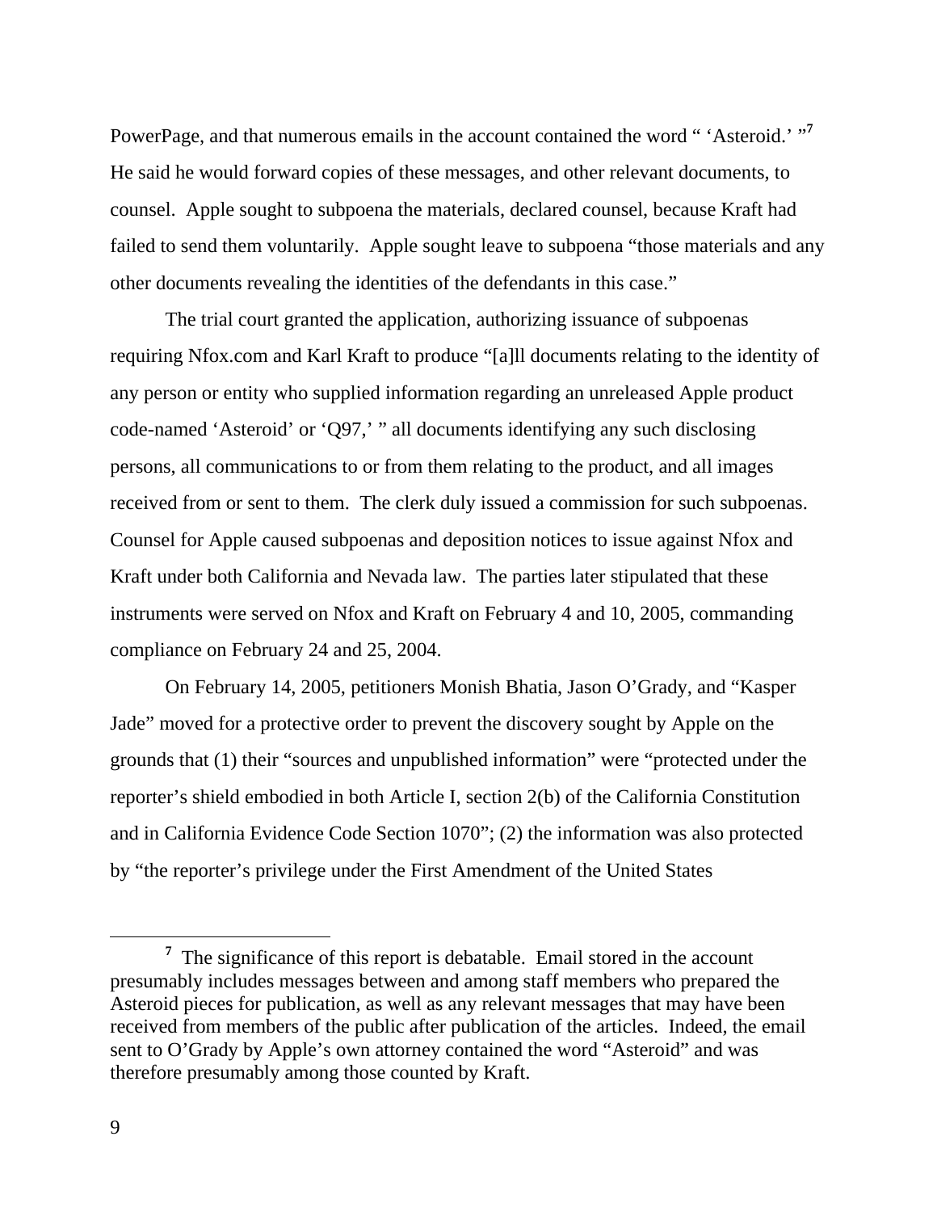PowerPage, and that numerous emails in the account contained the word " 'Asteroid.' "[7] He said he would forward copies of these messages, and other relevant documents, to counsel. Apple sought to subpoena the materials, declared counsel, because Kraft had failed to send them voluntarily. Apple sought leave to subpoena "those materials and any other documents revealing the identities of the defendants in this case."

The trial court granted the application, authorizing issuance of subpoenas requiring Nfox.com and Karl Kraft to produce "[a]ll documents relating to the identity of any person or entity who supplied information regarding an unreleased Apple product code-named 'Asteroid' or 'Q97,' " all documents identifying any such disclosing persons, all communications to or from them relating to the product, and all images received from or sent to them. The clerk duly issued a commission for such subpoenas. Counsel for Apple caused subpoenas and deposition notices to issue against Nfox and Kraft under both California and Nevada law. The parties later stipulated that these instruments were served on Nfox and Kraft on February 4 and 10, 2005, commanding compliance on February 24 and 25, 2004.

On February 14, 2005, petitioners Monish Bhatia, Jason O'Grady, and "Kasper Jade" moved for a protective order to prevent the discovery sought by Apple on the grounds that (1) their "sources and unpublished information" were "protected under the reporter's shield embodied in both Article I, section 2(b) of the California Constitution and in California Evidence Code Section 1070"; (2) the information was also protected by "the reporter's privilege under the First Amendment of the United States

---

[7] The significance of this report is debatable. Email stored in the account presumably includes messages between and among staff members who prepared the Asteroid pieces for publication, as well as any relevant messages that may have been received from members of the public after publication of the articles. Indeed, the email sent to O'Grady by Apple's own attorney contained the word "Asteroid" and was therefore presumably among those counted by Kraft.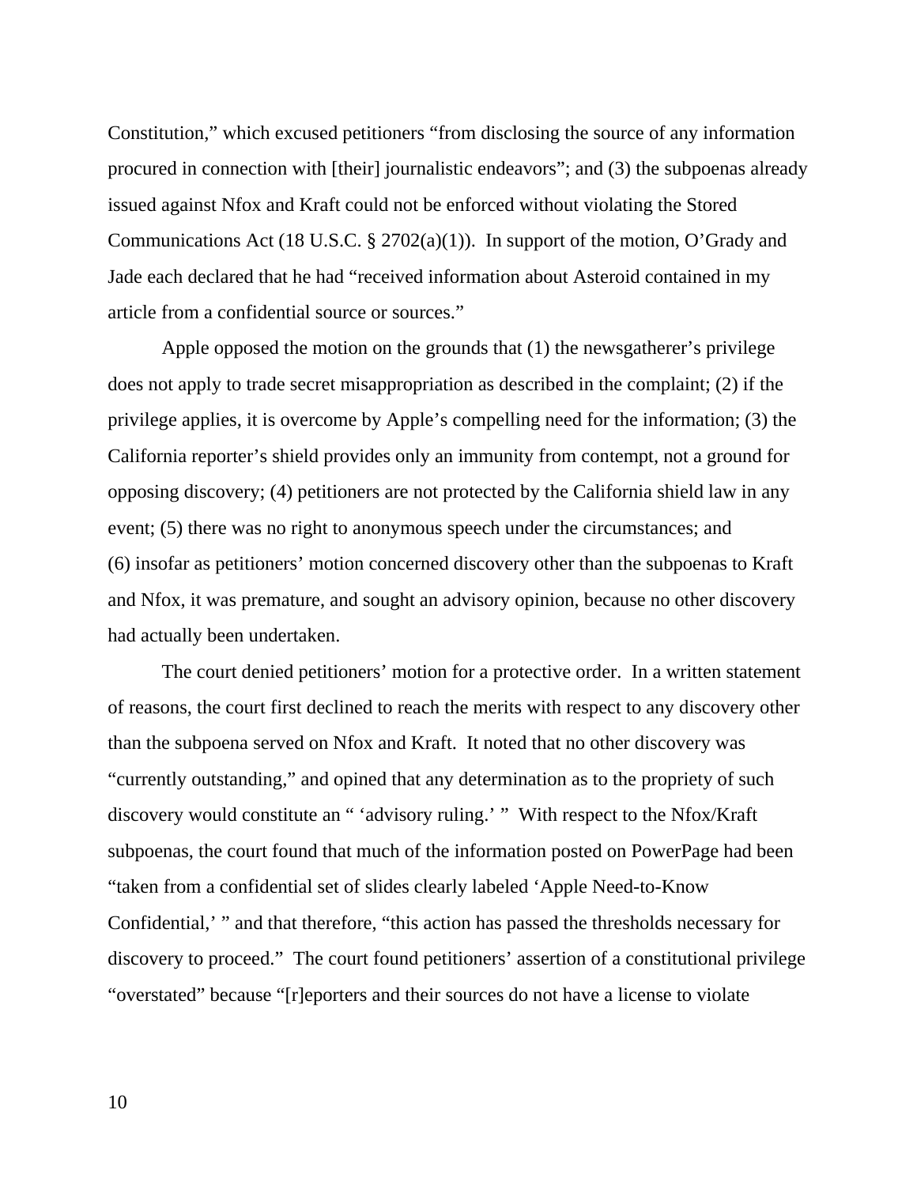Constitution," which excused petitioners "from disclosing the source of any information procured in connection with [their] journalistic endeavors"; and (3) the subpoenas already issued against Nfox and Kraft could not be enforced without violating the Stored Communications Act (18 U.S.C. § 2702(a)(1)). In support of the motion, O'Grady and Jade each declared that he had "received information about Asteroid contained in my article from a confidential source or sources."

Apple opposed the motion on the grounds that (1) the newsgatherer's privilege does not apply to trade secret misappropriation as described in the complaint; (2) if the privilege applies, it is overcome by Apple's compelling need for the information; (3) the California reporter's shield provides only an immunity from contempt, not a ground for opposing discovery; (4) petitioners are not protected by the California shield law in any event; (5) there was no right to anonymous speech under the circumstances; and (6) insofar as petitioners' motion concerned discovery other than the subpoenas to Kraft and Nfox, it was premature, and sought an advisory opinion, because no other discovery had actually been undertaken.

The court denied petitioners' motion for a protective order. In a written statement of reasons, the court first declined to reach the merits with respect to any discovery other than the subpoena served on Nfox and Kraft. It noted that no other discovery was "currently outstanding," and opined that any determination as to the propriety of such discovery would constitute an " 'advisory ruling.' " With respect to the Nfox/Kraft subpoenas, the court found that much of the information posted on PowerPage had been "taken from a confidential set of slides clearly labeled 'Apple Need-to-Know Confidential,' " and that therefore, "this action has passed the thresholds necessary for discovery to proceed." The court found petitioners' assertion of a constitutional privilege "overstated" because "[r]eporters and their sources do not have a license to violate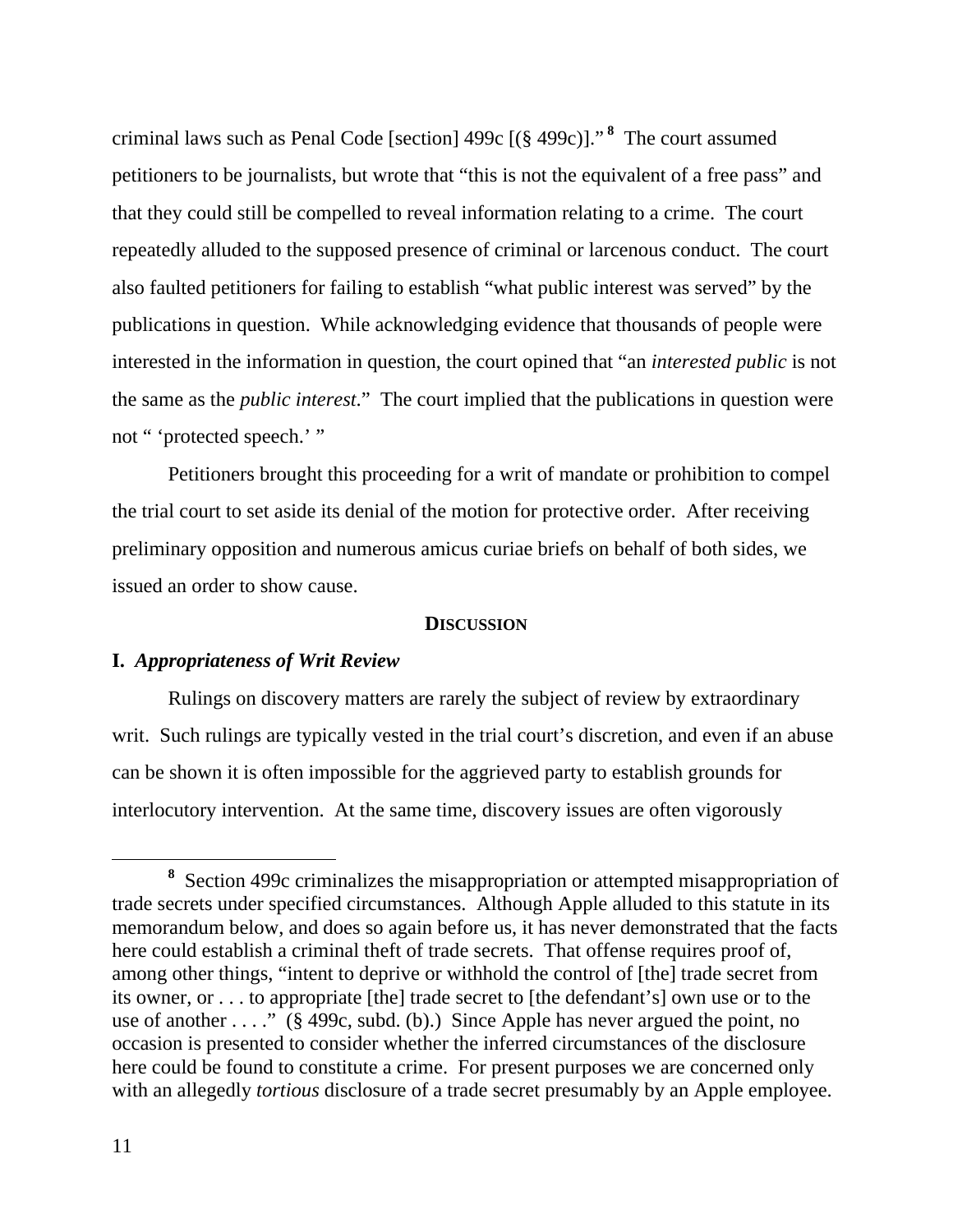criminal laws such as Penal Code [section] 499c [(§ 499c)]." [8] The court assumed petitioners to be journalists, but wrote that "this is not the equivalent of a free pass" and that they could still be compelled to reveal information relating to a crime. The court repeatedly alluded to the supposed presence of criminal or larcenous conduct. The court also faulted petitioners for failing to establish "what public interest was served" by the publications in question. While acknowledging evidence that thousands of people were interested in the information in question, the court opined that "an *interested public* is not the same as the *public interest*." The court implied that the publications in question were not " 'protected speech.' "

Petitioners brought this proceeding for a writ of mandate or prohibition to compel the trial court to set aside its denial of the motion for protective order. After receiving preliminary opposition and numerous amicus curiae briefs on behalf of both sides, we issued an order to show cause.

## DISCUSSION

### I. *Appropriateness of Writ Review*

Rulings on discovery matters are rarely the subject of review by extraordinary writ. Such rulings are typically vested in the trial court's discretion, and even if an abuse can be shown it is often impossible for the aggrieved party to establish grounds for interlocutory intervention. At the same time, discovery issues are often vigorously

---

[8] Section 499c criminalizes the misappropriation or attempted misappropriation of trade secrets under specified circumstances. Although Apple alluded to this statute in its memorandum below, and does so again before us, it has never demonstrated that the facts here could establish a criminal theft of trade secrets. That offense requires proof of, among other things, "intent to deprive or withhold the control of [the] trade secret from its owner, or . . . to appropriate [the] trade secret to [the defendant's] own use or to the use of another . . . ." (§ 499c, subd. (b).) Since Apple has never argued the point, no occasion is presented to consider whether the inferred circumstances of the disclosure here could be found to constitute a crime. For present purposes we are concerned only with an allegedly *tortious* disclosure of a trade secret presumably by an Apple employee.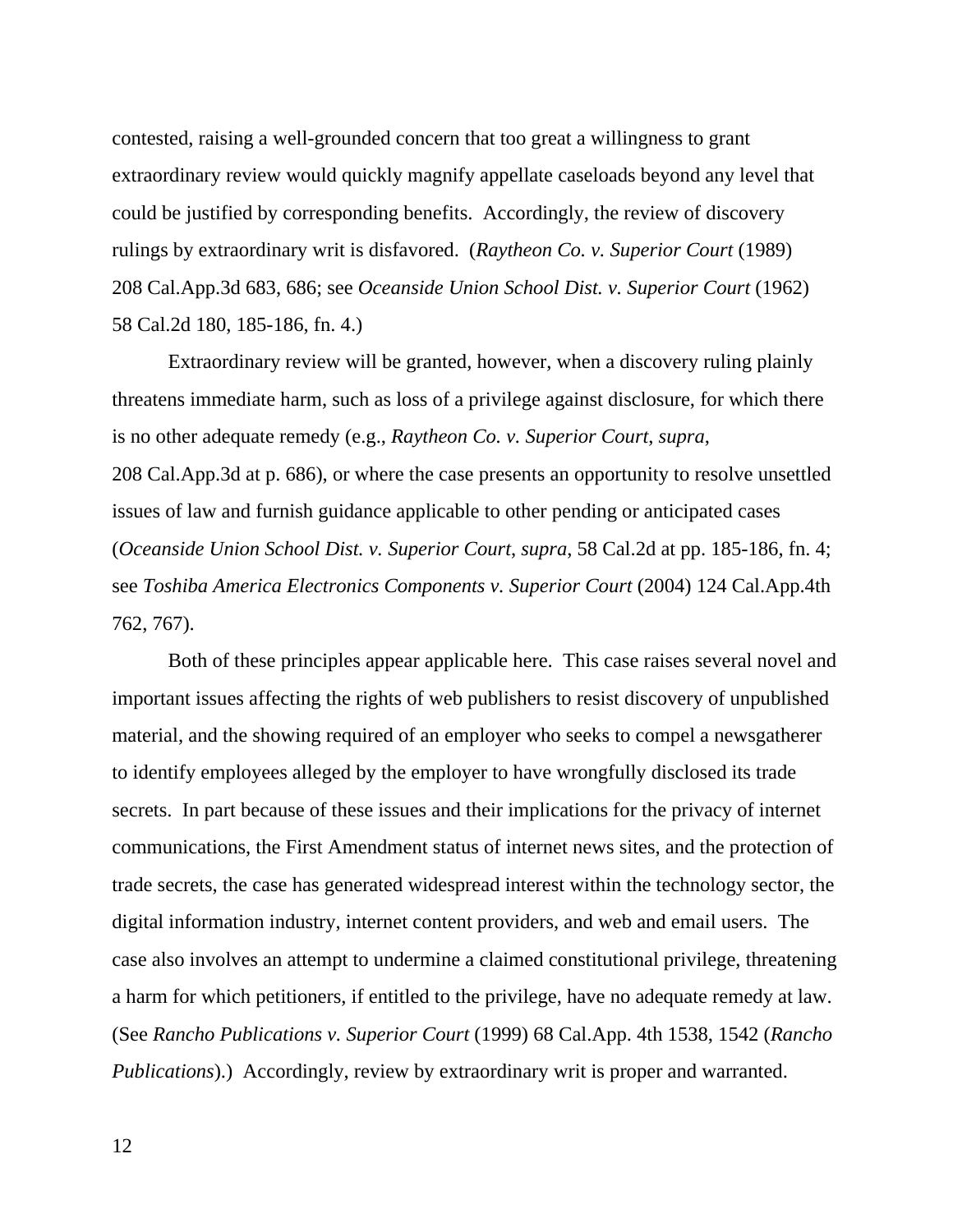contested, raising a well-grounded concern that too great a willingness to grant extraordinary review would quickly magnify appellate caseloads beyond any level that could be justified by corresponding benefits. Accordingly, the review of discovery rulings by extraordinary writ is disfavored. (*Raytheon Co. v. Superior Court* (1989) 208 Cal.App.3d 683, 686; see *Oceanside Union School Dist. v. Superior Court* (1962) 58 Cal.2d 180, 185-186, fn. 4.)

Extraordinary review will be granted, however, when a discovery ruling plainly threatens immediate harm, such as loss of a privilege against disclosure, for which there is no other adequate remedy (e.g., *Raytheon Co. v. Superior Court*, *supra*, 208 Cal.App.3d at p. 686), or where the case presents an opportunity to resolve unsettled issues of law and furnish guidance applicable to other pending or anticipated cases (*Oceanside Union School Dist. v. Superior Court*, *supra*, 58 Cal.2d at pp. 185-186, fn. 4; see *Toshiba America Electronics Components v. Superior Court* (2004) 124 Cal.App.4th 762, 767).

Both of these principles appear applicable here. This case raises several novel and important issues affecting the rights of web publishers to resist discovery of unpublished material, and the showing required of an employer who seeks to compel a newsgatherer to identify employees alleged by the employer to have wrongfully disclosed its trade secrets. In part because of these issues and their implications for the privacy of internet communications, the First Amendment status of internet news sites, and the protection of trade secrets, the case has generated widespread interest within the technology sector, the digital information industry, internet content providers, and web and email users. The case also involves an attempt to undermine a claimed constitutional privilege, threatening a harm for which petitioners, if entitled to the privilege, have no adequate remedy at law. (See *Rancho Publications v. Superior Court* (1999) 68 Cal.App. 4th 1538, 1542 (*Rancho Publications*).) Accordingly, review by extraordinary writ is proper and warranted.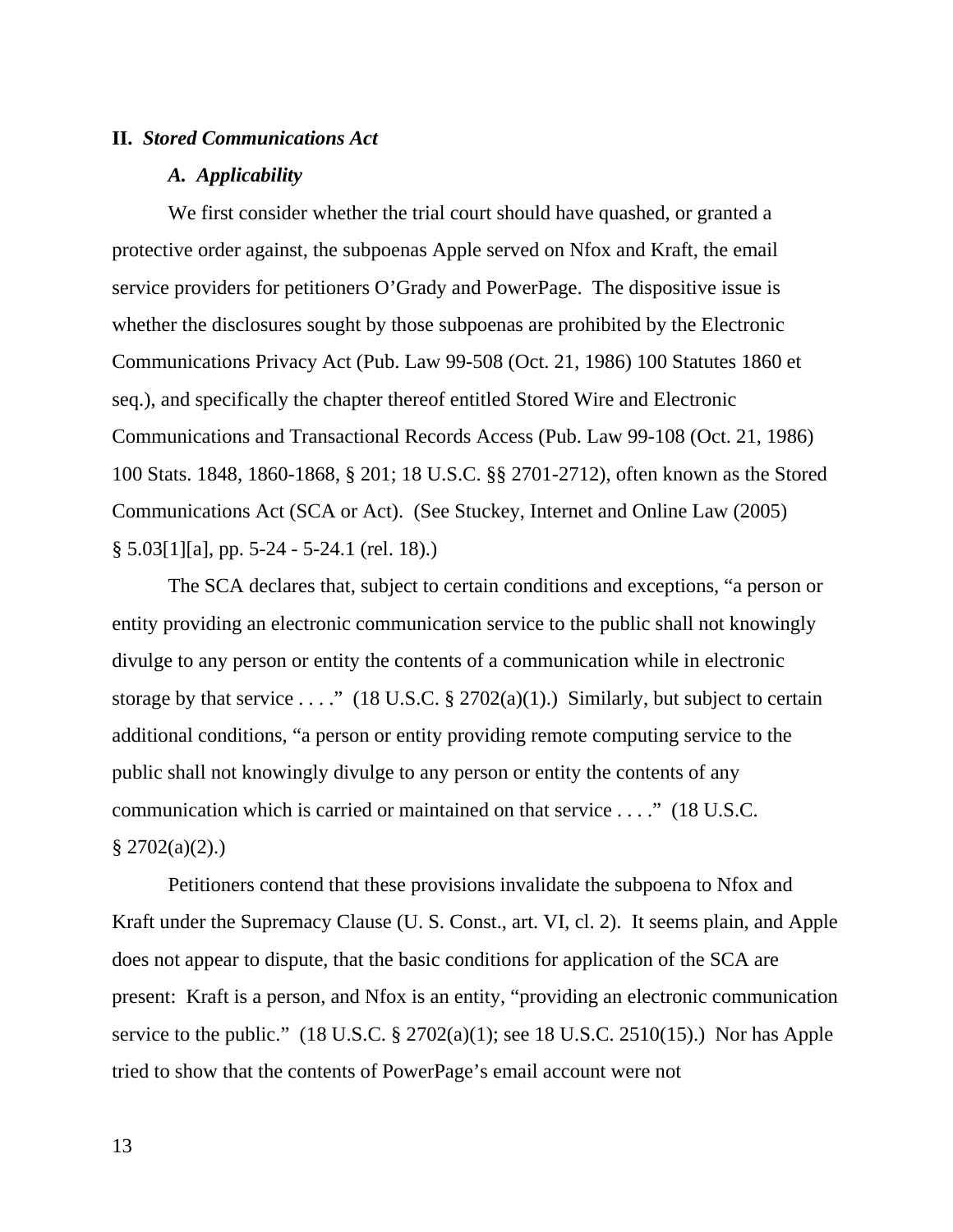## II. *Stored Communications Act*

### *A. Applicability*

We first consider whether the trial court should have quashed, or granted a protective order against, the subpoenas Apple served on Nfox and Kraft, the email service providers for petitioners O'Grady and PowerPage. The dispositive issue is whether the disclosures sought by those subpoenas are prohibited by the Electronic Communications Privacy Act (Pub. Law 99-508 (Oct. 21, 1986) 100 Statutes 1860 et seq.), and specifically the chapter thereof entitled Stored Wire and Electronic Communications and Transactional Records Access (Pub. Law 99-108 (Oct. 21, 1986) 100 Stats. 1848, 1860-1868, § 201; 18 U.S.C. §§ 2701-2712), often known as the Stored Communications Act (SCA or Act). (See Stuckey, Internet and Online Law (2005) § 5.03[1][a], pp. 5-24 - 5-24.1 (rel. 18).)

The SCA declares that, subject to certain conditions and exceptions, "a person or entity providing an electronic communication service to the public shall not knowingly divulge to any person or entity the contents of a communication while in electronic storage by that service . . . ." (18 U.S.C. § 2702(a)(1).) Similarly, but subject to certain additional conditions, "a person or entity providing remote computing service to the public shall not knowingly divulge to any person or entity the contents of any communication which is carried or maintained on that service . . . ." (18 U.S.C. § 2702(a)(2).)

Petitioners contend that these provisions invalidate the subpoena to Nfox and Kraft under the Supremacy Clause (U. S. Const., art. VI, cl. 2). It seems plain, and Apple does not appear to dispute, that the basic conditions for application of the SCA are present: Kraft is a person, and Nfox is an entity, "providing an electronic communication service to the public." (18 U.S.C. § 2702(a)(1); see 18 U.S.C. 2510(15).) Nor has Apple tried to show that the contents of PowerPage's email account were not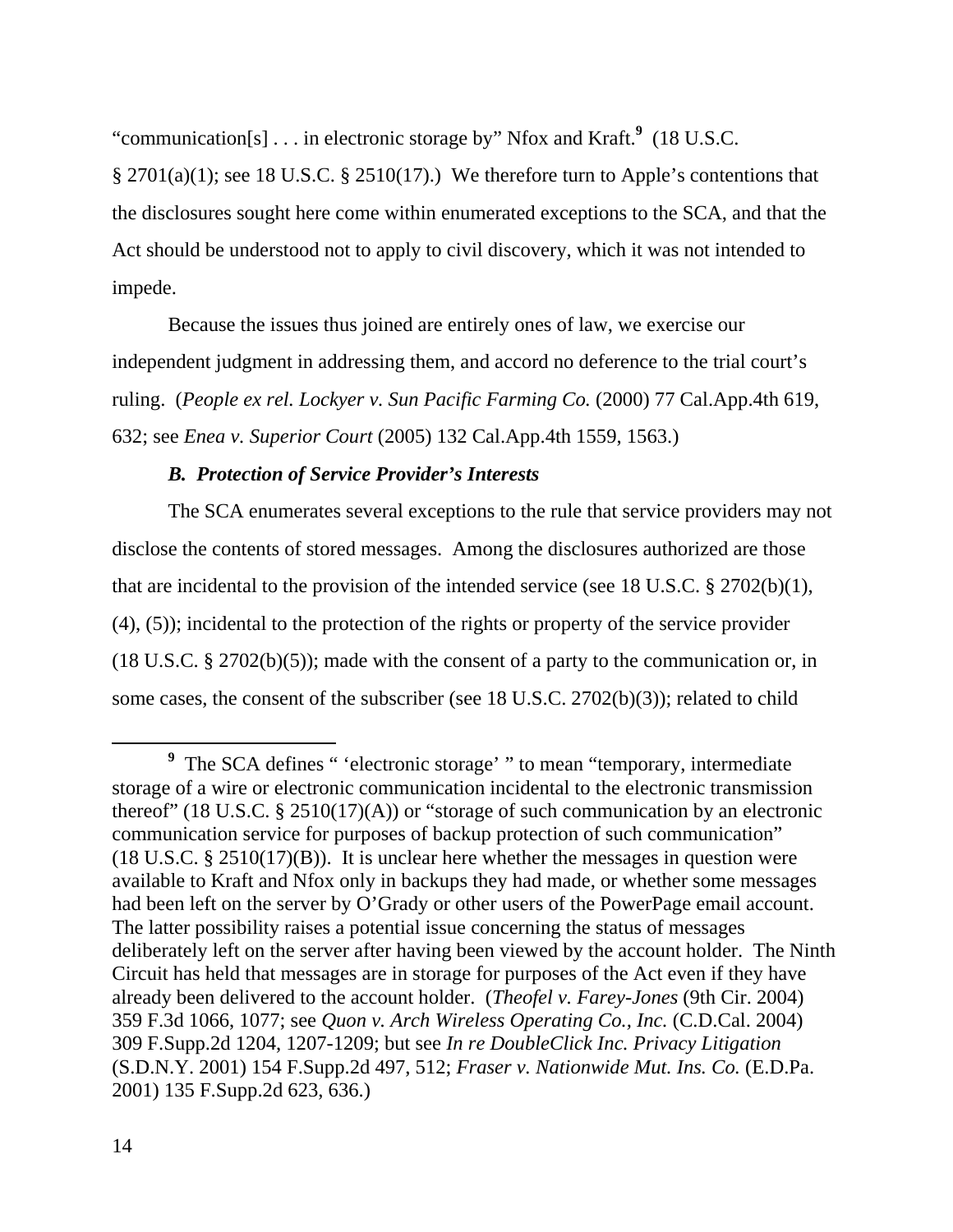"communication[s] . . . in electronic storage by" Nfox and Kraft.[9] (18 U.S.C. § 2701(a)(1); see 18 U.S.C. § 2510(17).) We therefore turn to Apple's contentions that the disclosures sought here come within enumerated exceptions to the SCA, and that the Act should be understood not to apply to civil discovery, which it was not intended to impede.

Because the issues thus joined are entirely ones of law, we exercise our independent judgment in addressing them, and accord no deference to the trial court's ruling. (*People ex rel. Lockyer v. Sun Pacific Farming Co.* (2000) 77 Cal.App.4th 619, 632; see *Enea v. Superior Court* (2005) 132 Cal.App.4th 1559, 1563.)

### *B. Protection of Service Provider's Interests*

The SCA enumerates several exceptions to the rule that service providers may not disclose the contents of stored messages. Among the disclosures authorized are those that are incidental to the provision of the intended service (see 18 U.S.C. § 2702(b)(1), (4), (5)); incidental to the protection of the rights or property of the service provider (18 U.S.C. § 2702(b)(5)); made with the consent of a party to the communication or, in some cases, the consent of the subscriber (see 18 U.S.C. 2702(b)(3)); related to child

---

[9] The SCA defines " 'electronic storage' " to mean "temporary, intermediate storage of a wire or electronic communication incidental to the electronic transmission thereof" (18 U.S.C. § 2510(17)(A)) or "storage of such communication by an electronic communication service for purposes of backup protection of such communication" (18 U.S.C. § 2510(17)(B)). It is unclear here whether the messages in question were available to Kraft and Nfox only in backups they had made, or whether some messages had been left on the server by O'Grady or other users of the PowerPage email account. The latter possibility raises a potential issue concerning the status of messages deliberately left on the server after having been viewed by the account holder. The Ninth Circuit has held that messages are in storage for purposes of the Act even if they have already been delivered to the account holder. (*Theofel v. Farey-Jones* (9th Cir. 2004) 359 F.3d 1066, 1077; see *Quon v. Arch Wireless Operating Co., Inc.* (C.D.Cal. 2004) 309 F.Supp.2d 1204, 1207-1209; but see *In re DoubleClick Inc. Privacy Litigation* (S.D.N.Y. 2001) 154 F.Supp.2d 497, 512; *Fraser v. Nationwide Mut. Ins. Co.* (E.D.Pa. 2001) 135 F.Supp.2d 623, 636.)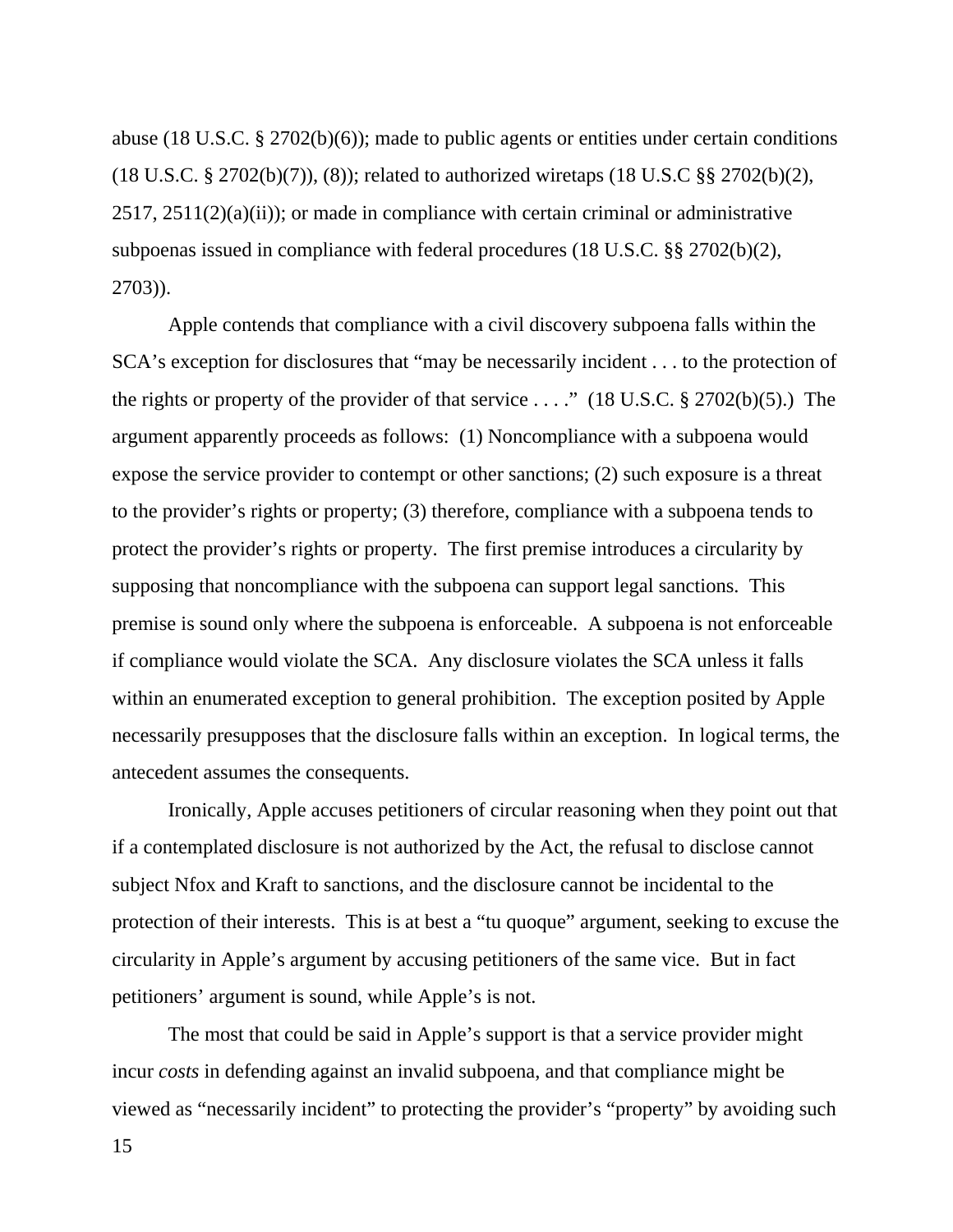abuse (18 U.S.C. § 2702(b)(6)); made to public agents or entities under certain conditions (18 U.S.C. § 2702(b)(7)), (8)); related to authorized wiretaps (18 U.S.C §§ 2702(b)(2), 2517, 2511(2)(a)(ii)); or made in compliance with certain criminal or administrative subpoenas issued in compliance with federal procedures (18 U.S.C. §§ 2702(b)(2), 2703)).

Apple contends that compliance with a civil discovery subpoena falls within the SCA's exception for disclosures that "may be necessarily incident . . . to the protection of the rights or property of the provider of that service . . . ." (18 U.S.C. § 2702(b)(5).) The argument apparently proceeds as follows: (1) Noncompliance with a subpoena would expose the service provider to contempt or other sanctions; (2) such exposure is a threat to the provider's rights or property; (3) therefore, compliance with a subpoena tends to protect the provider's rights or property. The first premise introduces a circularity by supposing that noncompliance with the subpoena can support legal sanctions. This premise is sound only where the subpoena is enforceable. A subpoena is not enforceable if compliance would violate the SCA. Any disclosure violates the SCA unless it falls within an enumerated exception to general prohibition. The exception posited by Apple necessarily presupposes that the disclosure falls within an exception. In logical terms, the antecedent assumes the consequents.

Ironically, Apple accuses petitioners of circular reasoning when they point out that if a contemplated disclosure is not authorized by the Act, the refusal to disclose cannot subject Nfox and Kraft to sanctions, and the disclosure cannot be incidental to the protection of their interests. This is at best a "tu quoque" argument, seeking to excuse the circularity in Apple's argument by accusing petitioners of the same vice. But in fact petitioners' argument is sound, while Apple's is not.

The most that could be said in Apple's support is that a service provider might incur *costs* in defending against an invalid subpoena, and that compliance might be viewed as "necessarily incident" to protecting the provider's "property" by avoiding such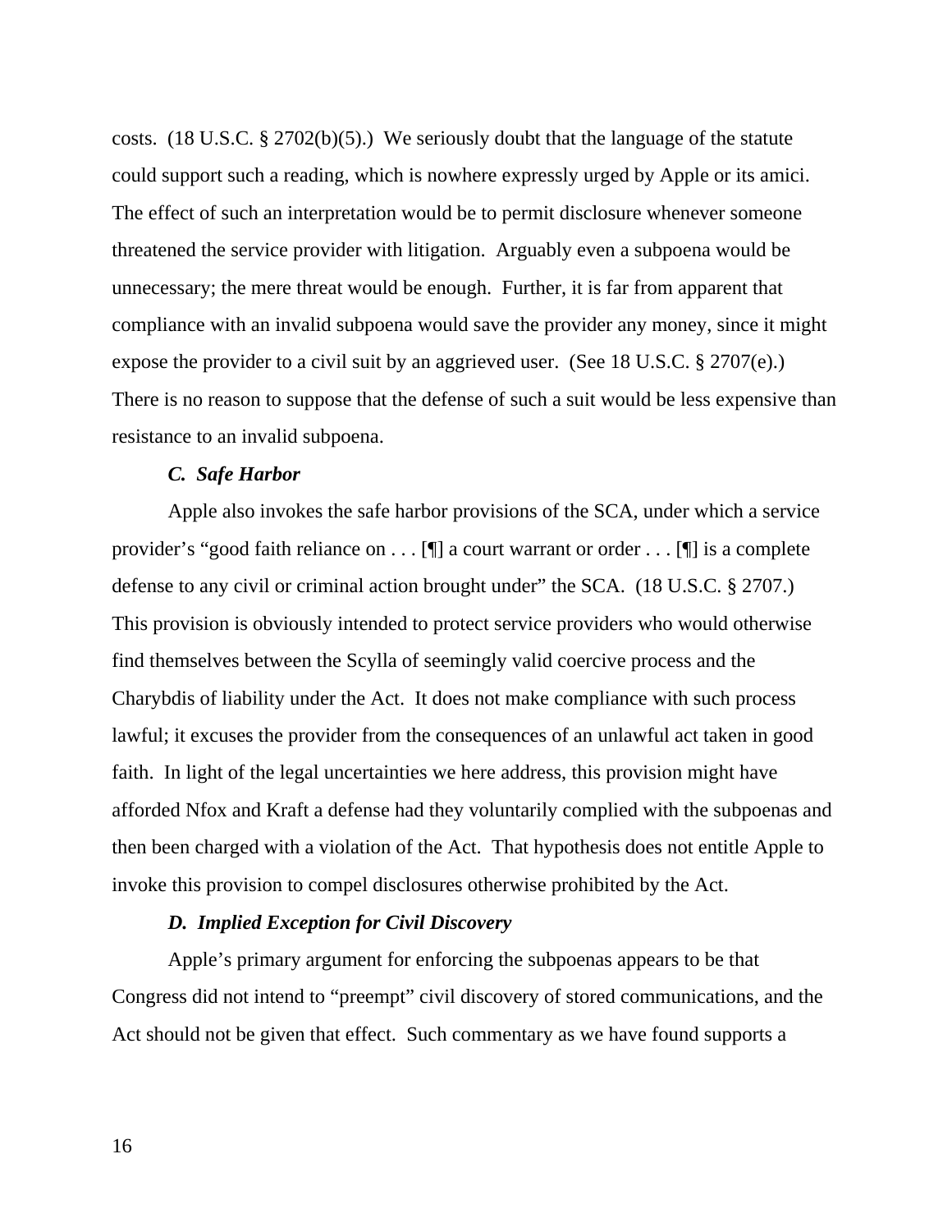costs. (18 U.S.C. § 2702(b)(5).) We seriously doubt that the language of the statute could support such a reading, which is nowhere expressly urged by Apple or its amici. The effect of such an interpretation would be to permit disclosure whenever someone threatened the service provider with litigation. Arguably even a subpoena would be unnecessary; the mere threat would be enough. Further, it is far from apparent that compliance with an invalid subpoena would save the provider any money, since it might expose the provider to a civil suit by an aggrieved user. (See 18 U.S.C. § 2707(e).) There is no reason to suppose that the defense of such a suit would be less expensive than resistance to an invalid subpoena.

***C. Safe Harbor***

Apple also invokes the safe harbor provisions of the SCA, under which a service provider's "good faith reliance on . . . [¶] a court warrant or order . . . [¶] is a complete defense to any civil or criminal action brought under" the SCA. (18 U.S.C. § 2707.) This provision is obviously intended to protect service providers who would otherwise find themselves between the Scylla of seemingly valid coercive process and the Charybdis of liability under the Act. It does not make compliance with such process lawful; it excuses the provider from the consequences of an unlawful act taken in good faith. In light of the legal uncertainties we here address, this provision might have afforded Nfox and Kraft a defense had they voluntarily complied with the subpoenas and then been charged with a violation of the Act. That hypothesis does not entitle Apple to invoke this provision to compel disclosures otherwise prohibited by the Act.

***D. Implied Exception for Civil Discovery***

Apple's primary argument for enforcing the subpoenas appears to be that Congress did not intend to "preempt" civil discovery of stored communications, and the Act should not be given that effect. Such commentary as we have found supports a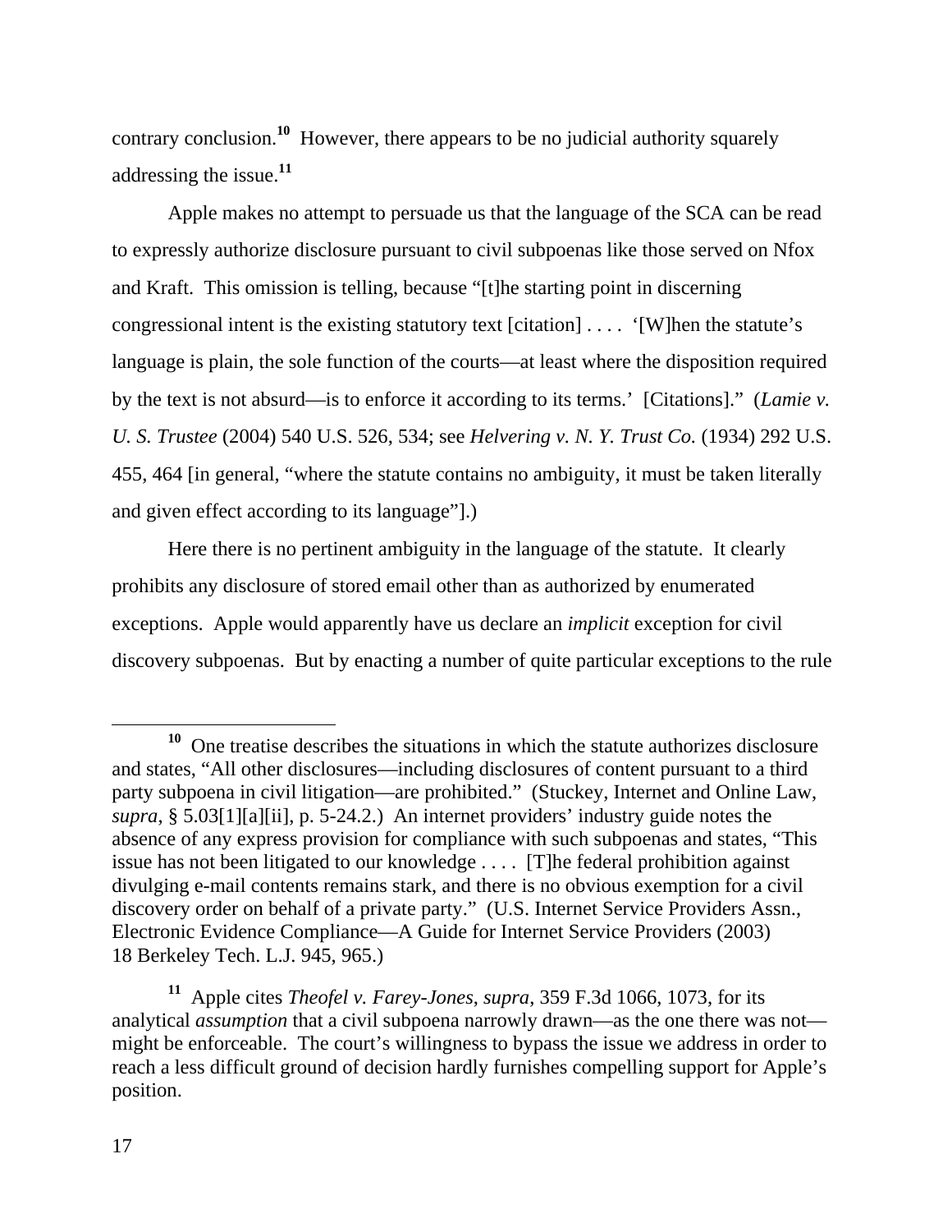contrary conclusion.[10] However, there appears to be no judicial authority squarely addressing the issue.[11]

Apple makes no attempt to persuade us that the language of the SCA can be read to expressly authorize disclosure pursuant to civil subpoenas like those served on Nfox and Kraft. This omission is telling, because "[t]he starting point in discerning congressional intent is the existing statutory text [citation] . . . . '[W]hen the statute's language is plain, the sole function of the courts—at least where the disposition required by the text is not absurd—is to enforce it according to its terms.' [Citations]." (*Lamie v. U. S. Trustee* (2004) 540 U.S. 526, 534; see *Helvering v. N. Y. Trust Co.* (1934) 292 U.S. 455, 464 [in general, "where the statute contains no ambiguity, it must be taken literally and given effect according to its language"].)

Here there is no pertinent ambiguity in the language of the statute. It clearly prohibits any disclosure of stored email other than as authorized by enumerated exceptions. Apple would apparently have us declare an *implicit* exception for civil discovery subpoenas. But by enacting a number of quite particular exceptions to the rule

---

[10] One treatise describes the situations in which the statute authorizes disclosure and states, "All other disclosures—including disclosures of content pursuant to a third party subpoena in civil litigation—are prohibited." (Stuckey, Internet and Online Law, *supra*, § 5.03[1][a][ii], p. 5-24.2.) An internet providers' industry guide notes the absence of any express provision for compliance with such subpoenas and states, "This issue has not been litigated to our knowledge . . . . [T]he federal prohibition against divulging e-mail contents remains stark, and there is no obvious exemption for a civil discovery order on behalf of a private party." (U.S. Internet Service Providers Assn., Electronic Evidence Compliance—A Guide for Internet Service Providers (2003) 18 Berkeley Tech. L.J. 945, 965.)

[11] Apple cites *Theofel v. Farey-Jones*, *supra*, 359 F.3d 1066, 1073, for its analytical *assumption* that a civil subpoena narrowly drawn—as the one there was not—might be enforceable. The court's willingness to bypass the issue we address in order to reach a less difficult ground of decision hardly furnishes compelling support for Apple's position.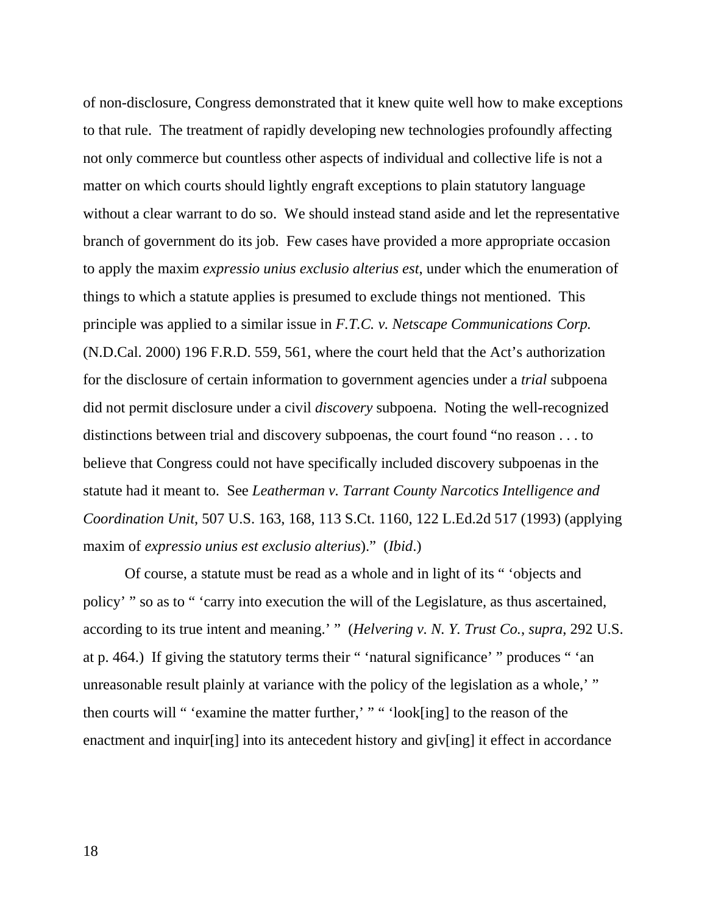of non-disclosure, Congress demonstrated that it knew quite well how to make exceptions to that rule. The treatment of rapidly developing new technologies profoundly affecting not only commerce but countless other aspects of individual and collective life is not a matter on which courts should lightly engraft exceptions to plain statutory language without a clear warrant to do so. We should instead stand aside and let the representative branch of government do its job. Few cases have provided a more appropriate occasion to apply the maxim *expressio unius exclusio alterius est*, under which the enumeration of things to which a statute applies is presumed to exclude things not mentioned. This principle was applied to a similar issue in *F.T.C. v. Netscape Communications Corp.* (N.D.Cal. 2000) 196 F.R.D. 559, 561, where the court held that the Act's authorization for the disclosure of certain information to government agencies under a *trial* subpoena did not permit disclosure under a civil *discovery* subpoena. Noting the well-recognized distinctions between trial and discovery subpoenas, the court found "no reason . . . to believe that Congress could not have specifically included discovery subpoenas in the statute had it meant to. See *Leatherman v. Tarrant County Narcotics Intelligence and Coordination Unit*, 507 U.S. 163, 168, 113 S.Ct. 1160, 122 L.Ed.2d 517 (1993) (applying maxim of *expressio unius est exclusio alterius*)." (*Ibid*.)

Of course, a statute must be read as a whole and in light of its " 'objects and policy' " so as to " 'carry into execution the will of the Legislature, as thus ascertained, according to its true intent and meaning.' " (*Helvering v. N. Y. Trust Co.*, *supra*, 292 U.S. at p. 464.) If giving the statutory terms their " 'natural significance' " produces " 'an unreasonable result plainly at variance with the policy of the legislation as a whole,' " then courts will " 'examine the matter further,' " " 'look[ing] to the reason of the enactment and inquir[ing] into its antecedent history and giv[ing] it effect in accordance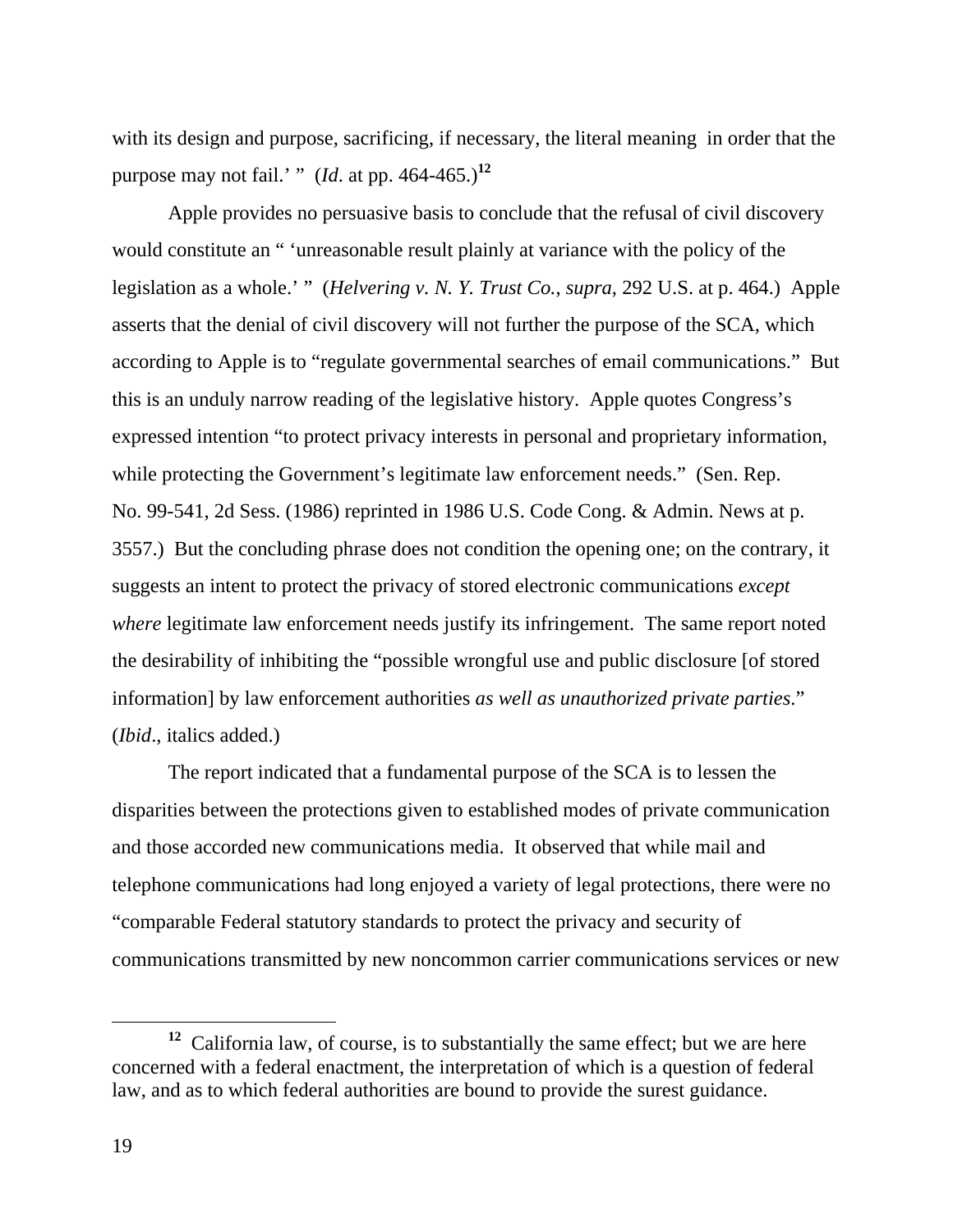with its design and purpose, sacrificing, if necessary, the literal meaning in order that the purpose may not fail.' " (*Id*. at pp. 464-465.)[12]

Apple provides no persuasive basis to conclude that the refusal of civil discovery would constitute an " 'unreasonable result plainly at variance with the policy of the legislation as a whole.' " (*Helvering v. N. Y. Trust Co.*, *supra*, 292 U.S. at p. 464.) Apple asserts that the denial of civil discovery will not further the purpose of the SCA, which according to Apple is to "regulate governmental searches of email communications." But this is an unduly narrow reading of the legislative history. Apple quotes Congress's expressed intention "to protect privacy interests in personal and proprietary information, while protecting the Government's legitimate law enforcement needs." (Sen. Rep. No. 99-541, 2d Sess. (1986) reprinted in 1986 U.S. Code Cong. & Admin. News at p. 3557.) But the concluding phrase does not condition the opening one; on the contrary, it suggests an intent to protect the privacy of stored electronic communications *except where* legitimate law enforcement needs justify its infringement. The same report noted the desirability of inhibiting the "possible wrongful use and public disclosure [of stored information] by law enforcement authorities *as well as unauthorized private parties*." (*Ibid*., italics added.)

The report indicated that a fundamental purpose of the SCA is to lessen the disparities between the protections given to established modes of private communication and those accorded new communications media. It observed that while mail and telephone communications had long enjoyed a variety of legal protections, there were no "comparable Federal statutory standards to protect the privacy and security of communications transmitted by new noncommon carrier communications services or new

---

[12] California law, of course, is to substantially the same effect; but we are here concerned with a federal enactment, the interpretation of which is a question of federal law, and as to which federal authorities are bound to provide the surest guidance.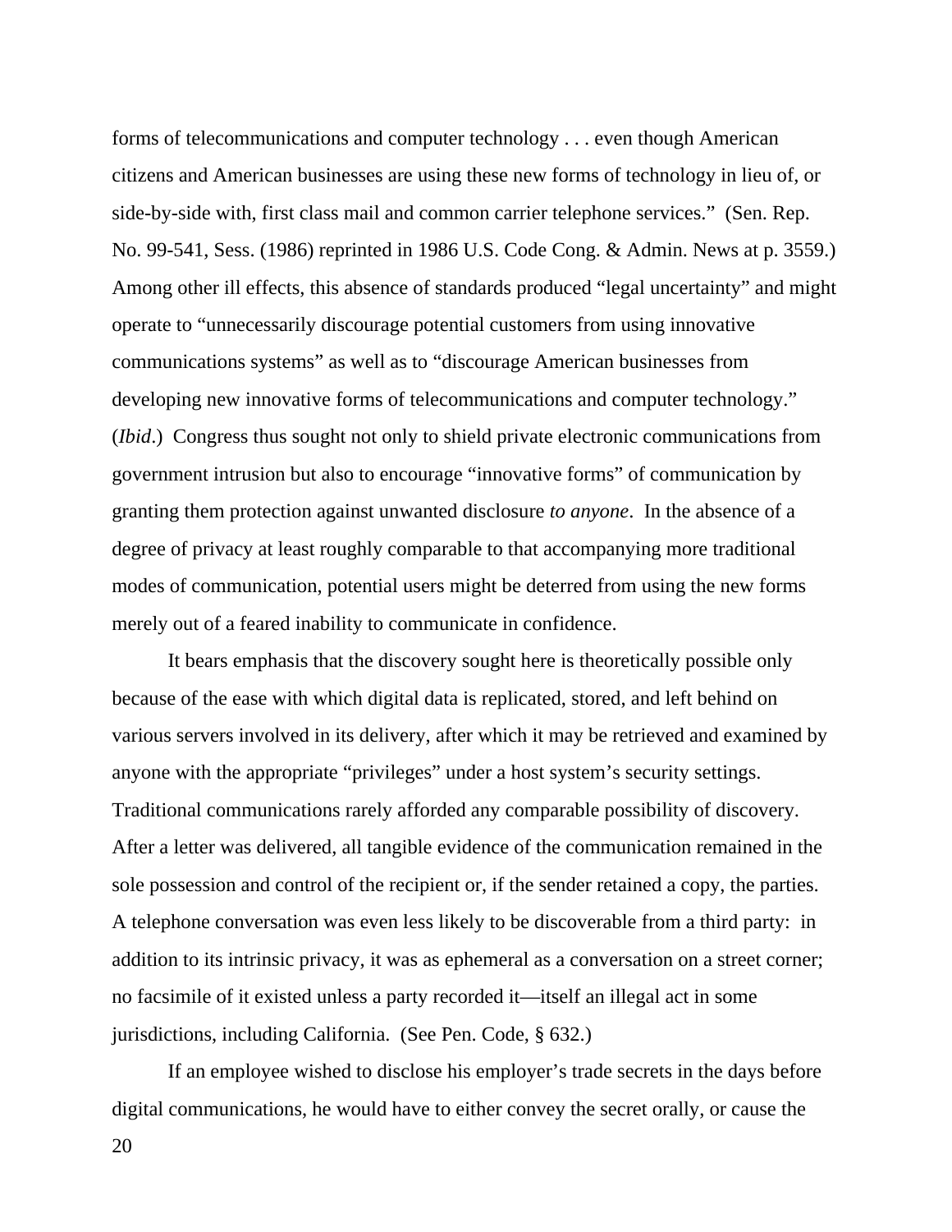forms of telecommunications and computer technology . . . even though American citizens and American businesses are using these new forms of technology in lieu of, or side-by-side with, first class mail and common carrier telephone services." (Sen. Rep. No. 99-541, Sess. (1986) reprinted in 1986 U.S. Code Cong. & Admin. News at p. 3559.) Among other ill effects, this absence of standards produced "legal uncertainty" and might operate to "unnecessarily discourage potential customers from using innovative communications systems" as well as to "discourage American businesses from developing new innovative forms of telecommunications and computer technology." (*Ibid*.) Congress thus sought not only to shield private electronic communications from government intrusion but also to encourage "innovative forms" of communication by granting them protection against unwanted disclosure *to anyone*. In the absence of a degree of privacy at least roughly comparable to that accompanying more traditional modes of communication, potential users might be deterred from using the new forms merely out of a feared inability to communicate in confidence.

It bears emphasis that the discovery sought here is theoretically possible only because of the ease with which digital data is replicated, stored, and left behind on various servers involved in its delivery, after which it may be retrieved and examined by anyone with the appropriate "privileges" under a host system's security settings. Traditional communications rarely afforded any comparable possibility of discovery. After a letter was delivered, all tangible evidence of the communication remained in the sole possession and control of the recipient or, if the sender retained a copy, the parties. A telephone conversation was even less likely to be discoverable from a third party: in addition to its intrinsic privacy, it was as ephemeral as a conversation on a street corner; no facsimile of it existed unless a party recorded it—itself an illegal act in some jurisdictions, including California. (See Pen. Code, § 632.)

If an employee wished to disclose his employer's trade secrets in the days before digital communications, he would have to either convey the secret orally, or cause the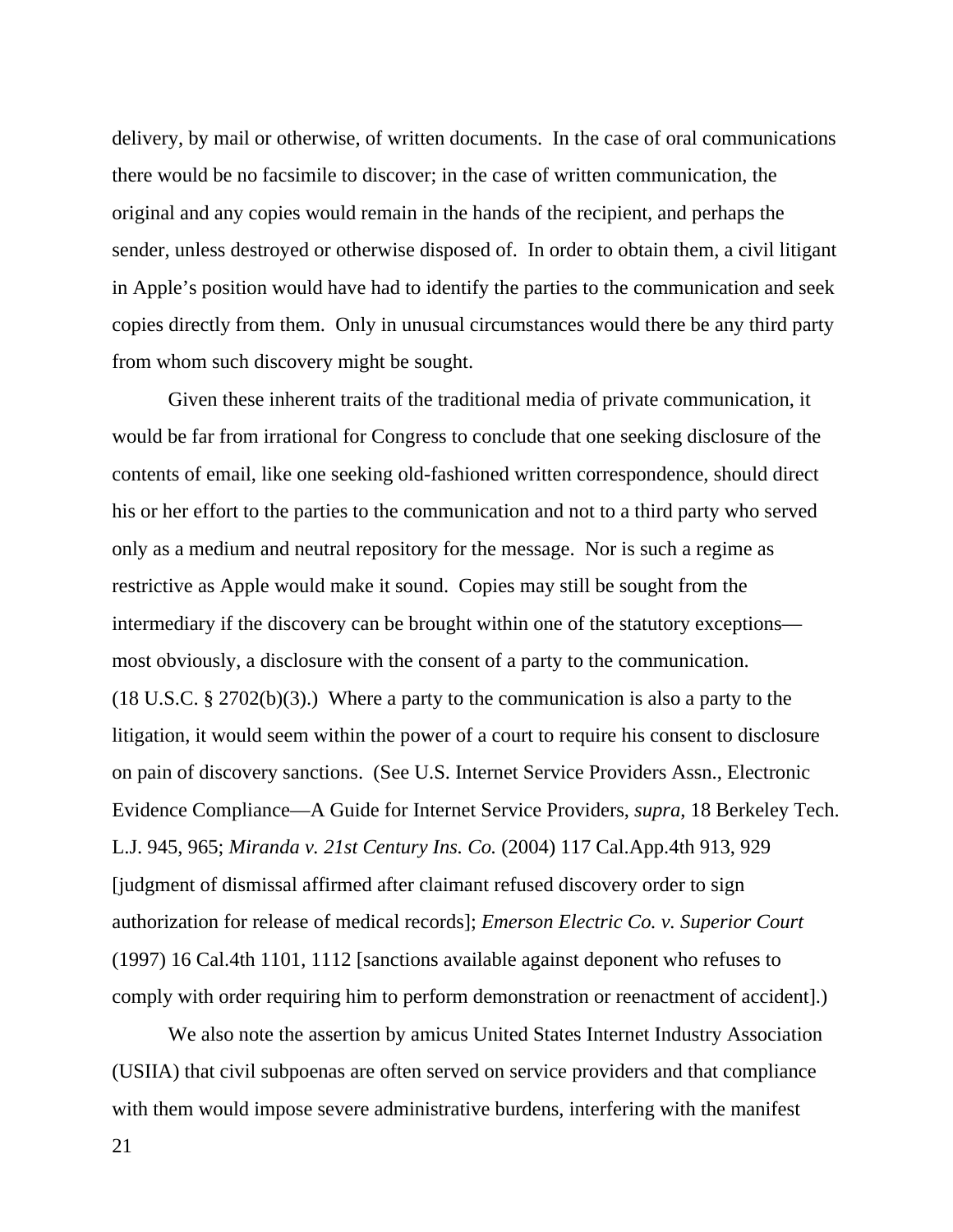delivery, by mail or otherwise, of written documents. In the case of oral communications there would be no facsimile to discover; in the case of written communication, the original and any copies would remain in the hands of the recipient, and perhaps the sender, unless destroyed or otherwise disposed of. In order to obtain them, a civil litigant in Apple's position would have had to identify the parties to the communication and seek copies directly from them. Only in unusual circumstances would there be any third party from whom such discovery might be sought.

Given these inherent traits of the traditional media of private communication, it would be far from irrational for Congress to conclude that one seeking disclosure of the contents of email, like one seeking old-fashioned written correspondence, should direct his or her effort to the parties to the communication and not to a third party who served only as a medium and neutral repository for the message. Nor is such a regime as restrictive as Apple would make it sound. Copies may still be sought from the intermediary if the discovery can be brought within one of the statutory exceptions—most obviously, a disclosure with the consent of a party to the communication. (18 U.S.C. § 2702(b)(3).) Where a party to the communication is also a party to the litigation, it would seem within the power of a court to require his consent to disclosure on pain of discovery sanctions. (See U.S. Internet Service Providers Assn., Electronic Evidence Compliance—A Guide for Internet Service Providers, *supra*, 18 Berkeley Tech. L.J. 945, 965; *Miranda v. 21st Century Ins. Co.* (2004) 117 Cal.App.4th 913, 929 [judgment of dismissal affirmed after claimant refused discovery order to sign authorization for release of medical records]; *Emerson Electric Co. v. Superior Court* (1997) 16 Cal.4th 1101, 1112 [sanctions available against deponent who refuses to comply with order requiring him to perform demonstration or reenactment of accident].)

We also note the assertion by amicus United States Internet Industry Association (USIIA) that civil subpoenas are often served on service providers and that compliance with them would impose severe administrative burdens, interfering with the manifest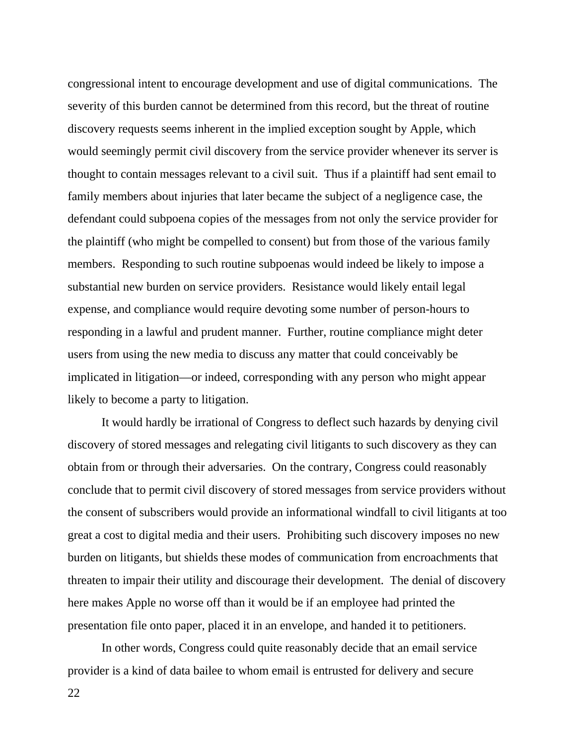congressional intent to encourage development and use of digital communications. The severity of this burden cannot be determined from this record, but the threat of routine discovery requests seems inherent in the implied exception sought by Apple, which would seemingly permit civil discovery from the service provider whenever its server is thought to contain messages relevant to a civil suit. Thus if a plaintiff had sent email to family members about injuries that later became the subject of a negligence case, the defendant could subpoena copies of the messages from not only the service provider for the plaintiff (who might be compelled to consent) but from those of the various family members. Responding to such routine subpoenas would indeed be likely to impose a substantial new burden on service providers. Resistance would likely entail legal expense, and compliance would require devoting some number of person-hours to responding in a lawful and prudent manner. Further, routine compliance might deter users from using the new media to discuss any matter that could conceivably be implicated in litigation—or indeed, corresponding with any person who might appear likely to become a party to litigation.

It would hardly be irrational of Congress to deflect such hazards by denying civil discovery of stored messages and relegating civil litigants to such discovery as they can obtain from or through their adversaries. On the contrary, Congress could reasonably conclude that to permit civil discovery of stored messages from service providers without the consent of subscribers would provide an informational windfall to civil litigants at too great a cost to digital media and their users. Prohibiting such discovery imposes no new burden on litigants, but shields these modes of communication from encroachments that threaten to impair their utility and discourage their development. The denial of discovery here makes Apple no worse off than it would be if an employee had printed the presentation file onto paper, placed it in an envelope, and handed it to petitioners.

In other words, Congress could quite reasonably decide that an email service provider is a kind of data bailee to whom email is entrusted for delivery and secure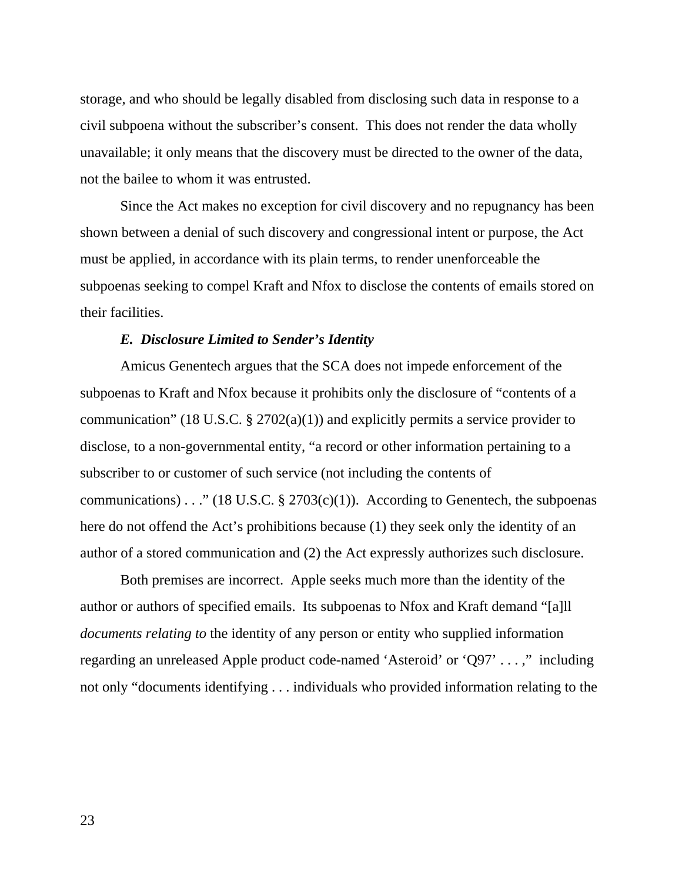storage, and who should be legally disabled from disclosing such data in response to a civil subpoena without the subscriber's consent. This does not render the data wholly unavailable; it only means that the discovery must be directed to the owner of the data, not the bailee to whom it was entrusted.

Since the Act makes no exception for civil discovery and no repugnancy has been shown between a denial of such discovery and congressional intent or purpose, the Act must be applied, in accordance with its plain terms, to render unenforceable the subpoenas seeking to compel Kraft and Nfox to disclose the contents of emails stored on their facilities.

***E. Disclosure Limited to Sender's Identity***

Amicus Genentech argues that the SCA does not impede enforcement of the subpoenas to Kraft and Nfox because it prohibits only the disclosure of "contents of a communication" (18 U.S.C. § 2702(a)(1)) and explicitly permits a service provider to disclose, to a non-governmental entity, "a record or other information pertaining to a subscriber to or customer of such service (not including the contents of communications) . . ." (18 U.S.C. § 2703(c)(1)). According to Genentech, the subpoenas here do not offend the Act's prohibitions because (1) they seek only the identity of an author of a stored communication and (2) the Act expressly authorizes such disclosure.

Both premises are incorrect. Apple seeks much more than the identity of the author or authors of specified emails. Its subpoenas to Nfox and Kraft demand "[a]ll *documents relating to* the identity of any person or entity who supplied information regarding an unreleased Apple product code-named 'Asteroid' or 'Q97' . . . ," including not only "documents identifying . . . individuals who provided information relating to the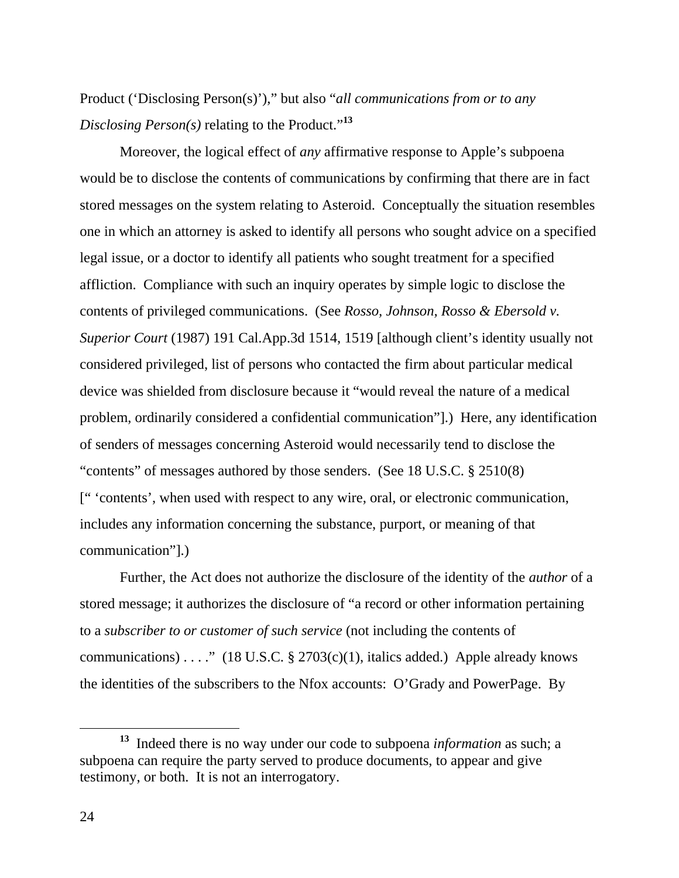Product (‘Disclosing Person(s)’),” but also “*all communications from or to any Disclosing Person(s)* relating to the Product.”[13]

Moreover, the logical effect of *any* affirmative response to Apple’s subpoena would be to disclose the contents of communications by confirming that there are in fact stored messages on the system relating to Asteroid. Conceptually the situation resembles one in which an attorney is asked to identify all persons who sought advice on a specified legal issue, or a doctor to identify all patients who sought treatment for a specified affliction. Compliance with such an inquiry operates by simple logic to disclose the contents of privileged communications. (See *Rosso, Johnson, Rosso & Ebersold v. Superior Court* (1987) 191 Cal.App.3d 1514, 1519 [although client’s identity usually not considered privileged, list of persons who contacted the firm about particular medical device was shielded from disclosure because it “would reveal the nature of a medical problem, ordinarily considered a confidential communication”].) Here, any identification of senders of messages concerning Asteroid would necessarily tend to disclose the “contents” of messages authored by those senders. (See 18 U.S.C. § 2510(8) [“ ‘contents’, when used with respect to any wire, oral, or electronic communication, includes any information concerning the substance, purport, or meaning of that communication”].)

Further, the Act does not authorize the disclosure of the identity of the *author* of a stored message; it authorizes the disclosure of “a record or other information pertaining to a *subscriber to or customer of such service* (not including the contents of communications) . . . .” (18 U.S.C. § 2703(c)(1), italics added.) Apple already knows the identities of the subscribers to the Nfox accounts: O’Grady and PowerPage. By

---

[13] Indeed there is no way under our code to subpoena *information* as such; a subpoena can require the party served to produce documents, to appear and give testimony, or both. It is not an interrogatory.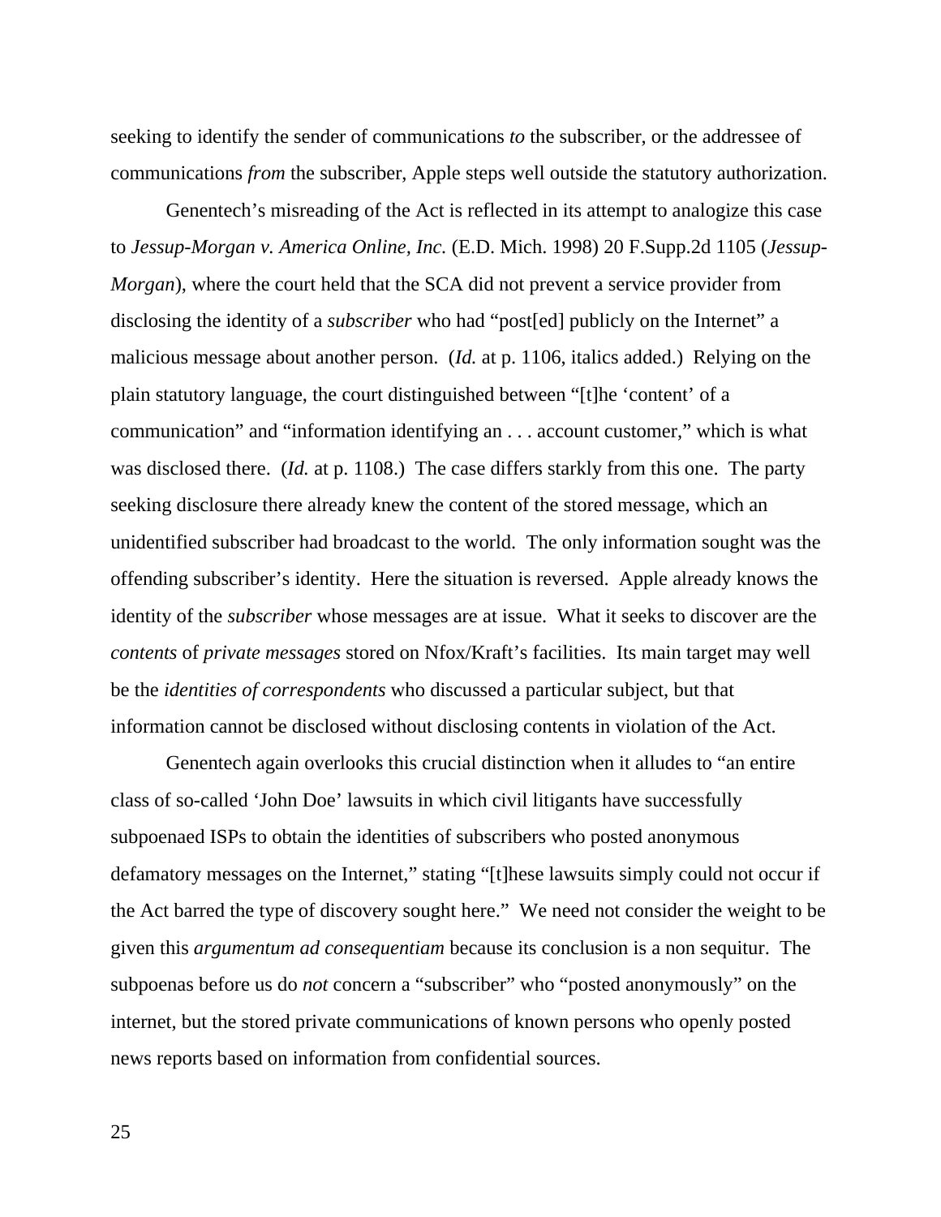seeking to identify the sender of communications *to* the subscriber, or the addressee of communications *from* the subscriber, Apple steps well outside the statutory authorization.

Genentech's misreading of the Act is reflected in its attempt to analogize this case to *Jessup-Morgan v. America Online, Inc.* (E.D. Mich. 1998) 20 F.Supp.2d 1105 (*Jessup-Morgan*), where the court held that the SCA did not prevent a service provider from disclosing the identity of a *subscriber* who had "post[ed] publicly on the Internet" a malicious message about another person. (*Id.* at p. 1106, italics added.) Relying on the plain statutory language, the court distinguished between "[t]he 'content' of a communication" and "information identifying an . . . account customer," which is what was disclosed there. (*Id.* at p. 1108.) The case differs starkly from this one. The party seeking disclosure there already knew the content of the stored message, which an unidentified subscriber had broadcast to the world. The only information sought was the offending subscriber's identity. Here the situation is reversed. Apple already knows the identity of the *subscriber* whose messages are at issue. What it seeks to discover are the *contents* of *private messages* stored on Nfox/Kraft's facilities. Its main target may well be the *identities of correspondents* who discussed a particular subject, but that information cannot be disclosed without disclosing contents in violation of the Act.

Genentech again overlooks this crucial distinction when it alludes to "an entire class of so-called 'John Doe' lawsuits in which civil litigants have successfully subpoenaed ISPs to obtain the identities of subscribers who posted anonymous defamatory messages on the Internet," stating "[t]hese lawsuits simply could not occur if the Act barred the type of discovery sought here." We need not consider the weight to be given this *argumentum ad consequentiam* because its conclusion is a non sequitur. The subpoenas before us do *not* concern a "subscriber" who "posted anonymously" on the internet, but the stored private communications of known persons who openly posted news reports based on information from confidential sources.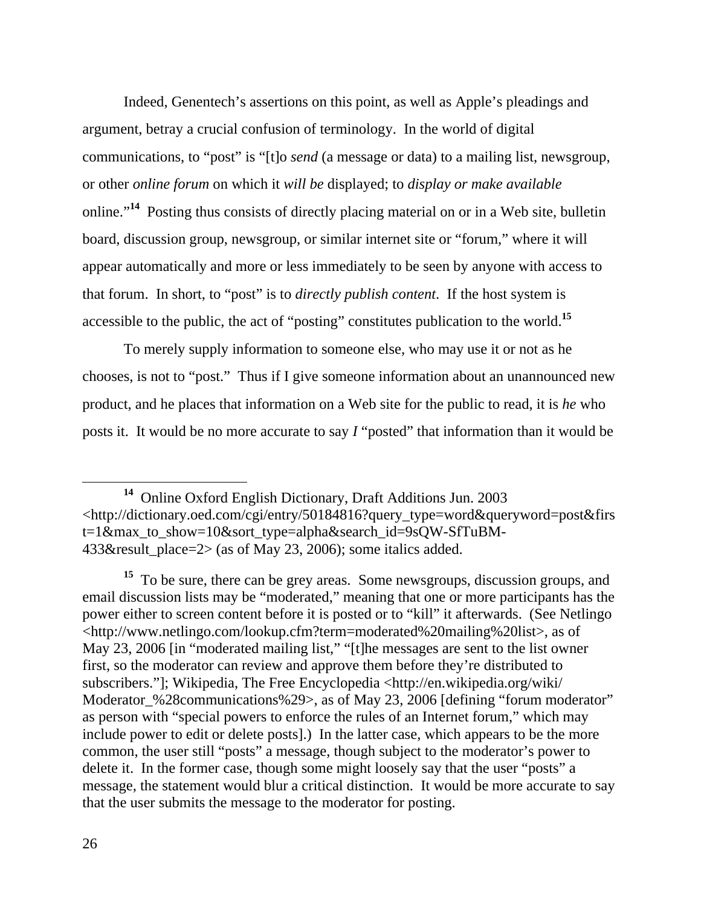Indeed, Genentech's assertions on this point, as well as Apple's pleadings and argument, betray a crucial confusion of terminology. In the world of digital communications, to "post" is "[t]o *send* (a message or data) to a mailing list, newsgroup, or other *online forum* on which it *will be* displayed; to *display or make available* online."[14] Posting thus consists of directly placing material on or in a Web site, bulletin board, discussion group, newsgroup, or similar internet site or "forum," where it will appear automatically and more or less immediately to be seen by anyone with access to that forum. In short, to "post" is to *directly publish content*. If the host system is accessible to the public, the act of "posting" constitutes publication to the world.[15]

To merely supply information to someone else, who may use it or not as he chooses, is not to "post." Thus if I give someone information about an unannounced new product, and he places that information on a Web site for the public to read, it is *he* who posts it. It would be no more accurate to say *I* "posted" that information than it would be

---

[14] Online Oxford English Dictionary, Draft Additions Jun. 2003 <http://dictionary.oed.com/cgi/entry/50184816?query_type=word&queryword=post&first=1&max_to_show=10&sort_type=alpha&search_id=9sQW-SfTuBM-433&result_place=2> (as of May 23, 2006); some italics added.

[15] To be sure, there can be grey areas. Some newsgroups, discussion groups, and email discussion lists may be "moderated," meaning that one or more participants has the power either to screen content before it is posted or to "kill" it afterwards. (See Netlingo <http://www.netlingo.com/lookup.cfm?term=moderated%20mailing%20list>, as of May 23, 2006 [in "moderated mailing list," "[t]he messages are sent to the list owner first, so the moderator can review and approve them before they're distributed to subscribers."]; Wikipedia, The Free Encyclopedia <http://en.wikipedia.org/wiki/Moderator_%28communications%29>, as of May 23, 2006 [defining "forum moderator" as person with "special powers to enforce the rules of an Internet forum," which may include power to edit or delete posts].) In the latter case, which appears to be the more common, the user still "posts" a message, though subject to the moderator's power to delete it. In the former case, though some might loosely say that the user "posts" a message, the statement would blur a critical distinction. It would be more accurate to say that the user submits the message to the moderator for posting.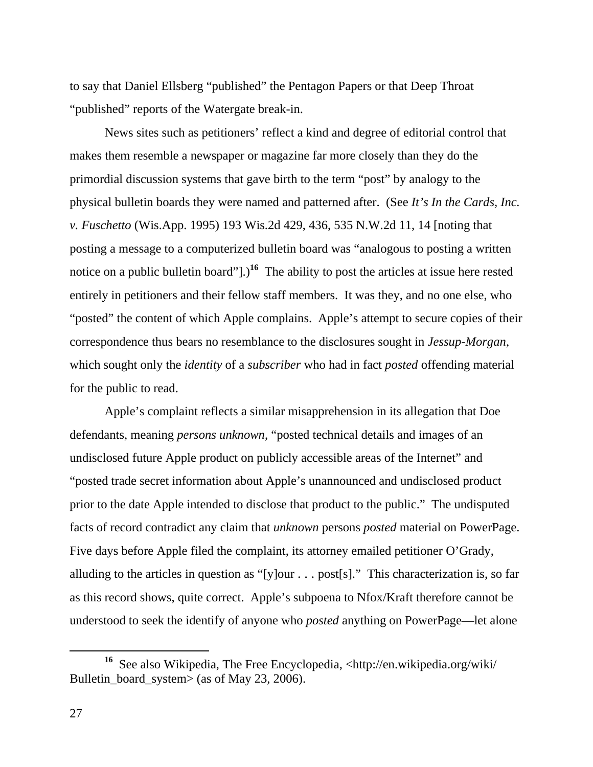to say that Daniel Ellsberg "published" the Pentagon Papers or that Deep Throat "published" reports of the Watergate break-in.

News sites such as petitioners' reflect a kind and degree of editorial control that makes them resemble a newspaper or magazine far more closely than they do the primordial discussion systems that gave birth to the term "post" by analogy to the physical bulletin boards they were named and patterned after. (See *It's In the Cards, Inc. v. Fuschetto* (Wis.App. 1995) 193 Wis.2d 429, 436, 535 N.W.2d 11, 14 [noting that posting a message to a computerized bulletin board was "analogous to posting a written notice on a public bulletin board"].)[16] The ability to post the articles at issue here rested entirely in petitioners and their fellow staff members. It was they, and no one else, who "posted" the content of which Apple complains. Apple's attempt to secure copies of their correspondence thus bears no resemblance to the disclosures sought in *Jessup-Morgan*, which sought only the *identity* of a *subscriber* who had in fact *posted* offending material for the public to read.

Apple's complaint reflects a similar misapprehension in its allegation that Doe defendants, meaning *persons unknown*, "posted technical details and images of an undisclosed future Apple product on publicly accessible areas of the Internet" and "posted trade secret information about Apple's unannounced and undisclosed product prior to the date Apple intended to disclose that product to the public." The undisputed facts of record contradict any claim that *unknown* persons *posted* material on PowerPage. Five days before Apple filed the complaint, its attorney emailed petitioner O'Grady, alluding to the articles in question as "[y]our . . . post[s]." This characterization is, so far as this record shows, quite correct. Apple's subpoena to Nfox/Kraft therefore cannot be understood to seek the identify of anyone who *posted* anything on PowerPage—let alone

---

[16] See also Wikipedia, The Free Encyclopedia, <http://en.wikipedia.org/wiki/Bulletin_board_system> (as of May 23, 2006).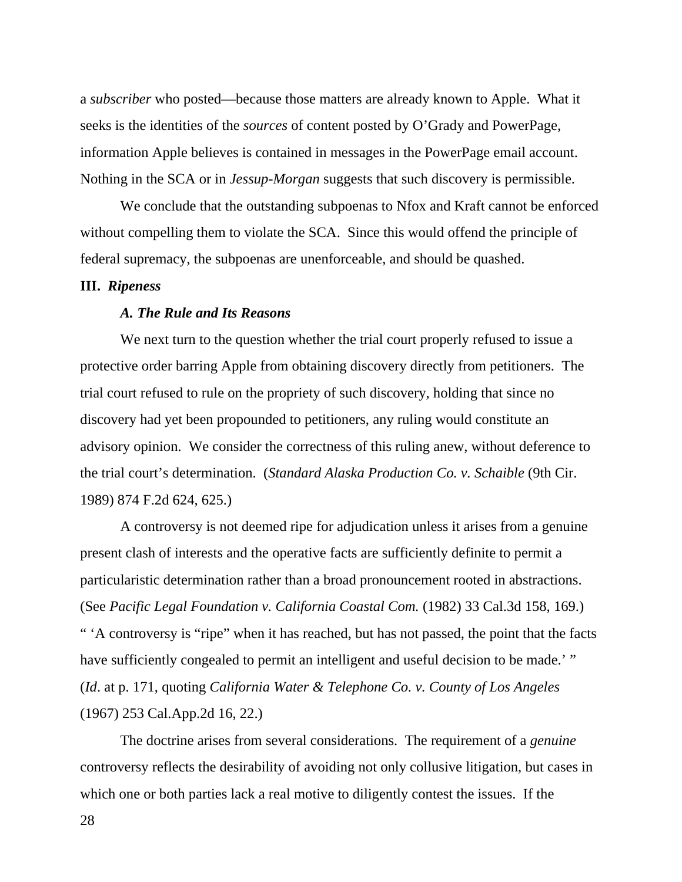a *subscriber* who posted—because those matters are already known to Apple. What it seeks is the identities of the *sources* of content posted by O'Grady and PowerPage, information Apple believes is contained in messages in the PowerPage email account. Nothing in the SCA or in *Jessup-Morgan* suggests that such discovery is permissible.

We conclude that the outstanding subpoenas to Nfox and Kraft cannot be enforced without compelling them to violate the SCA. Since this would offend the principle of federal supremacy, the subpoenas are unenforceable, and should be quashed.

## III. *Ripeness*

### *A. The Rule and Its Reasons*

We next turn to the question whether the trial court properly refused to issue a protective order barring Apple from obtaining discovery directly from petitioners. The trial court refused to rule on the propriety of such discovery, holding that since no discovery had yet been propounded to petitioners, any ruling would constitute an advisory opinion. We consider the correctness of this ruling anew, without deference to the trial court's determination. (*Standard Alaska Production Co. v. Schaible* (9th Cir. 1989) 874 F.2d 624, 625.)

A controversy is not deemed ripe for adjudication unless it arises from a genuine present clash of interests and the operative facts are sufficiently definite to permit a particularistic determination rather than a broad pronouncement rooted in abstractions. (See *Pacific Legal Foundation v. California Coastal Com.* (1982) 33 Cal.3d 158, 169.) " 'A controversy is "ripe" when it has reached, but has not passed, the point that the facts have sufficiently congealed to permit an intelligent and useful decision to be made.' " (*Id*. at p. 171, quoting *California Water & Telephone Co. v. County of Los Angeles* (1967) 253 Cal.App.2d 16, 22.)

The doctrine arises from several considerations. The requirement of a *genuine* controversy reflects the desirability of avoiding not only collusive litigation, but cases in which one or both parties lack a real motive to diligently contest the issues. If the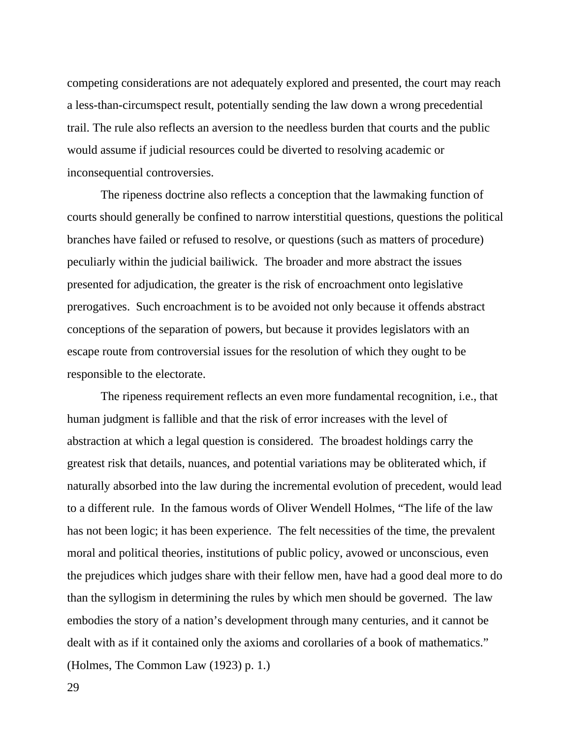competing considerations are not adequately explored and presented, the court may reach a less-than-circumspect result, potentially sending the law down a wrong precedential trail. The rule also reflects an aversion to the needless burden that courts and the public would assume if judicial resources could be diverted to resolving academic or inconsequential controversies.

The ripeness doctrine also reflects a conception that the lawmaking function of courts should generally be confined to narrow interstitial questions, questions the political branches have failed or refused to resolve, or questions (such as matters of procedure) peculiarly within the judicial bailiwick. The broader and more abstract the issues presented for adjudication, the greater is the risk of encroachment onto legislative prerogatives. Such encroachment is to be avoided not only because it offends abstract conceptions of the separation of powers, but because it provides legislators with an escape route from controversial issues for the resolution of which they ought to be responsible to the electorate.

The ripeness requirement reflects an even more fundamental recognition, i.e., that human judgment is fallible and that the risk of error increases with the level of abstraction at which a legal question is considered. The broadest holdings carry the greatest risk that details, nuances, and potential variations may be obliterated which, if naturally absorbed into the law during the incremental evolution of precedent, would lead to a different rule. In the famous words of Oliver Wendell Holmes, "The life of the law has not been logic; it has been experience. The felt necessities of the time, the prevalent moral and political theories, institutions of public policy, avowed or unconscious, even the prejudices which judges share with their fellow men, have had a good deal more to do than the syllogism in determining the rules by which men should be governed. The law embodies the story of a nation's development through many centuries, and it cannot be dealt with as if it contained only the axioms and corollaries of a book of mathematics." (Holmes, The Common Law (1923) p. 1.)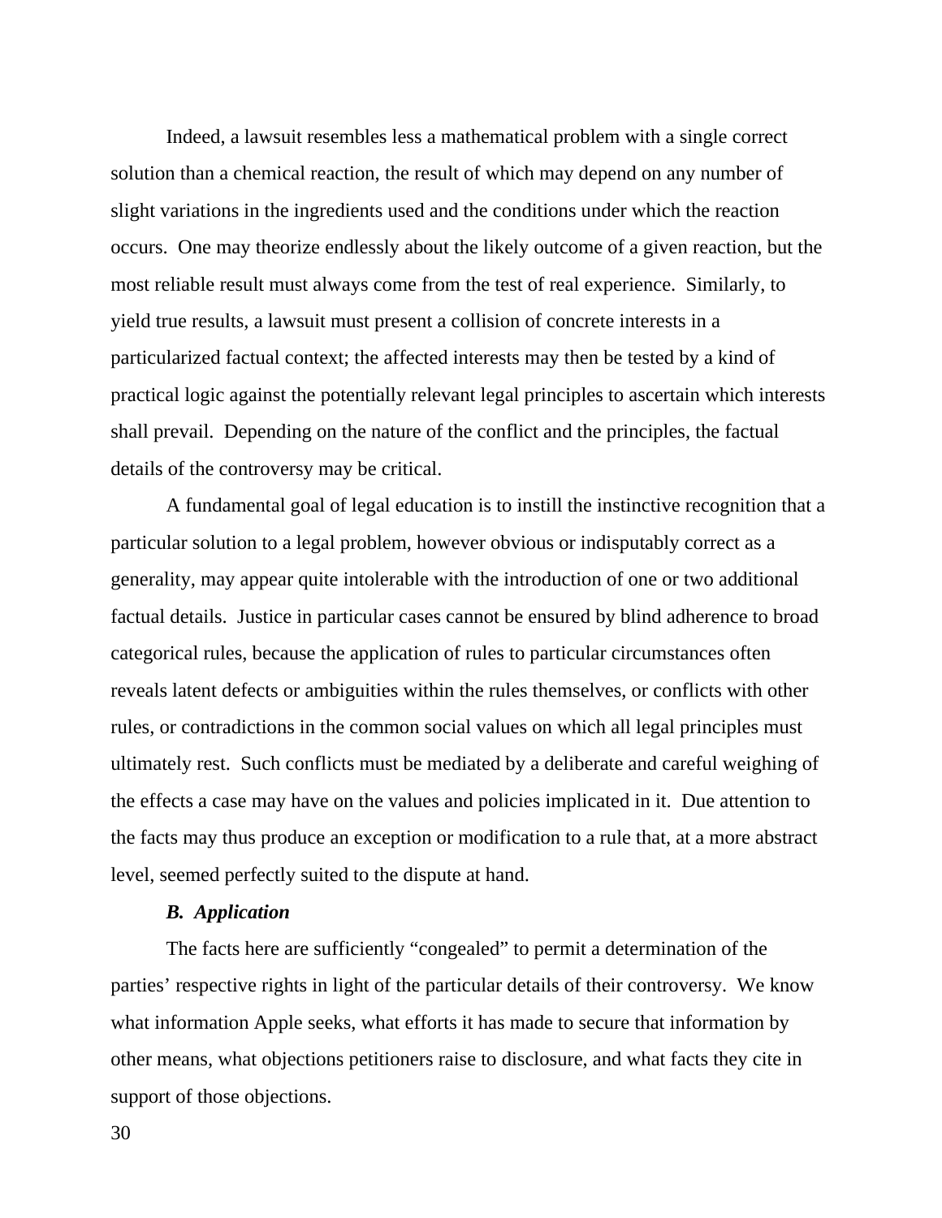Indeed, a lawsuit resembles less a mathematical problem with a single correct solution than a chemical reaction, the result of which may depend on any number of slight variations in the ingredients used and the conditions under which the reaction occurs. One may theorize endlessly about the likely outcome of a given reaction, but the most reliable result must always come from the test of real experience. Similarly, to yield true results, a lawsuit must present a collision of concrete interests in a particularized factual context; the affected interests may then be tested by a kind of practical logic against the potentially relevant legal principles to ascertain which interests shall prevail. Depending on the nature of the conflict and the principles, the factual details of the controversy may be critical.

A fundamental goal of legal education is to instill the instinctive recognition that a particular solution to a legal problem, however obvious or indisputably correct as a generality, may appear quite intolerable with the introduction of one or two additional factual details. Justice in particular cases cannot be ensured by blind adherence to broad categorical rules, because the application of rules to particular circumstances often reveals latent defects or ambiguities within the rules themselves, or conflicts with other rules, or contradictions in the common social values on which all legal principles must ultimately rest. Such conflicts must be mediated by a deliberate and careful weighing of the effects a case may have on the values and policies implicated in it. Due attention to the facts may thus produce an exception or modification to a rule that, at a more abstract level, seemed perfectly suited to the dispute at hand.

### *B. Application*

The facts here are sufficiently "congealed" to permit a determination of the parties' respective rights in light of the particular details of their controversy. We know what information Apple seeks, what efforts it has made to secure that information by other means, what objections petitioners raise to disclosure, and what facts they cite in support of those objections.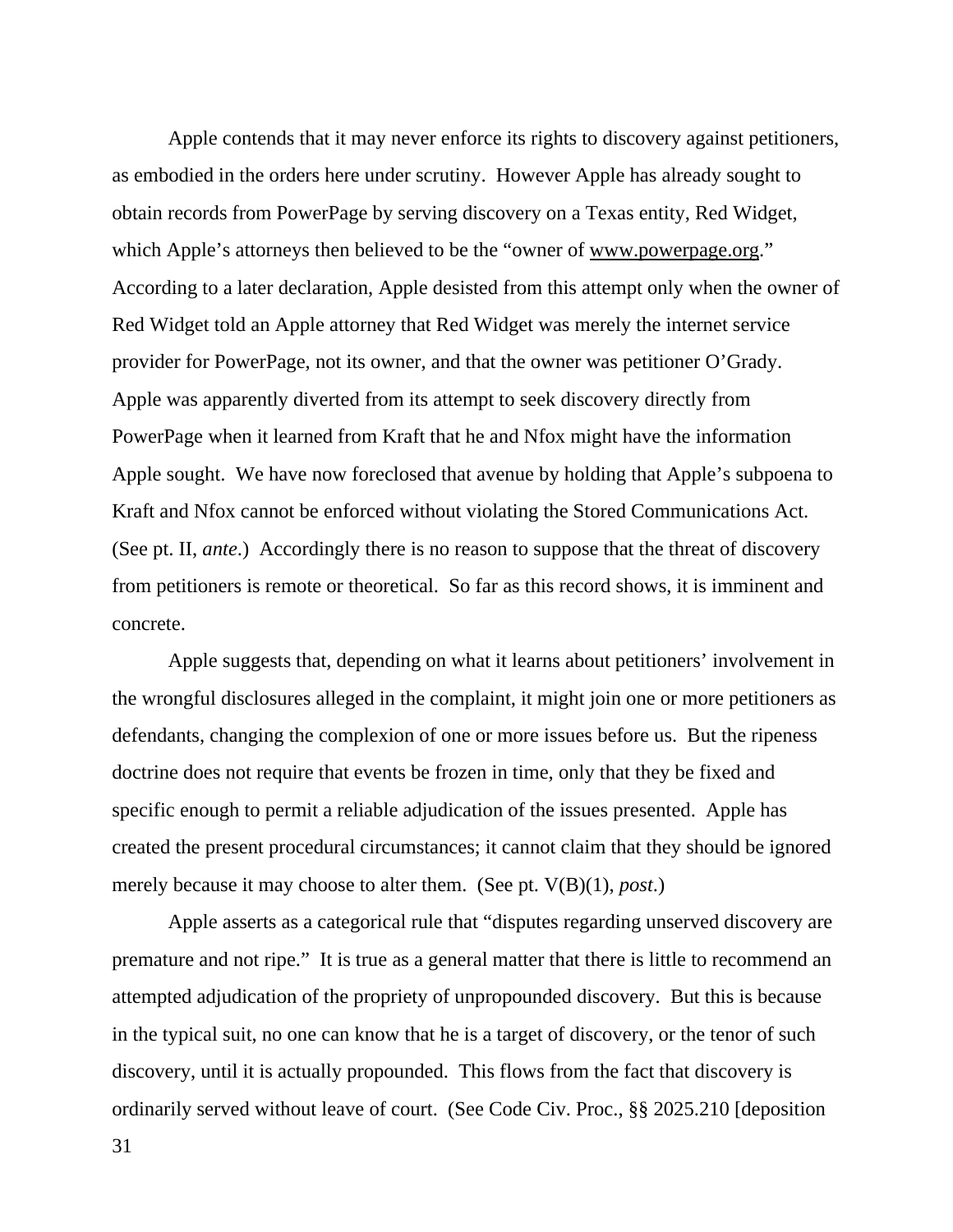Apple contends that it may never enforce its rights to discovery against petitioners, as embodied in the orders here under scrutiny. However Apple has already sought to obtain records from PowerPage by serving discovery on a Texas entity, Red Widget, which Apple's attorneys then believed to be the "owner of www.powerpage.org." According to a later declaration, Apple desisted from this attempt only when the owner of Red Widget told an Apple attorney that Red Widget was merely the internet service provider for PowerPage, not its owner, and that the owner was petitioner O'Grady. Apple was apparently diverted from its attempt to seek discovery directly from PowerPage when it learned from Kraft that he and Nfox might have the information Apple sought. We have now foreclosed that avenue by holding that Apple's subpoena to Kraft and Nfox cannot be enforced without violating the Stored Communications Act. (See pt. II, *ante*.) Accordingly there is no reason to suppose that the threat of discovery from petitioners is remote or theoretical. So far as this record shows, it is imminent and concrete.

Apple suggests that, depending on what it learns about petitioners' involvement in the wrongful disclosures alleged in the complaint, it might join one or more petitioners as defendants, changing the complexion of one or more issues before us. But the ripeness doctrine does not require that events be frozen in time, only that they be fixed and specific enough to permit a reliable adjudication of the issues presented. Apple has created the present procedural circumstances; it cannot claim that they should be ignored merely because it may choose to alter them. (See pt. V(B)(1), *post*.)

Apple asserts as a categorical rule that "disputes regarding unserved discovery are premature and not ripe." It is true as a general matter that there is little to recommend an attempted adjudication of the propriety of unpropounded discovery. But this is because in the typical suit, no one can know that he is a target of discovery, or the tenor of such discovery, until it is actually propounded. This flows from the fact that discovery is ordinarily served without leave of court. (See Code Civ. Proc., §§ 2025.210 [deposition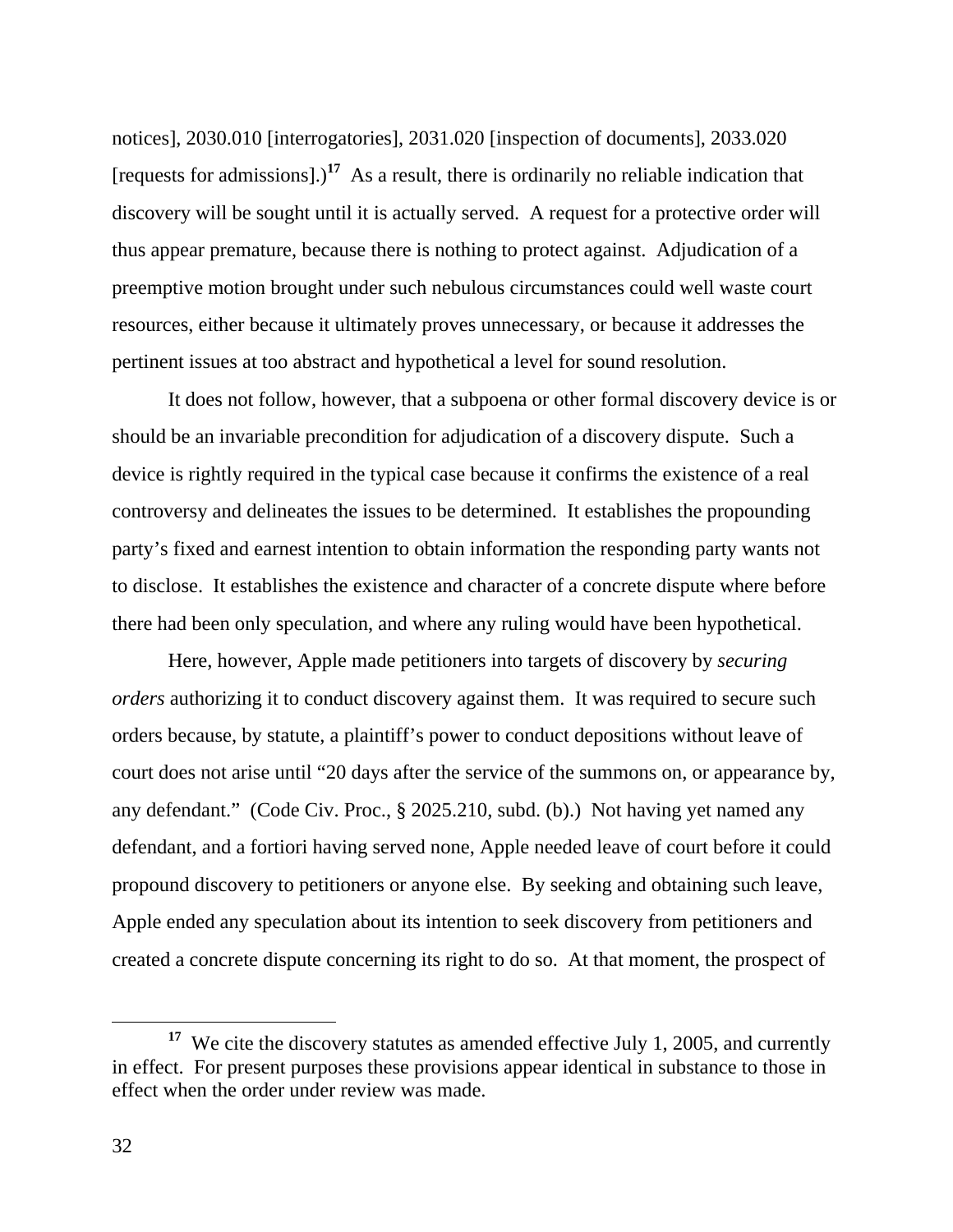notices], 2030.010 [interrogatories], 2031.020 [inspection of documents], 2033.020 [requests for admissions].)[17] As a result, there is ordinarily no reliable indication that discovery will be sought until it is actually served. A request for a protective order will thus appear premature, because there is nothing to protect against. Adjudication of a preemptive motion brought under such nebulous circumstances could well waste court resources, either because it ultimately proves unnecessary, or because it addresses the pertinent issues at too abstract and hypothetical a level for sound resolution.

It does not follow, however, that a subpoena or other formal discovery device is or should be an invariable precondition for adjudication of a discovery dispute. Such a device is rightly required in the typical case because it confirms the existence of a real controversy and delineates the issues to be determined. It establishes the propounding party's fixed and earnest intention to obtain information the responding party wants not to disclose. It establishes the existence and character of a concrete dispute where before there had been only speculation, and where any ruling would have been hypothetical.

Here, however, Apple made petitioners into targets of discovery by *securing orders* authorizing it to conduct discovery against them. It was required to secure such orders because, by statute, a plaintiff's power to conduct depositions without leave of court does not arise until "20 days after the service of the summons on, or appearance by, any defendant." (Code Civ. Proc., § 2025.210, subd. (b).) Not having yet named any defendant, and a fortiori having served none, Apple needed leave of court before it could propound discovery to petitioners or anyone else. By seeking and obtaining such leave, Apple ended any speculation about its intention to seek discovery from petitioners and created a concrete dispute concerning its right to do so. At that moment, the prospect of

---

[17] We cite the discovery statutes as amended effective July 1, 2005, and currently in effect. For present purposes these provisions appear identical in substance to those in effect when the order under review was made.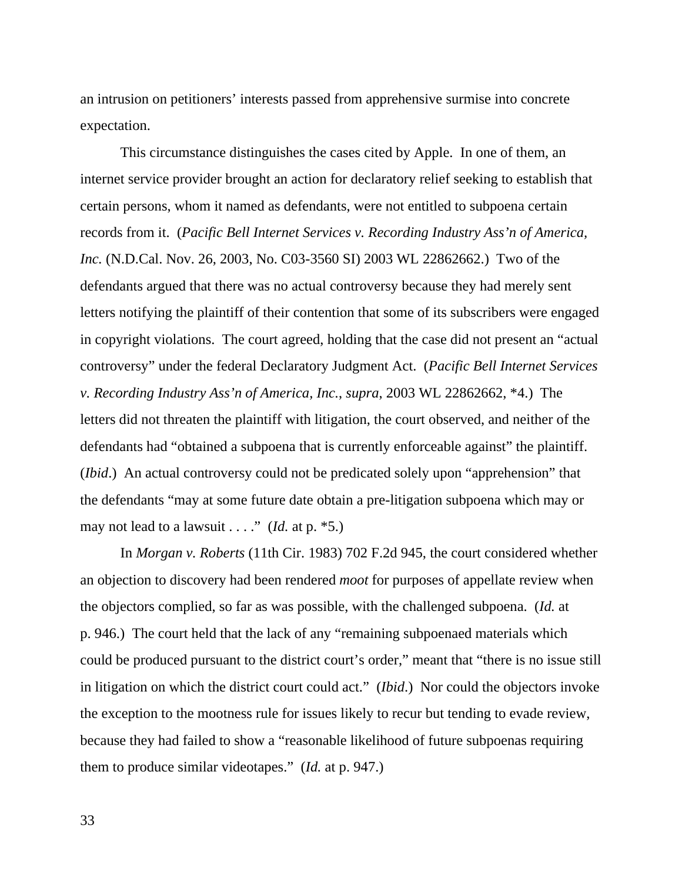an intrusion on petitioners' interests passed from apprehensive surmise into concrete expectation.

This circumstance distinguishes the cases cited by Apple. In one of them, an internet service provider brought an action for declaratory relief seeking to establish that certain persons, whom it named as defendants, were not entitled to subpoena certain records from it. (*Pacific Bell Internet Services v. Recording Industry Ass'n of America, Inc.* (N.D.Cal. Nov. 26, 2003, No. C03-3560 SI) 2003 WL 22862662.) Two of the defendants argued that there was no actual controversy because they had merely sent letters notifying the plaintiff of their contention that some of its subscribers were engaged in copyright violations. The court agreed, holding that the case did not present an "actual controversy" under the federal Declaratory Judgment Act. (*Pacific Bell Internet Services v. Recording Industry Ass'n of America, Inc.*, *supra*, 2003 WL 22862662, *4.) The letters did not threaten the plaintiff with litigation, the court observed, and neither of the defendants had "obtained a subpoena that is currently enforceable against" the plaintiff. (*Ibid*.) An actual controversy could not be predicated solely upon "apprehension" that the defendants "may at some future date obtain a pre-litigation subpoena which may or may not lead to a lawsuit . . . ." (*Id.* at p. *5.)

In *Morgan v. Roberts* (11th Cir. 1983) 702 F.2d 945, the court considered whether an objection to discovery had been rendered *moot* for purposes of appellate review when the objectors complied, so far as was possible, with the challenged subpoena. (*Id.* at p. 946.) The court held that the lack of any "remaining subpoenaed materials which could be produced pursuant to the district court's order," meant that "there is no issue still in litigation on which the district court could act." (*Ibid*.) Nor could the objectors invoke the exception to the mootness rule for issues likely to recur but tending to evade review, because they had failed to show a "reasonable likelihood of future subpoenas requiring them to produce similar videotapes." (*Id.* at p. 947.)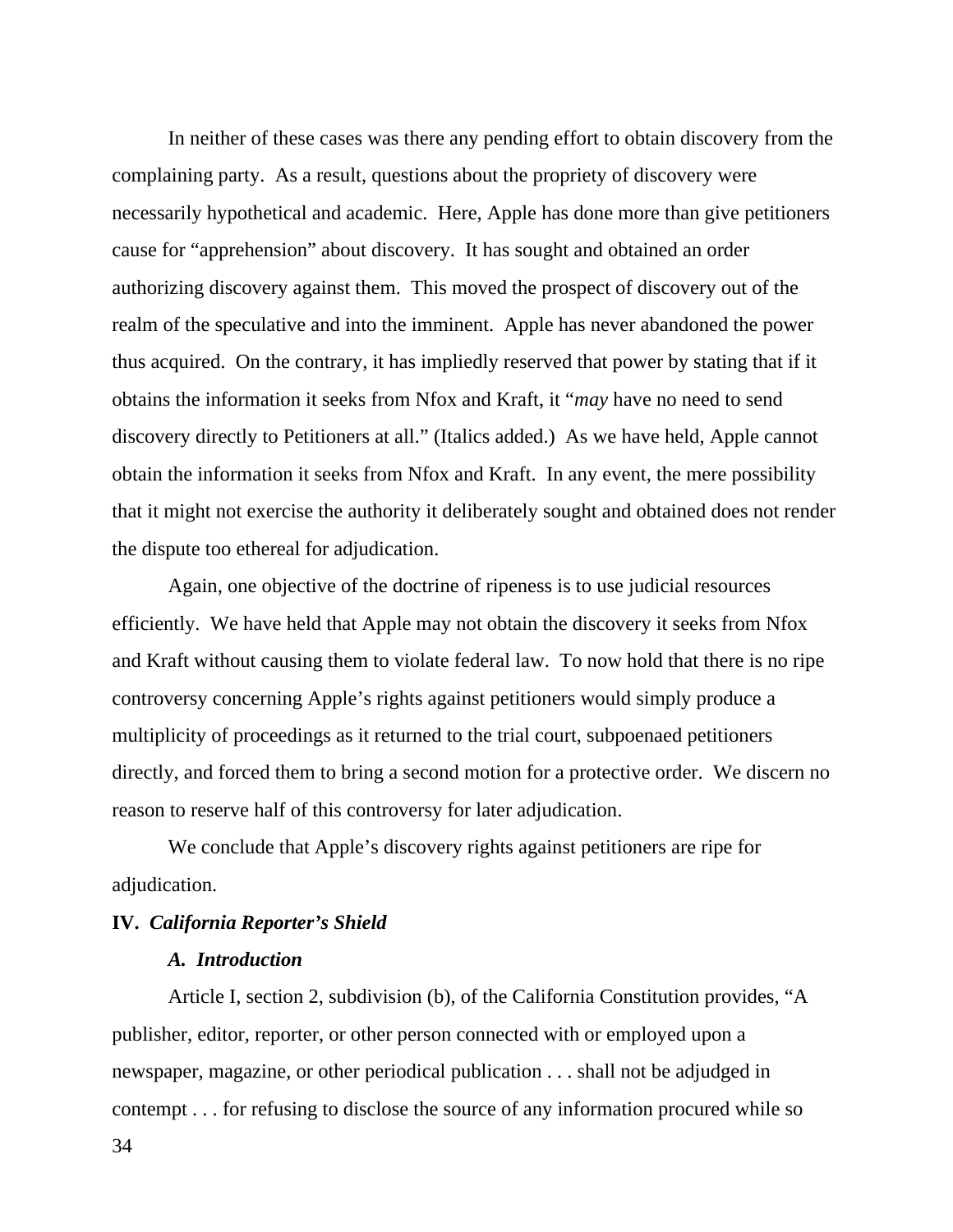In neither of these cases was there any pending effort to obtain discovery from the complaining party. As a result, questions about the propriety of discovery were necessarily hypothetical and academic. Here, Apple has done more than give petitioners cause for "apprehension" about discovery. It has sought and obtained an order authorizing discovery against them. This moved the prospect of discovery out of the realm of the speculative and into the imminent. Apple has never abandoned the power thus acquired. On the contrary, it has impliedly reserved that power by stating that if it obtains the information it seeks from Nfox and Kraft, it "*may* have no need to send discovery directly to Petitioners at all." (Italics added.) As we have held, Apple cannot obtain the information it seeks from Nfox and Kraft. In any event, the mere possibility that it might not exercise the authority it deliberately sought and obtained does not render the dispute too ethereal for adjudication.

Again, one objective of the doctrine of ripeness is to use judicial resources efficiently. We have held that Apple may not obtain the discovery it seeks from Nfox and Kraft without causing them to violate federal law. To now hold that there is no ripe controversy concerning Apple's rights against petitioners would simply produce a multiplicity of proceedings as it returned to the trial court, subpoenaed petitioners directly, and forced them to bring a second motion for a protective order. We discern no reason to reserve half of this controversy for later adjudication.

We conclude that Apple's discovery rights against petitioners are ripe for adjudication.

## IV. *California Reporter's Shield*

### *A. Introduction*

Article I, section 2, subdivision (b), of the California Constitution provides, "A publisher, editor, reporter, or other person connected with or employed upon a newspaper, magazine, or other periodical publication . . . shall not be adjudged in contempt . . . for refusing to disclose the source of any information procured while so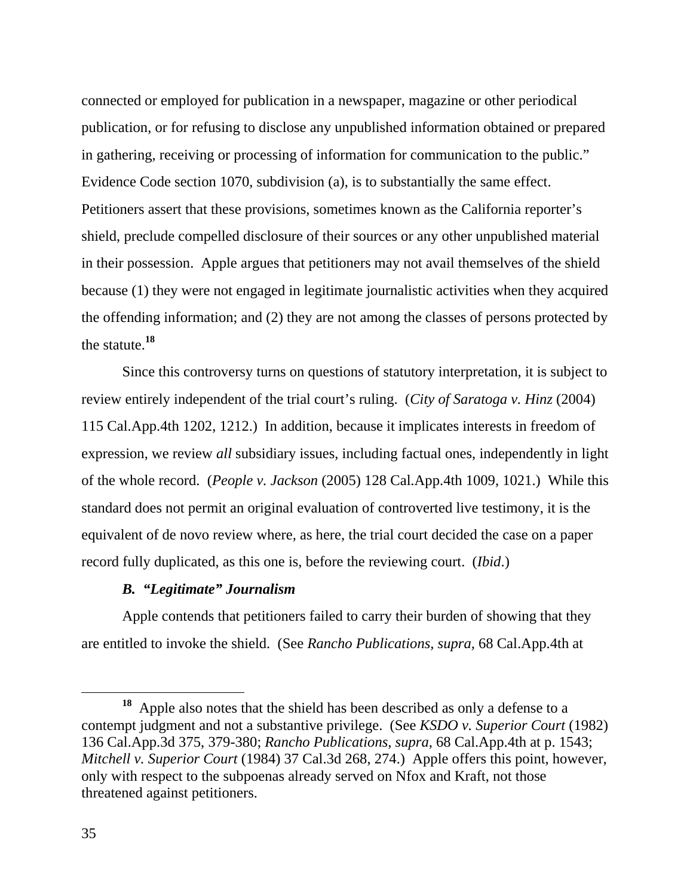connected or employed for publication in a newspaper, magazine or other periodical publication, or for refusing to disclose any unpublished information obtained or prepared in gathering, receiving or processing of information for communication to the public." Evidence Code section 1070, subdivision (a), is to substantially the same effect. Petitioners assert that these provisions, sometimes known as the California reporter's shield, preclude compelled disclosure of their sources or any other unpublished material in their possession. Apple argues that petitioners may not avail themselves of the shield because (1) they were not engaged in legitimate journalistic activities when they acquired the offending information; and (2) they are not among the classes of persons protected by the statute.[18]

Since this controversy turns on questions of statutory interpretation, it is subject to review entirely independent of the trial court's ruling. (*City of Saratoga v. Hinz* (2004) 115 Cal.App.4th 1202, 1212.) In addition, because it implicates interests in freedom of expression, we review *all* subsidiary issues, including factual ones, independently in light of the whole record. (*People v. Jackson* (2005) 128 Cal.App.4th 1009, 1021.) While this standard does not permit an original evaluation of controverted live testimony, it is the equivalent of de novo review where, as here, the trial court decided the case on a paper record fully duplicated, as this one is, before the reviewing court. (*Ibid*.)

***B. "Legitimate" Journalism***

Apple contends that petitioners failed to carry their burden of showing that they are entitled to invoke the shield. (See *Rancho Publications, supra,* 68 Cal.App.4th at

---

[18] Apple also notes that the shield has been described as only a defense to a contempt judgment and not a substantive privilege. (See *KSDO v. Superior Court* (1982) 136 Cal.App.3d 375, 379-380; *Rancho Publications, supra,* 68 Cal.App.4th at p. 1543; *Mitchell v. Superior Court* (1984) 37 Cal.3d 268, 274.) Apple offers this point, however, only with respect to the subpoenas already served on Nfox and Kraft, not those threatened against petitioners.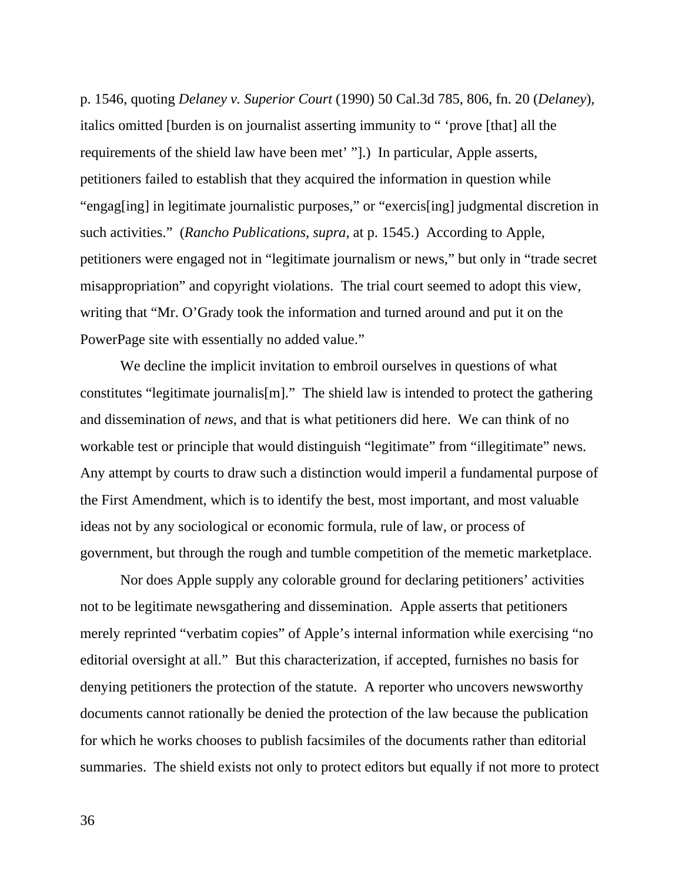p. 1546, quoting *Delaney v. Superior Court* (1990) 50 Cal.3d 785, 806, fn. 20 (*Delaney*), italics omitted [burden is on journalist asserting immunity to " 'prove [that] all the requirements of the shield law have been met' "].) In particular, Apple asserts, petitioners failed to establish that they acquired the information in question while "engag[ing] in legitimate journalistic purposes," or "exercis[ing] judgmental discretion in such activities." (*Rancho Publications*, *supra*, at p. 1545.) According to Apple, petitioners were engaged not in "legitimate journalism or news," but only in "trade secret misappropriation" and copyright violations. The trial court seemed to adopt this view, writing that "Mr. O'Grady took the information and turned around and put it on the PowerPage site with essentially no added value."

We decline the implicit invitation to embroil ourselves in questions of what constitutes "legitimate journalis[m]." The shield law is intended to protect the gathering and dissemination of *news*, and that is what petitioners did here. We can think of no workable test or principle that would distinguish "legitimate" from "illegitimate" news. Any attempt by courts to draw such a distinction would imperil a fundamental purpose of the First Amendment, which is to identify the best, most important, and most valuable ideas not by any sociological or economic formula, rule of law, or process of government, but through the rough and tumble competition of the memetic marketplace.

Nor does Apple supply any colorable ground for declaring petitioners' activities not to be legitimate newsgathering and dissemination. Apple asserts that petitioners merely reprinted "verbatim copies" of Apple's internal information while exercising "no editorial oversight at all." But this characterization, if accepted, furnishes no basis for denying petitioners the protection of the statute. A reporter who uncovers newsworthy documents cannot rationally be denied the protection of the law because the publication for which he works chooses to publish facsimiles of the documents rather than editorial summaries. The shield exists not only to protect editors but equally if not more to protect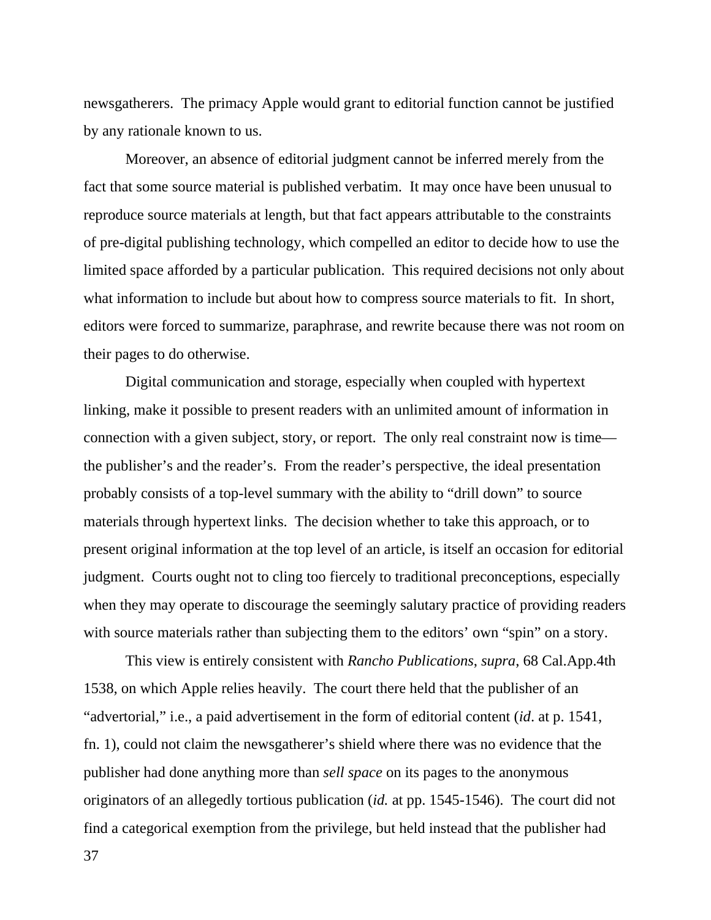newsgatherers. The primacy Apple would grant to editorial function cannot be justified by any rationale known to us.

Moreover, an absence of editorial judgment cannot be inferred merely from the fact that some source material is published verbatim. It may once have been unusual to reproduce source materials at length, but that fact appears attributable to the constraints of pre-digital publishing technology, which compelled an editor to decide how to use the limited space afforded by a particular publication. This required decisions not only about what information to include but about how to compress source materials to fit. In short, editors were forced to summarize, paraphrase, and rewrite because there was not room on their pages to do otherwise.

Digital communication and storage, especially when coupled with hypertext linking, make it possible to present readers with an unlimited amount of information in connection with a given subject, story, or report. The only real constraint now is time—the publisher's and the reader's. From the reader's perspective, the ideal presentation probably consists of a top-level summary with the ability to "drill down" to source materials through hypertext links. The decision whether to take this approach, or to present original information at the top level of an article, is itself an occasion for editorial judgment. Courts ought not to cling too fiercely to traditional preconceptions, especially when they may operate to discourage the seemingly salutary practice of providing readers with source materials rather than subjecting them to the editors' own "spin" on a story.

This view is entirely consistent with *Rancho Publications*, *supra*, 68 Cal.App.4th 1538, on which Apple relies heavily. The court there held that the publisher of an "advertorial," i.e., a paid advertisement in the form of editorial content (*id*. at p. 1541, fn. 1), could not claim the newsgatherer's shield where there was no evidence that the publisher had done anything more than *sell space* on its pages to the anonymous originators of an allegedly tortious publication (*id.* at pp. 1545-1546). The court did not find a categorical exemption from the privilege, but held instead that the publisher had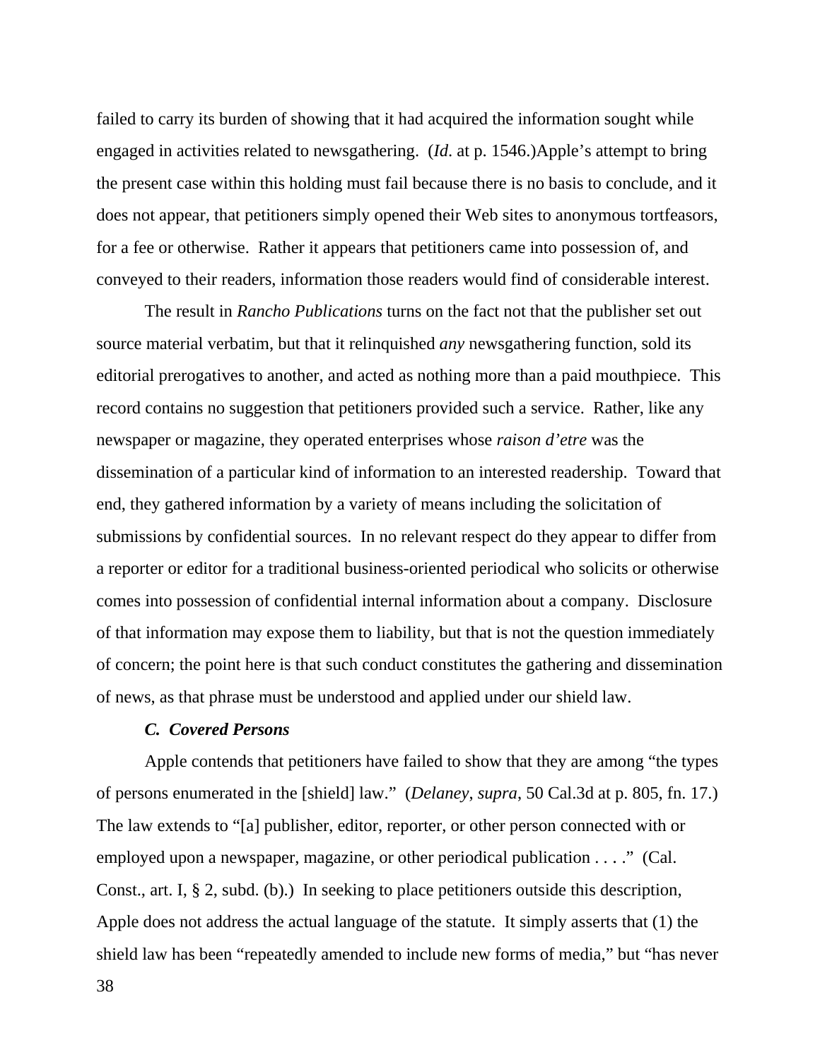failed to carry its burden of showing that it had acquired the information sought while engaged in activities related to newsgathering. (*Id*. at p. 1546.)Apple's attempt to bring the present case within this holding must fail because there is no basis to conclude, and it does not appear, that petitioners simply opened their Web sites to anonymous tortfeasors, for a fee or otherwise. Rather it appears that petitioners came into possession of, and conveyed to their readers, information those readers would find of considerable interest.

The result in *Rancho Publications* turns on the fact not that the publisher set out source material verbatim, but that it relinquished *any* newsgathering function, sold its editorial prerogatives to another, and acted as nothing more than a paid mouthpiece. This record contains no suggestion that petitioners provided such a service. Rather, like any newspaper or magazine, they operated enterprises whose *raison d'etre* was the dissemination of a particular kind of information to an interested readership. Toward that end, they gathered information by a variety of means including the solicitation of submissions by confidential sources. In no relevant respect do they appear to differ from a reporter or editor for a traditional business-oriented periodical who solicits or otherwise comes into possession of confidential internal information about a company. Disclosure of that information may expose them to liability, but that is not the question immediately of concern; the point here is that such conduct constitutes the gathering and dissemination of news, as that phrase must be understood and applied under our shield law.

***C. Covered Persons***

Apple contends that petitioners have failed to show that they are among "the types of persons enumerated in the [shield] law." (*Delaney*, *supra*, 50 Cal.3d at p. 805, fn. 17.) The law extends to "[a] publisher, editor, reporter, or other person connected with or employed upon a newspaper, magazine, or other periodical publication . . . ." (Cal. Const., art. I, § 2, subd. (b).) In seeking to place petitioners outside this description, Apple does not address the actual language of the statute. It simply asserts that (1) the shield law has been "repeatedly amended to include new forms of media," but "has never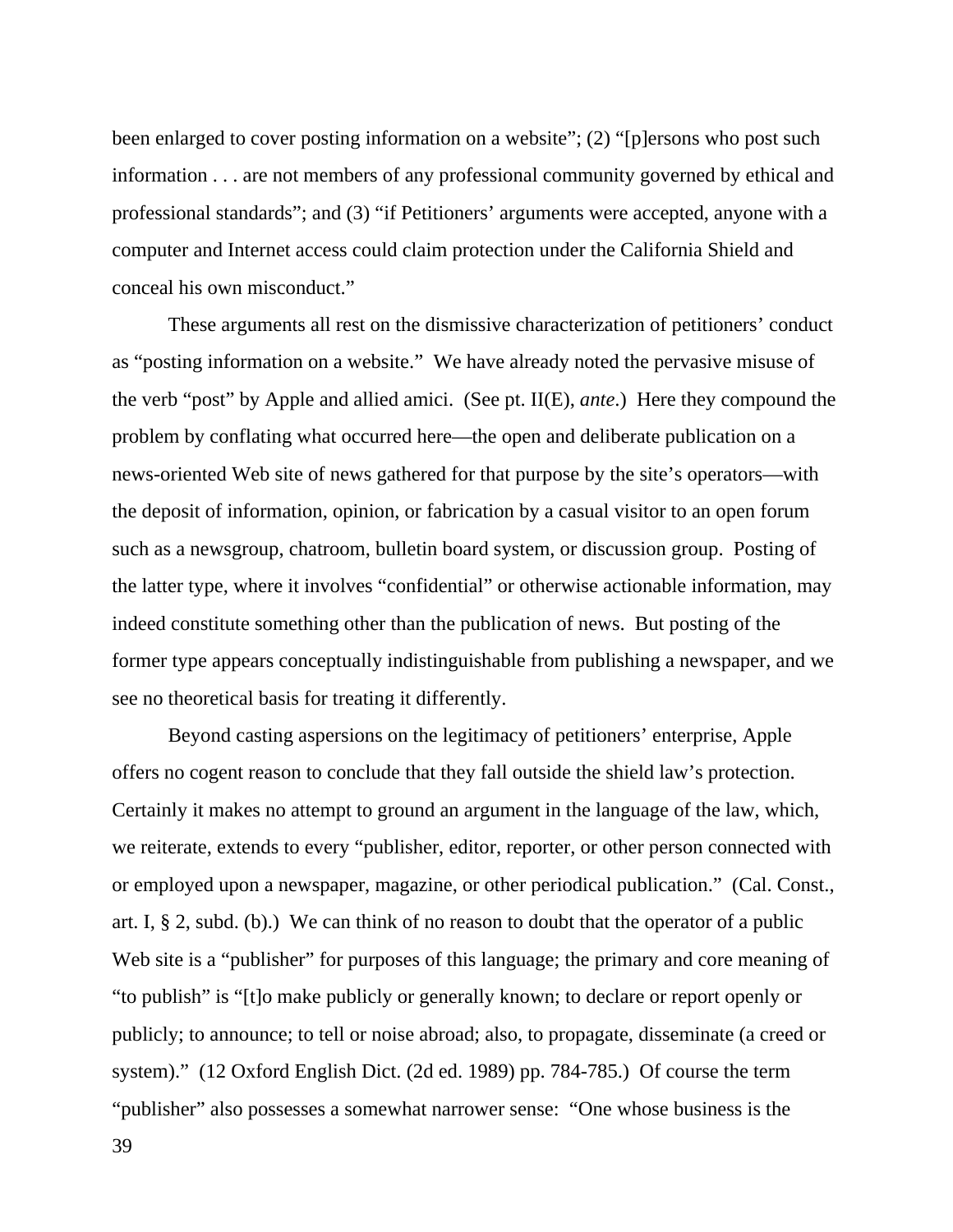been enlarged to cover posting information on a website"; (2) "[p]ersons who post such information . . . are not members of any professional community governed by ethical and professional standards"; and (3) "if Petitioners' arguments were accepted, anyone with a computer and Internet access could claim protection under the California Shield and conceal his own misconduct."

These arguments all rest on the dismissive characterization of petitioners' conduct as "posting information on a website." We have already noted the pervasive misuse of the verb "post" by Apple and allied amici. (See pt. II(E), *ante*.) Here they compound the problem by conflating what occurred here—the open and deliberate publication on a news-oriented Web site of news gathered for that purpose by the site's operators—with the deposit of information, opinion, or fabrication by a casual visitor to an open forum such as a newsgroup, chatroom, bulletin board system, or discussion group. Posting of the latter type, where it involves "confidential" or otherwise actionable information, may indeed constitute something other than the publication of news. But posting of the former type appears conceptually indistinguishable from publishing a newspaper, and we see no theoretical basis for treating it differently.

Beyond casting aspersions on the legitimacy of petitioners' enterprise, Apple offers no cogent reason to conclude that they fall outside the shield law's protection. Certainly it makes no attempt to ground an argument in the language of the law, which, we reiterate, extends to every "publisher, editor, reporter, or other person connected with or employed upon a newspaper, magazine, or other periodical publication." (Cal. Const., art. I, § 2, subd. (b).) We can think of no reason to doubt that the operator of a public Web site is a "publisher" for purposes of this language; the primary and core meaning of "to publish" is "[t]o make publicly or generally known; to declare or report openly or publicly; to announce; to tell or noise abroad; also, to propagate, disseminate (a creed or system)." (12 Oxford English Dict. (2d ed. 1989) pp. 784-785.) Of course the term "publisher" also possesses a somewhat narrower sense: "One whose business is the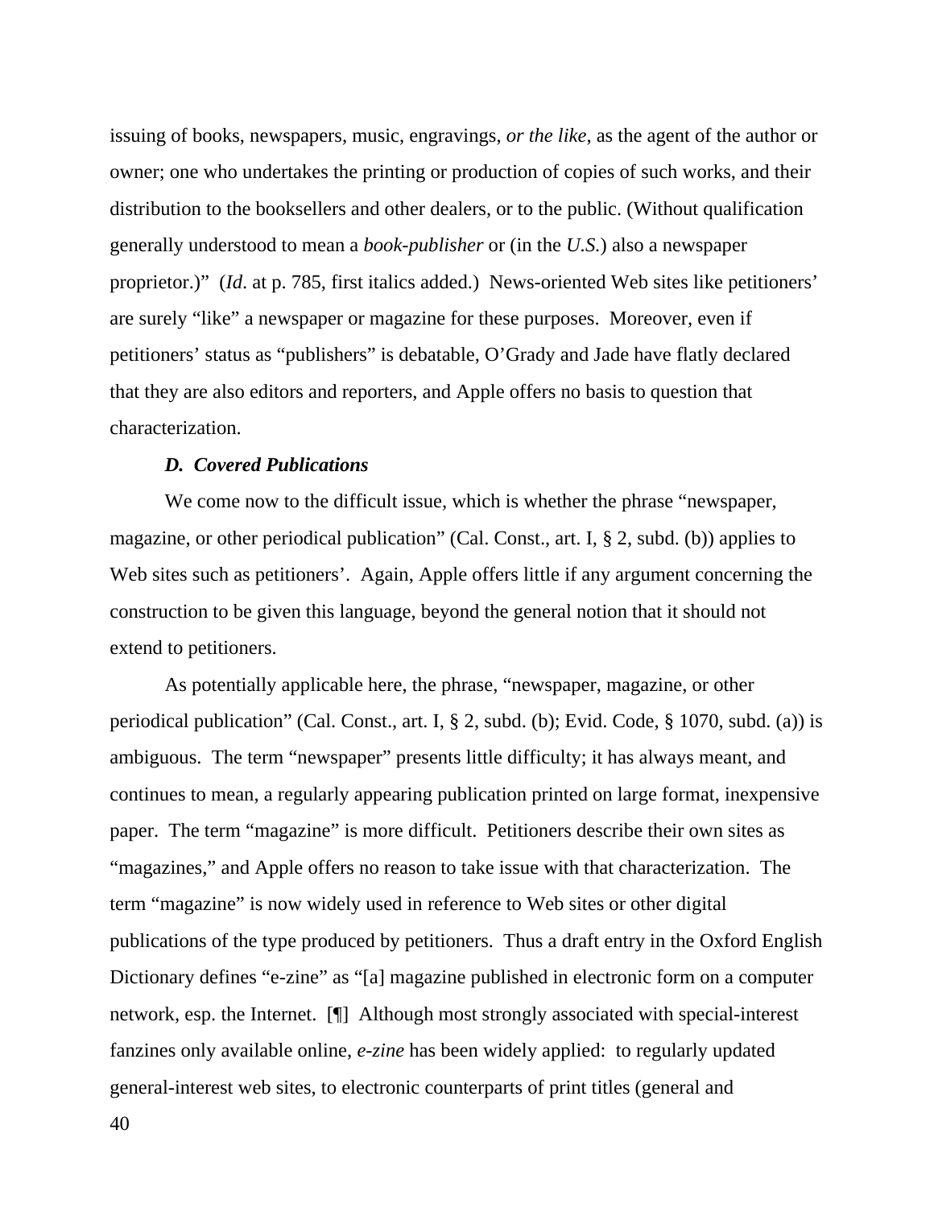issuing of books, newspapers, music, engravings, *or the like*, as the agent of the author or owner; one who undertakes the printing or production of copies of such works, and their distribution to the booksellers and other dealers, or to the public. (Without qualification generally understood to mean a *book-publisher* or (in the *U.S.*) also a newspaper proprietor.)" (*Id*. at p. 785, first italics added.) News-oriented Web sites like petitioners' are surely "like" a newspaper or magazine for these purposes. Moreover, even if petitioners' status as "publishers" is debatable, O'Grady and Jade have flatly declared that they are also editors and reporters, and Apple offers no basis to question that characterization.

### *D. Covered Publications*

We come now to the difficult issue, which is whether the phrase "newspaper, magazine, or other periodical publication" (Cal. Const., art. I, § 2, subd. (b)) applies to Web sites such as petitioners'. Again, Apple offers little if any argument concerning the construction to be given this language, beyond the general notion that it should not extend to petitioners.

As potentially applicable here, the phrase, "newspaper, magazine, or other periodical publication" (Cal. Const., art. I, § 2, subd. (b); Evid. Code, § 1070, subd. (a)) is ambiguous. The term "newspaper" presents little difficulty; it has always meant, and continues to mean, a regularly appearing publication printed on large format, inexpensive paper. The term "magazine" is more difficult. Petitioners describe their own sites as "magazines," and Apple offers no reason to take issue with that characterization. The term "magazine" is now widely used in reference to Web sites or other digital publications of the type produced by petitioners. Thus a draft entry in the Oxford English Dictionary defines "e-zine" as "[a] magazine published in electronic form on a computer network, esp. the Internet. [¶] Although most strongly associated with special-interest fanzines only available online, *e-zine* has been widely applied: to regularly updated general-interest web sites, to electronic counterparts of print titles (general and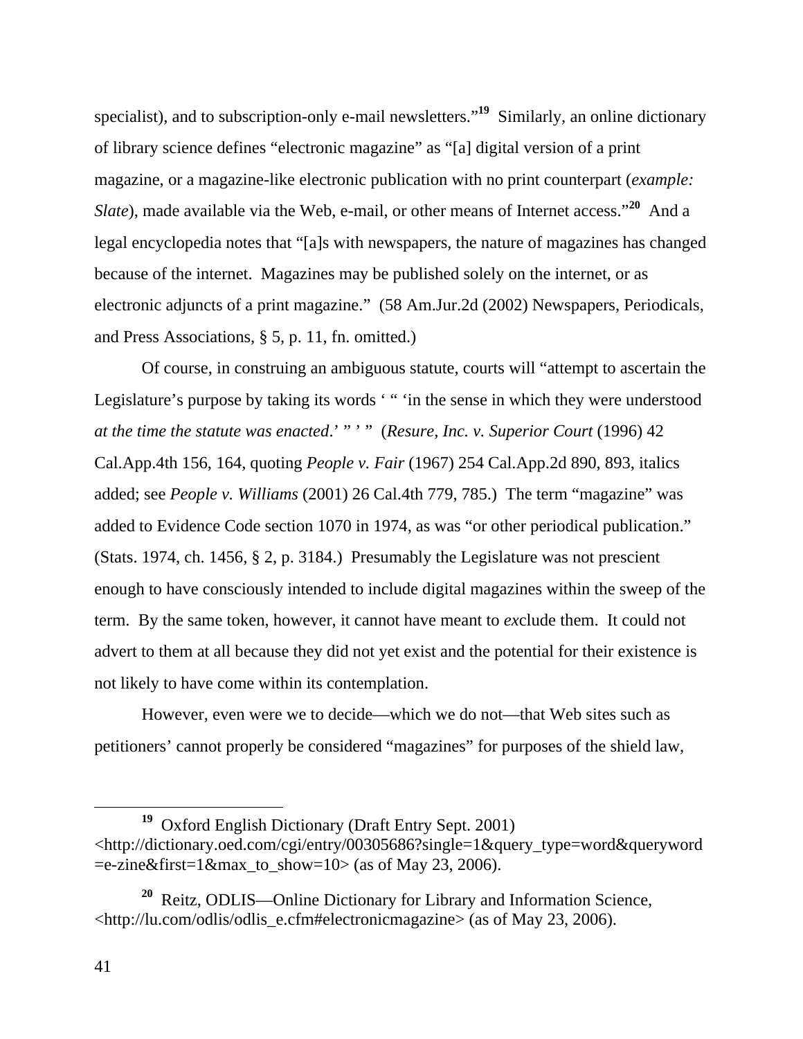specialist), and to subscription-only e-mail newsletters."[19] Similarly, an online dictionary of library science defines "electronic magazine" as "[a] digital version of a print magazine, or a magazine-like electronic publication with no print counterpart (*example: Slate*), made available via the Web, e-mail, or other means of Internet access."[20] And a legal encyclopedia notes that "[a]s with newspapers, the nature of magazines has changed because of the internet. Magazines may be published solely on the internet, or as electronic adjuncts of a print magazine." (58 Am.Jur.2d (2002) Newspapers, Periodicals, and Press Associations, § 5, p. 11, fn. omitted.)

Of course, in construing an ambiguous statute, courts will "attempt to ascertain the Legislature's purpose by taking its words ' " 'in the sense in which they were understood *at the time the statute was enacted*.' " ' " (*Resure, Inc. v. Superior Court* (1996) 42 Cal.App.4th 156, 164, quoting *People v. Fair* (1967) 254 Cal.App.2d 890, 893, italics added; see *People v. Williams* (2001) 26 Cal.4th 779, 785.) The term "magazine" was added to Evidence Code section 1070 in 1974, as was "or other periodical publication." (Stats. 1974, ch. 1456, § 2, p. 3184.) Presumably the Legislature was not prescient enough to have consciously intended to include digital magazines within the sweep of the term. By the same token, however, it cannot have meant to *ex*clude them. It could not advert to them at all because they did not yet exist and the potential for their existence is not likely to have come within its contemplation.

However, even were we to decide—which we do not—that Web sites such as petitioners' cannot properly be considered "magazines" for purposes of the shield law,

---

[19] Oxford English Dictionary (Draft Entry Sept. 2001) <http://dictionary.oed.com/cgi/entry/00305686?single=1&query_type=word&queryword=e-zine&first=1&max_to_show=10> (as of May 23, 2006).

[20] Reitz, ODLIS—Online Dictionary for Library and Information Science, <http://lu.com/odlis/odlis_e.cfm#electronicmagazine> (as of May 23, 2006).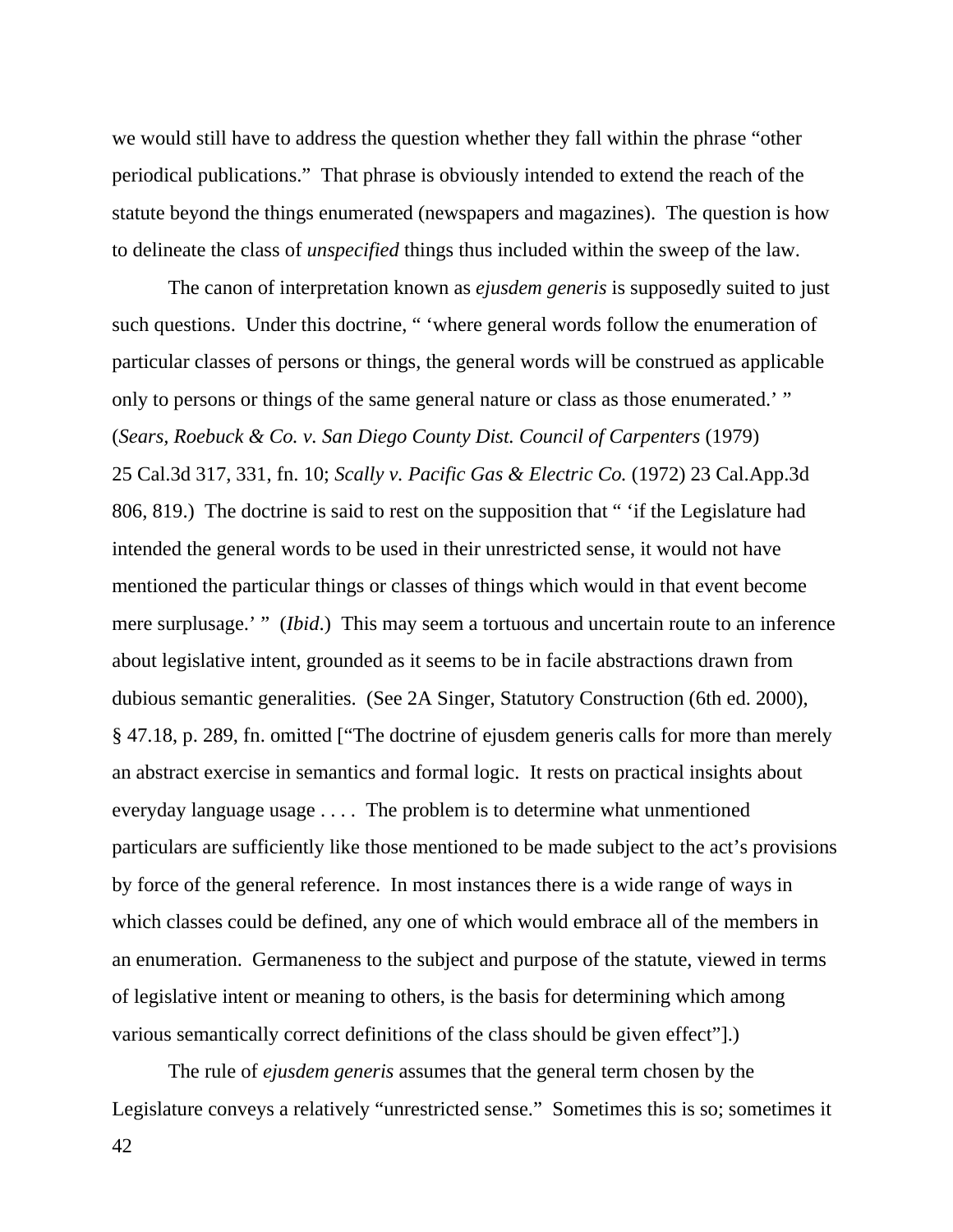we would still have to address the question whether they fall within the phrase "other periodical publications." That phrase is obviously intended to extend the reach of the statute beyond the things enumerated (newspapers and magazines). The question is how to delineate the class of *unspecified* things thus included within the sweep of the law.

The canon of interpretation known as *ejusdem generis* is supposedly suited to just such questions. Under this doctrine, " 'where general words follow the enumeration of particular classes of persons or things, the general words will be construed as applicable only to persons or things of the same general nature or class as those enumerated.' " (*Sears, Roebuck & Co. v. San Diego County Dist. Council of Carpenters* (1979) 25 Cal.3d 317, 331, fn. 10; *Scally v. Pacific Gas & Electric Co.* (1972) 23 Cal.App.3d 806, 819.) The doctrine is said to rest on the supposition that " 'if the Legislature had intended the general words to be used in their unrestricted sense, it would not have mentioned the particular things or classes of things which would in that event become mere surplusage.' " (*Ibid*.) This may seem a tortuous and uncertain route to an inference about legislative intent, grounded as it seems to be in facile abstractions drawn from dubious semantic generalities. (See 2A Singer, Statutory Construction (6th ed. 2000), § 47.18, p. 289, fn. omitted ["The doctrine of ejusdem generis calls for more than merely an abstract exercise in semantics and formal logic. It rests on practical insights about everyday language usage . . . . The problem is to determine what unmentioned particulars are sufficiently like those mentioned to be made subject to the act's provisions by force of the general reference. In most instances there is a wide range of ways in which classes could be defined, any one of which would embrace all of the members in an enumeration. Germaneness to the subject and purpose of the statute, viewed in terms of legislative intent or meaning to others, is the basis for determining which among various semantically correct definitions of the class should be given effect"].)

The rule of *ejusdem generis* assumes that the general term chosen by the Legislature conveys a relatively "unrestricted sense." Sometimes this is so; sometimes it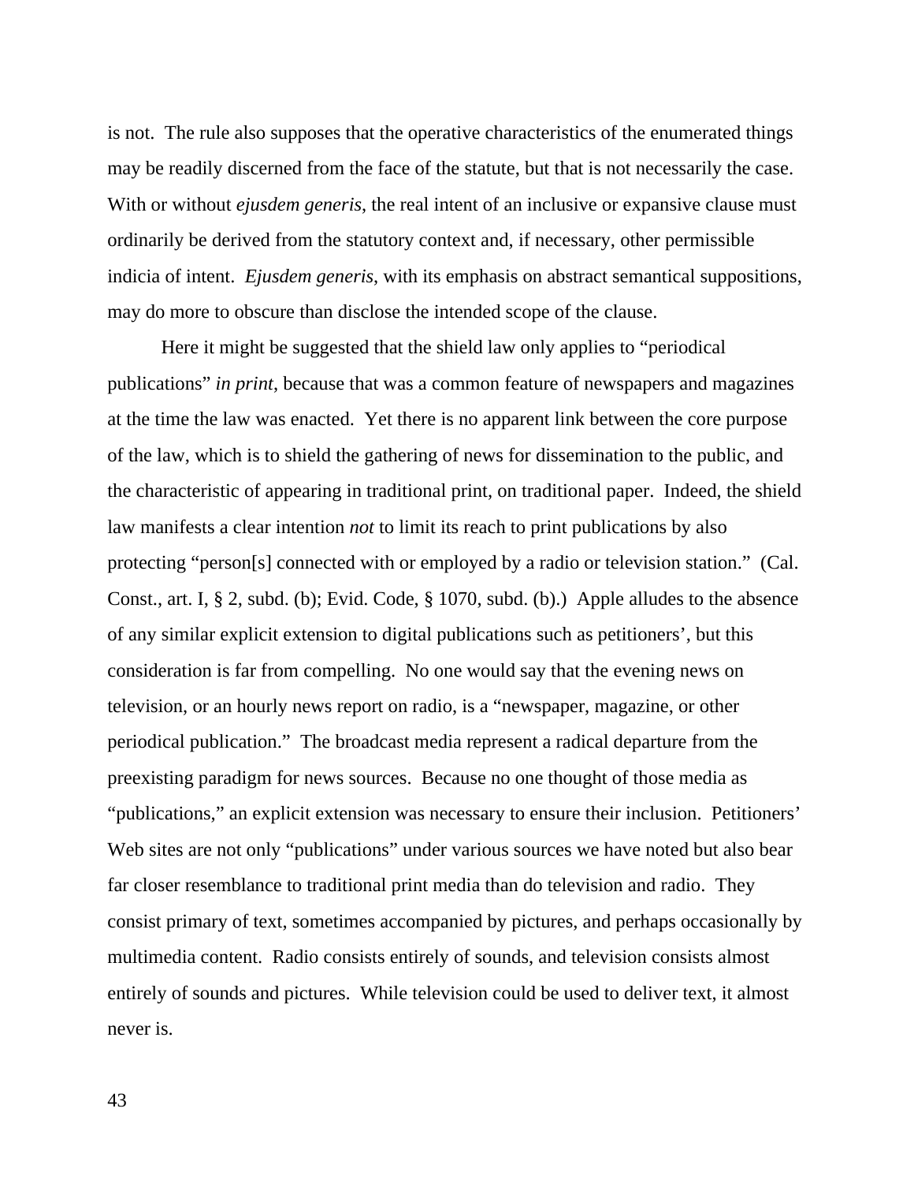is not. The rule also supposes that the operative characteristics of the enumerated things may be readily discerned from the face of the statute, but that is not necessarily the case. With or without *ejusdem generis*, the real intent of an inclusive or expansive clause must ordinarily be derived from the statutory context and, if necessary, other permissible indicia of intent. *Ejusdem generis*, with its emphasis on abstract semantical suppositions, may do more to obscure than disclose the intended scope of the clause.

Here it might be suggested that the shield law only applies to "periodical publications" *in print*, because that was a common feature of newspapers and magazines at the time the law was enacted. Yet there is no apparent link between the core purpose of the law, which is to shield the gathering of news for dissemination to the public, and the characteristic of appearing in traditional print, on traditional paper. Indeed, the shield law manifests a clear intention *not* to limit its reach to print publications by also protecting "person[s] connected with or employed by a radio or television station." (Cal. Const., art. I, § 2, subd. (b); Evid. Code, § 1070, subd. (b).) Apple alludes to the absence of any similar explicit extension to digital publications such as petitioners', but this consideration is far from compelling. No one would say that the evening news on television, or an hourly news report on radio, is a "newspaper, magazine, or other periodical publication." The broadcast media represent a radical departure from the preexisting paradigm for news sources. Because no one thought of those media as "publications," an explicit extension was necessary to ensure their inclusion. Petitioners' Web sites are not only "publications" under various sources we have noted but also bear far closer resemblance to traditional print media than do television and radio. They consist primary of text, sometimes accompanied by pictures, and perhaps occasionally by multimedia content. Radio consists entirely of sounds, and television consists almost entirely of sounds and pictures. While television could be used to deliver text, it almost never is.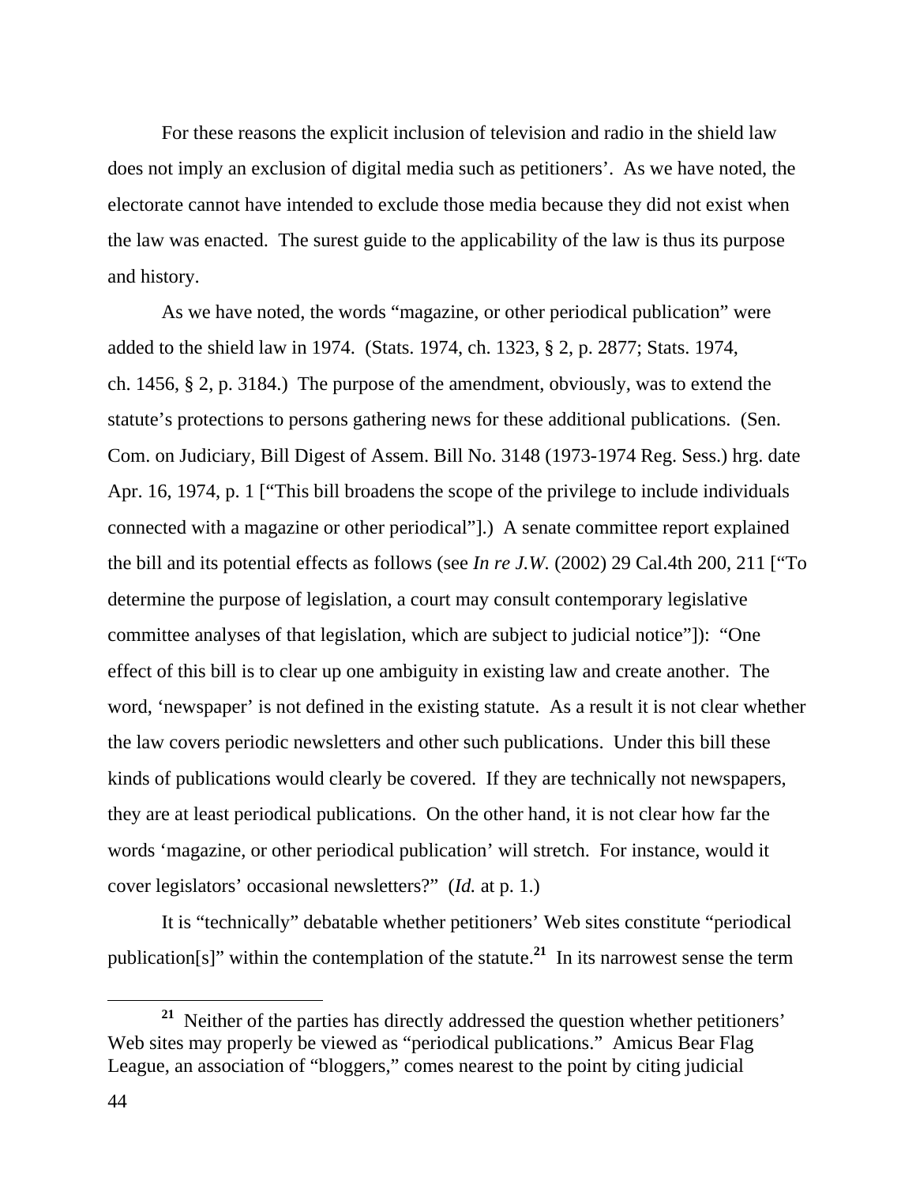For these reasons the explicit inclusion of television and radio in the shield law does not imply an exclusion of digital media such as petitioners'. As we have noted, the electorate cannot have intended to exclude those media because they did not exist when the law was enacted. The surest guide to the applicability of the law is thus its purpose and history.

As we have noted, the words "magazine, or other periodical publication" were added to the shield law in 1974. (Stats. 1974, ch. 1323, § 2, p. 2877; Stats. 1974, ch. 1456, § 2, p. 3184.) The purpose of the amendment, obviously, was to extend the statute's protections to persons gathering news for these additional publications. (Sen. Com. on Judiciary, Bill Digest of Assem. Bill No. 3148 (1973-1974 Reg. Sess.) hrg. date Apr. 16, 1974, p. 1 ["This bill broadens the scope of the privilege to include individuals connected with a magazine or other periodical"].) A senate committee report explained the bill and its potential effects as follows (see *In re J.W.* (2002) 29 Cal.4th 200, 211 ["To determine the purpose of legislation, a court may consult contemporary legislative committee analyses of that legislation, which are subject to judicial notice"]): "One effect of this bill is to clear up one ambiguity in existing law and create another. The word, 'newspaper' is not defined in the existing statute. As a result it is not clear whether the law covers periodic newsletters and other such publications. Under this bill these kinds of publications would clearly be covered. If they are technically not newspapers, they are at least periodical publications. On the other hand, it is not clear how far the words 'magazine, or other periodical publication' will stretch. For instance, would it cover legislators' occasional newsletters?" (*Id.* at p. 1.)

It is "technically" debatable whether petitioners' Web sites constitute "periodical publication[s]" within the contemplation of the statute.[21] In its narrowest sense the term

---

[21] Neither of the parties has directly addressed the question whether petitioners' Web sites may properly be viewed as "periodical publications." Amicus Bear Flag League, an association of "bloggers," comes nearest to the point by citing judicial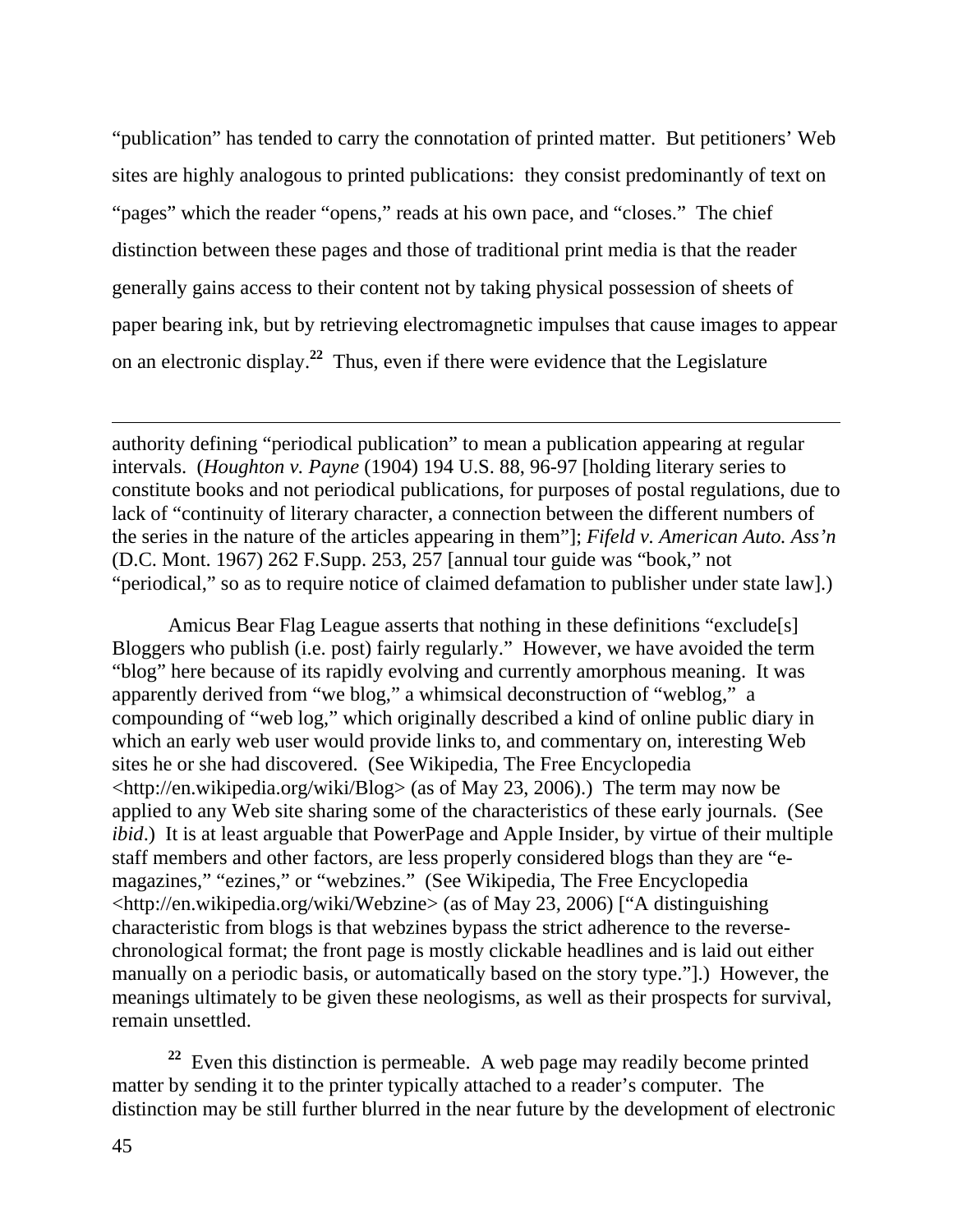"publication" has tended to carry the connotation of printed matter. But petitioners' Web sites are highly analogous to printed publications: they consist predominantly of text on "pages" which the reader "opens," reads at his own pace, and "closes." The chief distinction between these pages and those of traditional print media is that the reader generally gains access to their content not by taking physical possession of sheets of paper bearing ink, but by retrieving electromagnetic impulses that cause images to appear on an electronic display.[22] Thus, even if there were evidence that the Legislature

---

authority defining "periodical publication" to mean a publication appearing at regular intervals. (*Houghton v. Payne* (1904) 194 U.S. 88, 96-97 [holding literary series to constitute books and not periodical publications, for purposes of postal regulations, due to lack of "continuity of literary character, a connection between the different numbers of the series in the nature of the articles appearing in them"]; *Fifeld v. American Auto. Ass'n* (D.C. Mont. 1967) 262 F.Supp. 253, 257 [annual tour guide was "book," not "periodical," so as to require notice of claimed defamation to publisher under state law].)

Amicus Bear Flag League asserts that nothing in these definitions "exclude[s] Bloggers who publish (i.e. post) fairly regularly." However, we have avoided the term "blog" here because of its rapidly evolving and currently amorphous meaning. It was apparently derived from "we blog," a whimsical deconstruction of "weblog," a compounding of "web log," which originally described a kind of online public diary in which an early web user would provide links to, and commentary on, interesting Web sites he or she had discovered. (See Wikipedia, The Free Encyclopedia <http://en.wikipedia.org/wiki/Blog> (as of May 23, 2006).) The term may now be applied to any Web site sharing some of the characteristics of these early journals. (See *ibid*.) It is at least arguable that PowerPage and Apple Insider, by virtue of their multiple staff members and other factors, are less properly considered blogs than they are "e-magazines," "ezines," or "webzines." (See Wikipedia, The Free Encyclopedia <http://en.wikipedia.org/wiki/Webzine> (as of May 23, 2006) ["A distinguishing characteristic from blogs is that webzines bypass the strict adherence to the reverse-chronological format; the front page is mostly clickable headlines and is laid out either manually on a periodic basis, or automatically based on the story type."].) However, the meanings ultimately to be given these neologisms, as well as their prospects for survival, remain unsettled.

[22] Even this distinction is permeable. A web page may readily become printed matter by sending it to the printer typically attached to a reader's computer. The distinction may be still further blurred in the near future by the development of electronic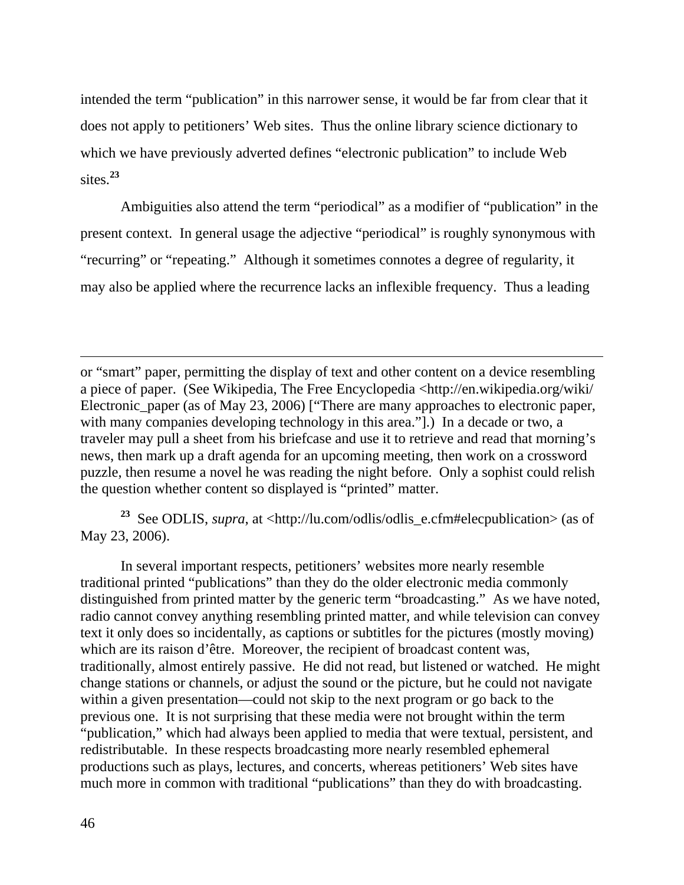intended the term "publication" in this narrower sense, it would be far from clear that it does not apply to petitioners' Web sites. Thus the online library science dictionary to which we have previously adverted defines "electronic publication" to include Web sites.[23]

Ambiguities also attend the term "periodical" as a modifier of "publication" in the present context. In general usage the adjective "periodical" is roughly synonymous with "recurring" or "repeating." Although it sometimes connotes a degree of regularity, it may also be applied where the recurrence lacks an inflexible frequency. Thus a leading

---

or "smart" paper, permitting the display of text and other content on a device resembling a piece of paper. (See Wikipedia, The Free Encyclopedia <http://en.wikipedia.org/wiki/Electronic_paper (as of May 23, 2006) ["There are many approaches to electronic paper, with many companies developing technology in this area."].) In a decade or two, a traveler may pull a sheet from his briefcase and use it to retrieve and read that morning's news, then mark up a draft agenda for an upcoming meeting, then work on a crossword puzzle, then resume a novel he was reading the night before. Only a sophist could relish the question whether content so displayed is "printed" matter.

[23] See ODLIS, *supra*, at <http://lu.com/odlis/odlis_e.cfm#elecpublication> (as of May 23, 2006).

In several important respects, petitioners' websites more nearly resemble traditional printed "publications" than they do the older electronic media commonly distinguished from printed matter by the generic term "broadcasting." As we have noted, radio cannot convey anything resembling printed matter, and while television can convey text it only does so incidentally, as captions or subtitles for the pictures (mostly moving) which are its raison d'être. Moreover, the recipient of broadcast content was, traditionally, almost entirely passive. He did not read, but listened or watched. He might change stations or channels, or adjust the sound or the picture, but he could not navigate within a given presentation—could not skip to the next program or go back to the previous one. It is not surprising that these media were not brought within the term "publication," which had always been applied to media that were textual, persistent, and redistributable. In these respects broadcasting more nearly resembled ephemeral productions such as plays, lectures, and concerts, whereas petitioners' Web sites have much more in common with traditional "publications" than they do with broadcasting.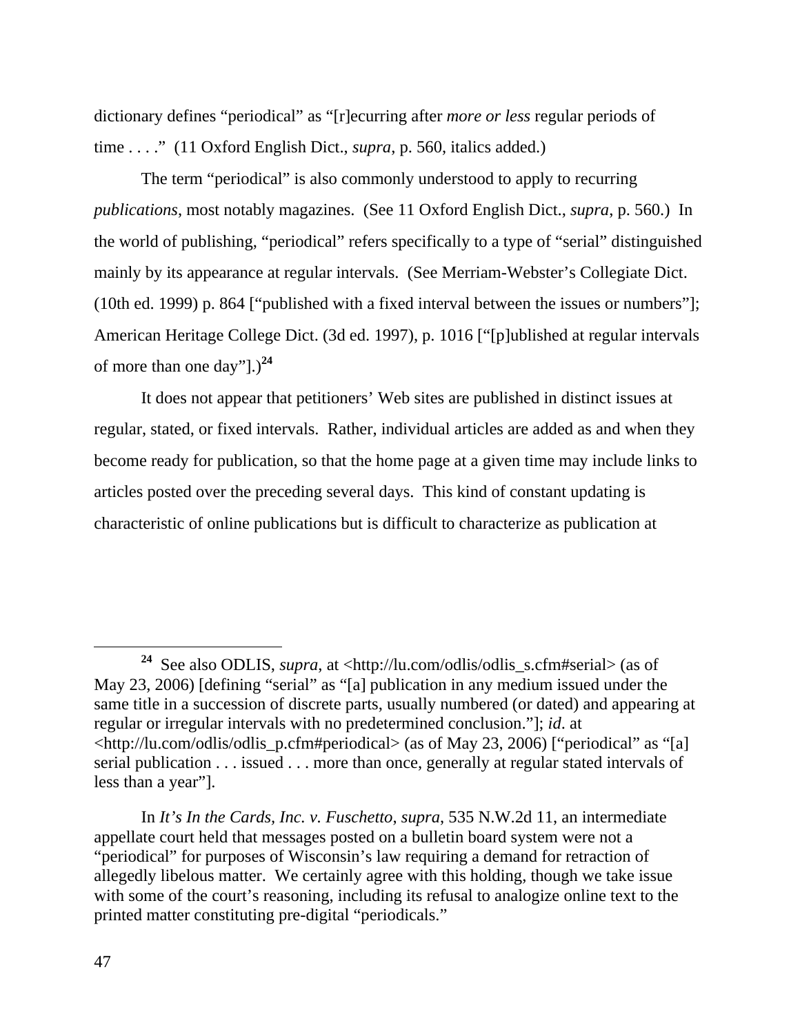dictionary defines "periodical" as "[r]ecurring after *more or less* regular periods of time . . . ." (11 Oxford English Dict., *supra*, p. 560, italics added.)

The term "periodical" is also commonly understood to apply to recurring *publications*, most notably magazines. (See 11 Oxford English Dict., *supra*, p. 560.) In the world of publishing, "periodical" refers specifically to a type of "serial" distinguished mainly by its appearance at regular intervals. (See Merriam-Webster's Collegiate Dict. (10th ed. 1999) p. 864 ["published with a fixed interval between the issues or numbers"]; American Heritage College Dict. (3d ed. 1997), p. 1016 ["[p]ublished at regular intervals of more than one day"].)[24]

It does not appear that petitioners' Web sites are published in distinct issues at regular, stated, or fixed intervals. Rather, individual articles are added as and when they become ready for publication, so that the home page at a given time may include links to articles posted over the preceding several days. This kind of constant updating is characteristic of online publications but is difficult to characterize as publication at

---

[24] See also ODLIS, *supra*, at <http://lu.com/odlis/odlis_s.cfm#serial> (as of May 23, 2006) [defining "serial" as "[a] publication in any medium issued under the same title in a succession of discrete parts, usually numbered (or dated) and appearing at regular or irregular intervals with no predetermined conclusion."]; *id*. at <http://lu.com/odlis/odlis_p.cfm#periodical> (as of May 23, 2006) ["periodical" as "[a] serial publication . . . issued . . . more than once, generally at regular stated intervals of less than a year"].

In *It's In the Cards, Inc. v. Fuschetto*, *supra*, 535 N.W.2d 11, an intermediate appellate court held that messages posted on a bulletin board system were not a "periodical" for purposes of Wisconsin's law requiring a demand for retraction of allegedly libelous matter. We certainly agree with this holding, though we take issue with some of the court's reasoning, including its refusal to analogize online text to the printed matter constituting pre-digital "periodicals."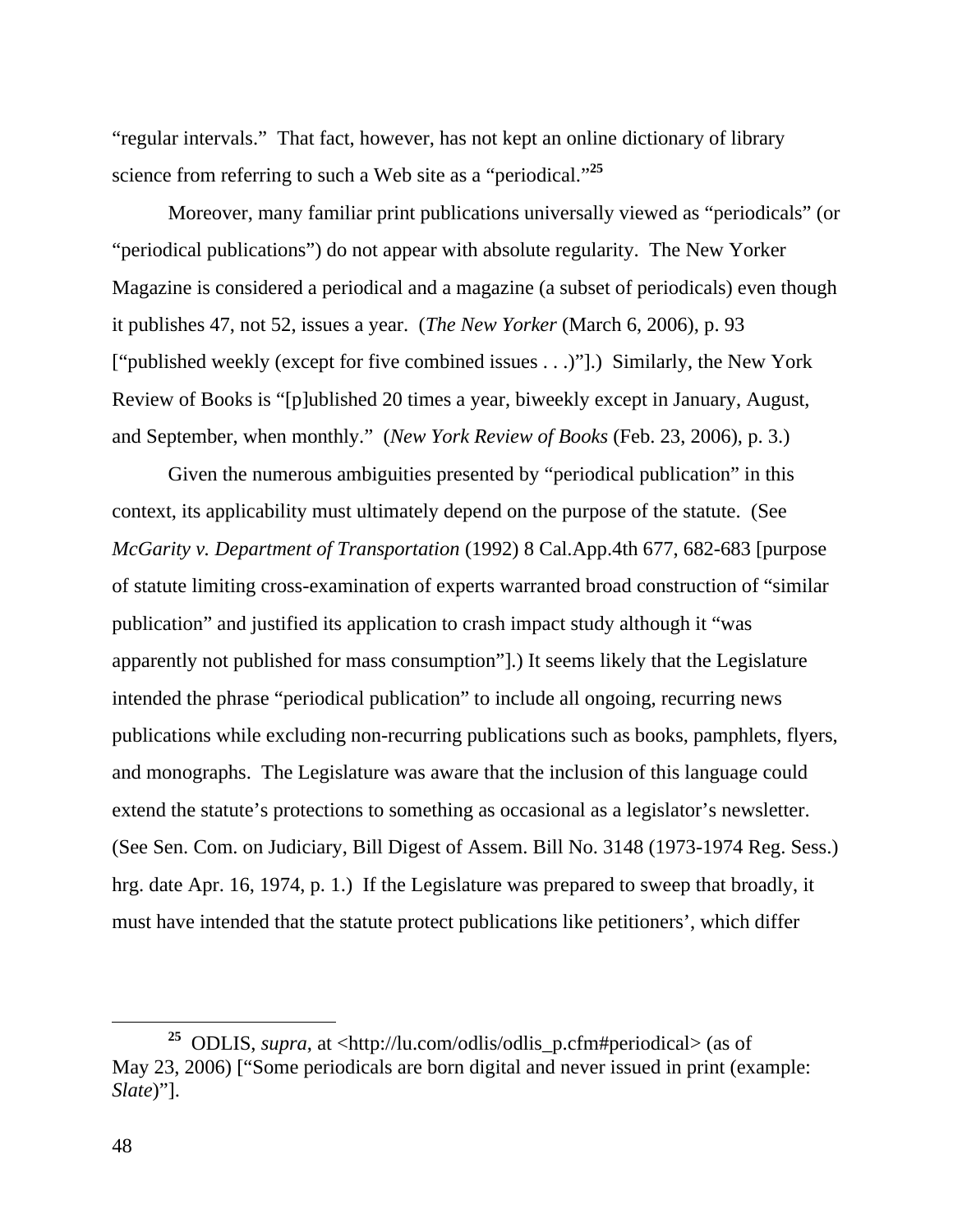"regular intervals." That fact, however, has not kept an online dictionary of library science from referring to such a Web site as a "periodical."[25]

Moreover, many familiar print publications universally viewed as "periodicals" (or "periodical publications") do not appear with absolute regularity. The New Yorker Magazine is considered a periodical and a magazine (a subset of periodicals) even though it publishes 47, not 52, issues a year. (*The New Yorker* (March 6, 2006), p. 93 ["published weekly (except for five combined issues . . .)"].) Similarly, the New York Review of Books is "[p]ublished 20 times a year, biweekly except in January, August, and September, when monthly." (*New York Review of Books* (Feb. 23, 2006), p. 3.)

Given the numerous ambiguities presented by "periodical publication" in this context, its applicability must ultimately depend on the purpose of the statute. (See *McGarity v. Department of Transportation* (1992) 8 Cal.App.4th 677, 682-683 [purpose of statute limiting cross-examination of experts warranted broad construction of "similar publication" and justified its application to crash impact study although it "was apparently not published for mass consumption"].) It seems likely that the Legislature intended the phrase "periodical publication" to include all ongoing, recurring news publications while excluding non-recurring publications such as books, pamphlets, flyers, and monographs. The Legislature was aware that the inclusion of this language could extend the statute's protections to something as occasional as a legislator's newsletter. (See Sen. Com. on Judiciary, Bill Digest of Assem. Bill No. 3148 (1973-1974 Reg. Sess.) hrg. date Apr. 16, 1974, p. 1.) If the Legislature was prepared to sweep that broadly, it must have intended that the statute protect publications like petitioners', which differ

---

[25] ODLIS, *supra*, at <http://lu.com/odlis/odlis_p.cfm#periodical> (as of May 23, 2006) ["Some periodicals are born digital and never issued in print (example: *Slate*)"].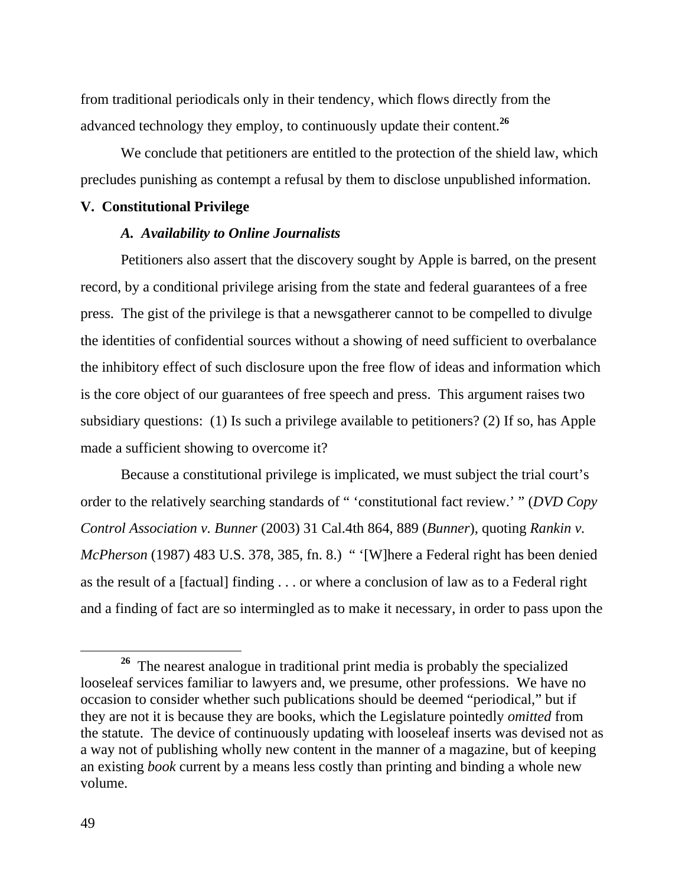from traditional periodicals only in their tendency, which flows directly from the advanced technology they employ, to continuously update their content.[26]

We conclude that petitioners are entitled to the protection of the shield law, which precludes punishing as contempt a refusal by them to disclose unpublished information.

## V. Constitutional Privilege

### *A. Availability to Online Journalists*

Petitioners also assert that the discovery sought by Apple is barred, on the present record, by a conditional privilege arising from the state and federal guarantees of a free press. The gist of the privilege is that a newsgatherer cannot to be compelled to divulge the identities of confidential sources without a showing of need sufficient to overbalance the inhibitory effect of such disclosure upon the free flow of ideas and information which is the core object of our guarantees of free speech and press. This argument raises two subsidiary questions: (1) Is such a privilege available to petitioners? (2) If so, has Apple made a sufficient showing to overcome it?

Because a constitutional privilege is implicated, we must subject the trial court's order to the relatively searching standards of " 'constitutional fact review.' " (*DVD Copy Control Association v. Bunner* (2003) 31 Cal.4th 864, 889 (*Bunner*), quoting *Rankin v. McPherson* (1987) 483 U.S. 378, 385, fn. 8.) " '[W]here a Federal right has been denied as the result of a [factual] finding . . . or where a conclusion of law as to a Federal right and a finding of fact are so intermingled as to make it necessary, in order to pass upon the

---

[26] The nearest analogue in traditional print media is probably the specialized looseleaf services familiar to lawyers and, we presume, other professions. We have no occasion to consider whether such publications should be deemed "periodical," but if they are not it is because they are books, which the Legislature pointedly *omitted* from the statute. The device of continuously updating with looseleaf inserts was devised not as a way not of publishing wholly new content in the manner of a magazine, but of keeping an existing *book* current by a means less costly than printing and binding a whole new volume.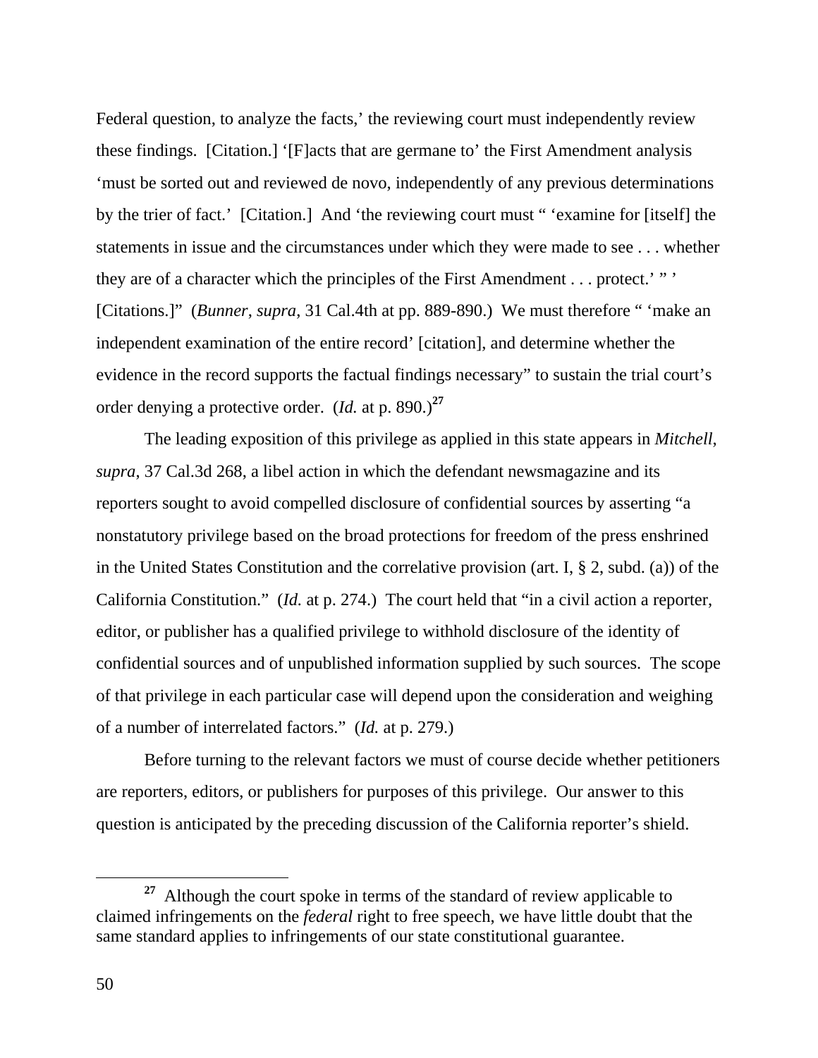Federal question, to analyze the facts,' the reviewing court must independently review these findings. [Citation.] '[F]acts that are germane to' the First Amendment analysis 'must be sorted out and reviewed de novo, independently of any previous determinations by the trier of fact.' [Citation.] And 'the reviewing court must " 'examine for [itself] the statements in issue and the circumstances under which they were made to see . . . whether they are of a character which the principles of the First Amendment . . . protect.' " ' [Citations.]" (*Bunner*, *supra*, 31 Cal.4th at pp. 889-890.) We must therefore " 'make an independent examination of the entire record' [citation], and determine whether the evidence in the record supports the factual findings necessary" to sustain the trial court's order denying a protective order. (*Id.* at p. 890.)[27]

The leading exposition of this privilege as applied in this state appears in *Mitchell*, *supra*, 37 Cal.3d 268, a libel action in which the defendant newsmagazine and its reporters sought to avoid compelled disclosure of confidential sources by asserting "a nonstatutory privilege based on the broad protections for freedom of the press enshrined in the United States Constitution and the correlative provision (art. I, § 2, subd. (a)) of the California Constitution." (*Id.* at p. 274.) The court held that "in a civil action a reporter, editor, or publisher has a qualified privilege to withhold disclosure of the identity of confidential sources and of unpublished information supplied by such sources. The scope of that privilege in each particular case will depend upon the consideration and weighing of a number of interrelated factors." (*Id.* at p. 279.)

Before turning to the relevant factors we must of course decide whether petitioners are reporters, editors, or publishers for purposes of this privilege. Our answer to this question is anticipated by the preceding discussion of the California reporter's shield.

---

[27] Although the court spoke in terms of the standard of review applicable to claimed infringements on the *federal* right to free speech, we have little doubt that the same standard applies to infringements of our state constitutional guarantee.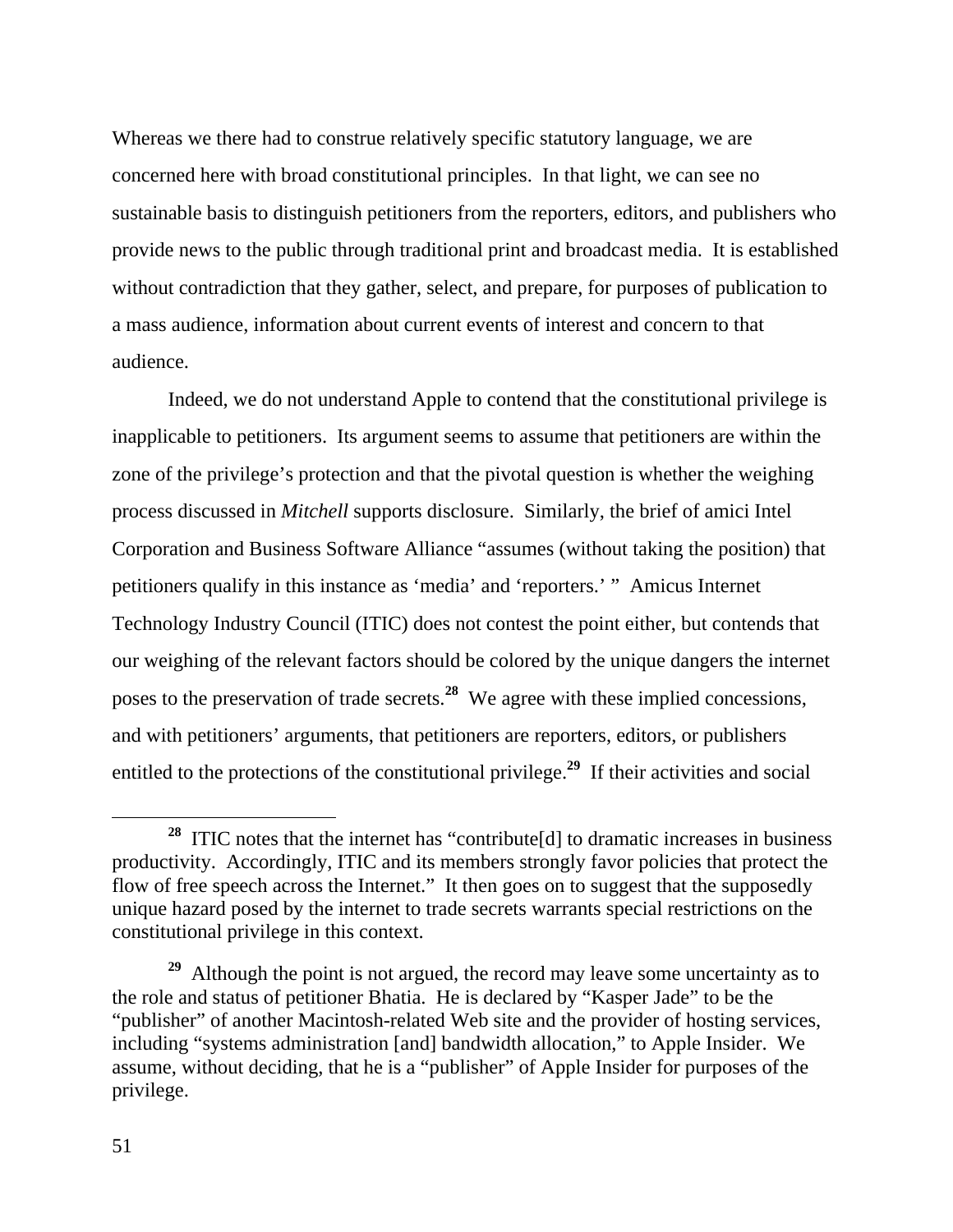Whereas we there had to construe relatively specific statutory language, we are concerned here with broad constitutional principles. In that light, we can see no sustainable basis to distinguish petitioners from the reporters, editors, and publishers who provide news to the public through traditional print and broadcast media. It is established without contradiction that they gather, select, and prepare, for purposes of publication to a mass audience, information about current events of interest and concern to that audience.

Indeed, we do not understand Apple to contend that the constitutional privilege is inapplicable to petitioners. Its argument seems to assume that petitioners are within the zone of the privilege's protection and that the pivotal question is whether the weighing process discussed in *Mitchell* supports disclosure. Similarly, the brief of amici Intel Corporation and Business Software Alliance "assumes (without taking the position) that petitioners qualify in this instance as 'media' and 'reporters.' " Amicus Internet Technology Industry Council (ITIC) does not contest the point either, but contends that our weighing of the relevant factors should be colored by the unique dangers the internet poses to the preservation of trade secrets.[28] We agree with these implied concessions, and with petitioners' arguments, that petitioners are reporters, editors, or publishers entitled to the protections of the constitutional privilege.[29] If their activities and social

---

[28] ITIC notes that the internet has "contribute[d] to dramatic increases in business productivity. Accordingly, ITIC and its members strongly favor policies that protect the flow of free speech across the Internet." It then goes on to suggest that the supposedly unique hazard posed by the internet to trade secrets warrants special restrictions on the constitutional privilege in this context.

[29] Although the point is not argued, the record may leave some uncertainty as to the role and status of petitioner Bhatia. He is declared by "Kasper Jade" to be the "publisher" of another Macintosh-related Web site and the provider of hosting services, including "systems administration [and] bandwidth allocation," to Apple Insider. We assume, without deciding, that he is a "publisher" of Apple Insider for purposes of the privilege.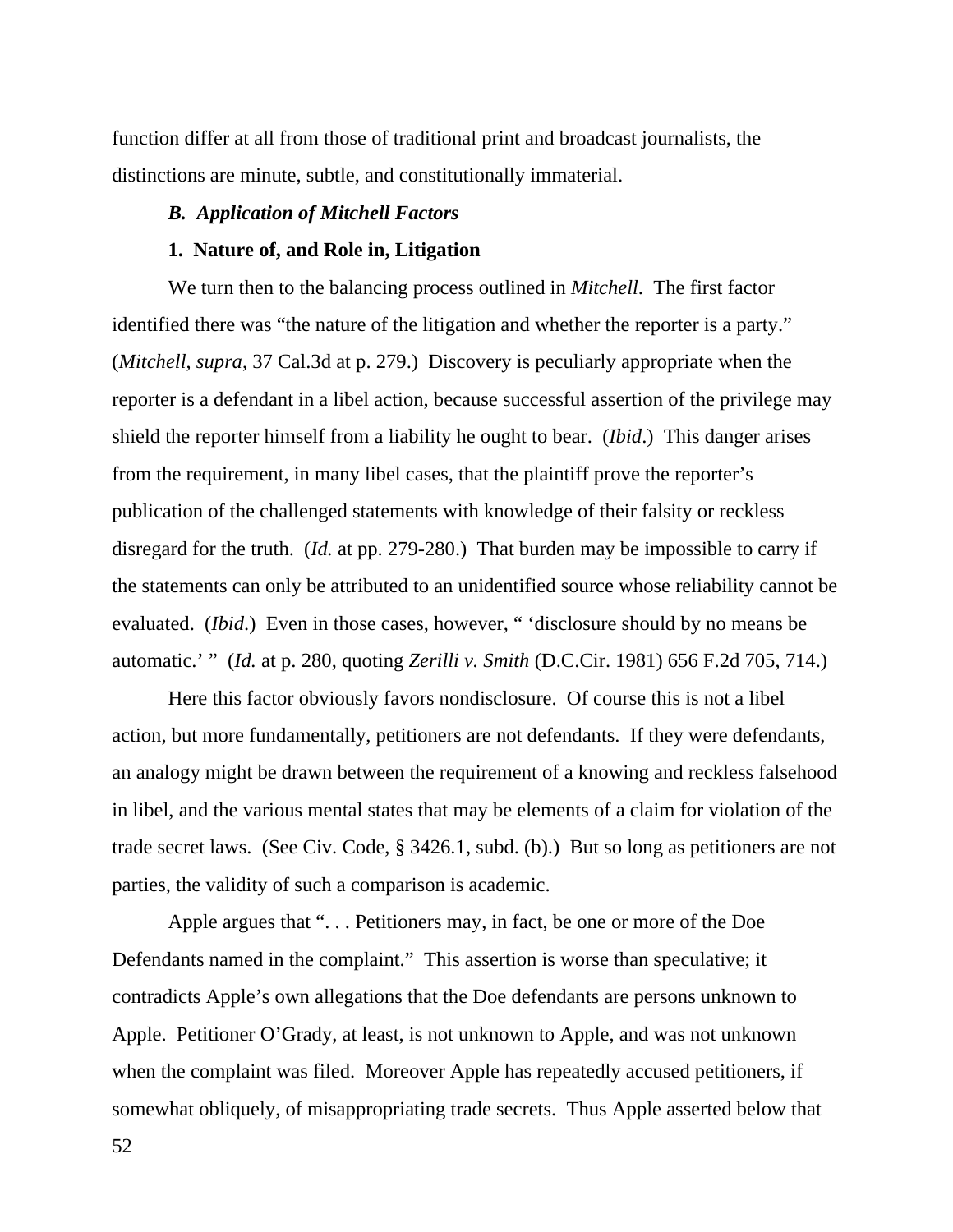function differ at all from those of traditional print and broadcast journalists, the distinctions are minute, subtle, and constitutionally immaterial.

### *B. Application of Mitchell Factors*

#### 1. Nature of, and Role in, Litigation

We turn then to the balancing process outlined in *Mitchell*. The first factor identified there was "the nature of the litigation and whether the reporter is a party." (*Mitchell, supra*, 37 Cal.3d at p. 279.) Discovery is peculiarly appropriate when the reporter is a defendant in a libel action, because successful assertion of the privilege may shield the reporter himself from a liability he ought to bear. (*Ibid*.) This danger arises from the requirement, in many libel cases, that the plaintiff prove the reporter's publication of the challenged statements with knowledge of their falsity or reckless disregard for the truth. (*Id.* at pp. 279-280.) That burden may be impossible to carry if the statements can only be attributed to an unidentified source whose reliability cannot be evaluated. (*Ibid*.) Even in those cases, however, " 'disclosure should by no means be automatic.' " (*Id.* at p. 280, quoting *Zerilli v. Smith* (D.C.Cir. 1981) 656 F.2d 705, 714.)

Here this factor obviously favors nondisclosure. Of course this is not a libel action, but more fundamentally, petitioners are not defendants. If they were defendants, an analogy might be drawn between the requirement of a knowing and reckless falsehood in libel, and the various mental states that may be elements of a claim for violation of the trade secret laws. (See Civ. Code, § 3426.1, subd. (b).) But so long as petitioners are not parties, the validity of such a comparison is academic.

Apple argues that ". . . Petitioners may, in fact, be one or more of the Doe Defendants named in the complaint." This assertion is worse than speculative; it contradicts Apple's own allegations that the Doe defendants are persons unknown to Apple. Petitioner O'Grady, at least, is not unknown to Apple, and was not unknown when the complaint was filed. Moreover Apple has repeatedly accused petitioners, if somewhat obliquely, of misappropriating trade secrets. Thus Apple asserted below that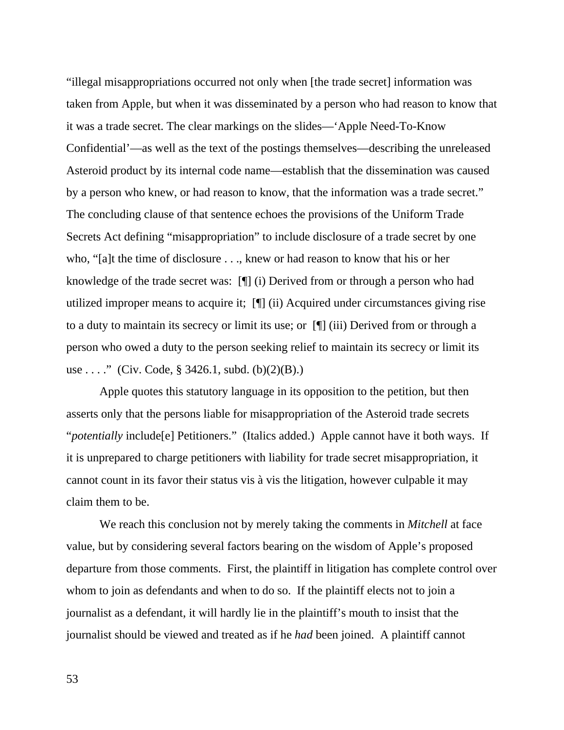"illegal misappropriations occurred not only when [the trade secret] information was taken from Apple, but when it was disseminated by a person who had reason to know that it was a trade secret. The clear markings on the slides—'Apple Need-To-Know Confidential'—as well as the text of the postings themselves—describing the unreleased Asteroid product by its internal code name—establish that the dissemination was caused by a person who knew, or had reason to know, that the information was a trade secret." The concluding clause of that sentence echoes the provisions of the Uniform Trade Secrets Act defining "misappropriation" to include disclosure of a trade secret by one who, "[a]t the time of disclosure . . ., knew or had reason to know that his or her knowledge of the trade secret was: [¶] (i) Derived from or through a person who had utilized improper means to acquire it; [¶] (ii) Acquired under circumstances giving rise to a duty to maintain its secrecy or limit its use; or [¶] (iii) Derived from or through a person who owed a duty to the person seeking relief to maintain its secrecy or limit its use . . . ." (Civ. Code, § 3426.1, subd. (b)(2)(B).)

Apple quotes this statutory language in its opposition to the petition, but then asserts only that the persons liable for misappropriation of the Asteroid trade secrets "*potentially* include[e] Petitioners." (Italics added.) Apple cannot have it both ways. If it is unprepared to charge petitioners with liability for trade secret misappropriation, it cannot count in its favor their status vis à vis the litigation, however culpable it may claim them to be.

We reach this conclusion not by merely taking the comments in *Mitchell* at face value, but by considering several factors bearing on the wisdom of Apple's proposed departure from those comments. First, the plaintiff in litigation has complete control over whom to join as defendants and when to do so. If the plaintiff elects not to join a journalist as a defendant, it will hardly lie in the plaintiff's mouth to insist that the journalist should be viewed and treated as if he *had* been joined. A plaintiff cannot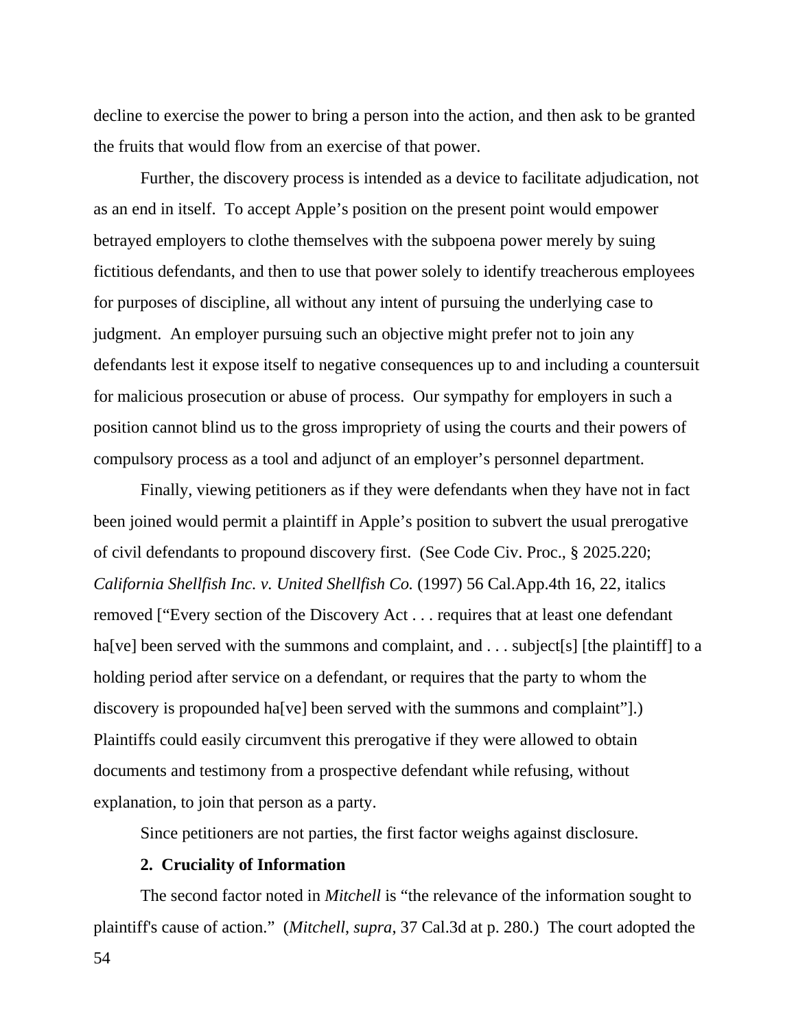decline to exercise the power to bring a person into the action, and then ask to be granted the fruits that would flow from an exercise of that power.

Further, the discovery process is intended as a device to facilitate adjudication, not as an end in itself. To accept Apple's position on the present point would empower betrayed employers to clothe themselves with the subpoena power merely by suing fictitious defendants, and then to use that power solely to identify treacherous employees for purposes of discipline, all without any intent of pursuing the underlying case to judgment. An employer pursuing such an objective might prefer not to join any defendants lest it expose itself to negative consequences up to and including a countersuit for malicious prosecution or abuse of process. Our sympathy for employers in such a position cannot blind us to the gross impropriety of using the courts and their powers of compulsory process as a tool and adjunct of an employer's personnel department.

Finally, viewing petitioners as if they were defendants when they have not in fact been joined would permit a plaintiff in Apple's position to subvert the usual prerogative of civil defendants to propound discovery first. (See Code Civ. Proc., § 2025.220; *California Shellfish Inc. v. United Shellfish Co.* (1997) 56 Cal.App.4th 16, 22, italics removed ["Every section of the Discovery Act . . . requires that at least one defendant ha[ve] been served with the summons and complaint, and . . . subject[s] [the plaintiff] to a holding period after service on a defendant, or requires that the party to whom the discovery is propounded ha[ve] been served with the summons and complaint"].) Plaintiffs could easily circumvent this prerogative if they were allowed to obtain documents and testimony from a prospective defendant while refusing, without explanation, to join that person as a party.

Since petitioners are not parties, the first factor weighs against disclosure.

**2. Cruciality of Information**

The second factor noted in *Mitchell* is "the relevance of the information sought to plaintiff's cause of action." (*Mitchell, supra,* 37 Cal.3d at p. 280.) The court adopted the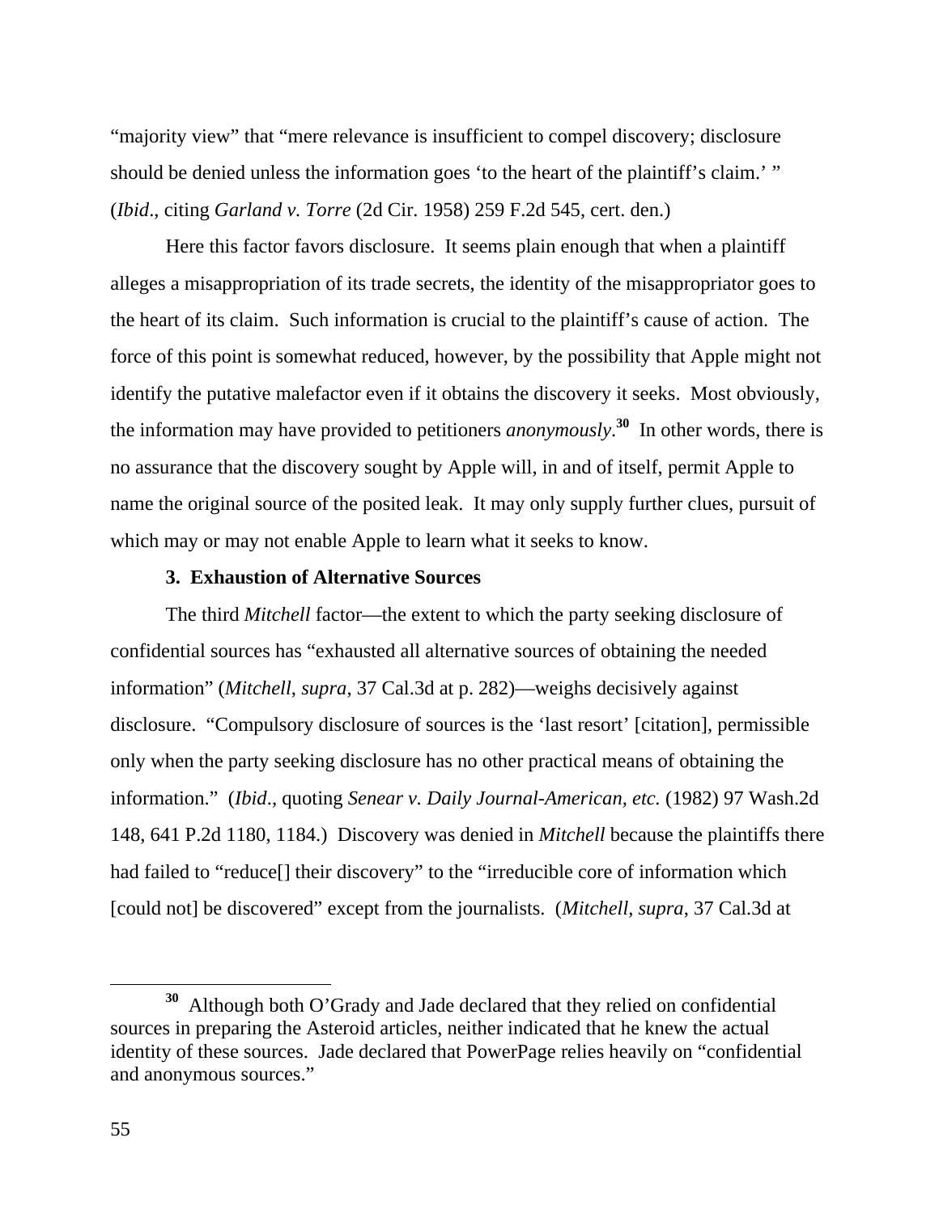"majority view" that "mere relevance is insufficient to compel discovery; disclosure should be denied unless the information goes 'to the heart of the plaintiff's claim.' " (*Ibid*., citing *Garland v. Torre* (2d Cir. 1958) 259 F.2d 545, cert. den.)

Here this factor favors disclosure. It seems plain enough that when a plaintiff alleges a misappropriation of its trade secrets, the identity of the misappropriator goes to the heart of its claim. Such information is crucial to the plaintiff's cause of action. The force of this point is somewhat reduced, however, by the possibility that Apple might not identify the putative malefactor even if it obtains the discovery it seeks. Most obviously, the information may have provided to petitioners *anonymously*.[30] In other words, there is no assurance that the discovery sought by Apple will, in and of itself, permit Apple to name the original source of the posited leak. It may only supply further clues, pursuit of which may or may not enable Apple to learn what it seeks to know.

**3. Exhaustion of Alternative Sources**

The third *Mitchell* factor—the extent to which the party seeking disclosure of confidential sources has "exhausted all alternative sources of obtaining the needed information" (*Mitchell*, *supra*, 37 Cal.3d at p. 282)—weighs decisively against disclosure. "Compulsory disclosure of sources is the 'last resort' [citation], permissible only when the party seeking disclosure has no other practical means of obtaining the information." (*Ibid*., quoting *Senear v. Daily Journal-American, etc.* (1982) 97 Wash.2d 148, 641 P.2d 1180, 1184.) Discovery was denied in *Mitchell* because the plaintiffs there had failed to "reduce[] their discovery" to the "irreducible core of information which [could not] be discovered" except from the journalists. (*Mitchell*, *supra*, 37 Cal.3d at

---

[30] Although both O'Grady and Jade declared that they relied on confidential sources in preparing the Asteroid articles, neither indicated that he knew the actual identity of these sources. Jade declared that PowerPage relies heavily on "confidential and anonymous sources."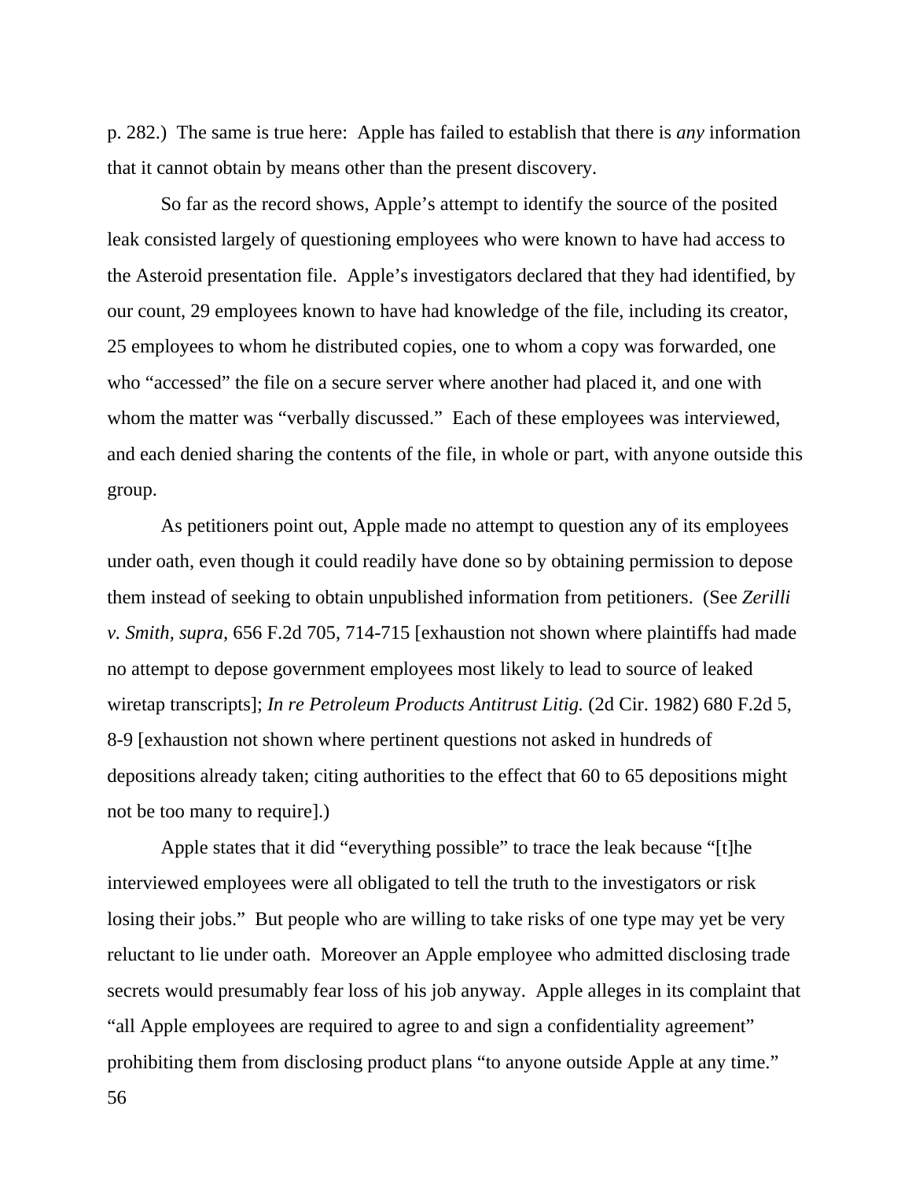p. 282.) The same is true here: Apple has failed to establish that there is *any* information that it cannot obtain by means other than the present discovery.

So far as the record shows, Apple's attempt to identify the source of the posited leak consisted largely of questioning employees who were known to have had access to the Asteroid presentation file. Apple's investigators declared that they had identified, by our count, 29 employees known to have had knowledge of the file, including its creator, 25 employees to whom he distributed copies, one to whom a copy was forwarded, one who "accessed" the file on a secure server where another had placed it, and one with whom the matter was "verbally discussed." Each of these employees was interviewed, and each denied sharing the contents of the file, in whole or part, with anyone outside this group.

As petitioners point out, Apple made no attempt to question any of its employees under oath, even though it could readily have done so by obtaining permission to depose them instead of seeking to obtain unpublished information from petitioners. (See *Zerilli v. Smith, supra,* 656 F.2d 705, 714-715 [exhaustion not shown where plaintiffs had made no attempt to depose government employees most likely to lead to source of leaked wiretap transcripts]; *In re Petroleum Products Antitrust Litig.* (2d Cir. 1982) 680 F.2d 5, 8-9 [exhaustion not shown where pertinent questions not asked in hundreds of depositions already taken; citing authorities to the effect that 60 to 65 depositions might not be too many to require].)

Apple states that it did "everything possible" to trace the leak because "[t]he interviewed employees were all obligated to tell the truth to the investigators or risk losing their jobs." But people who are willing to take risks of one type may yet be very reluctant to lie under oath. Moreover an Apple employee who admitted disclosing trade secrets would presumably fear loss of his job anyway. Apple alleges in its complaint that "all Apple employees are required to agree to and sign a confidentiality agreement" prohibiting them from disclosing product plans "to anyone outside Apple at any time."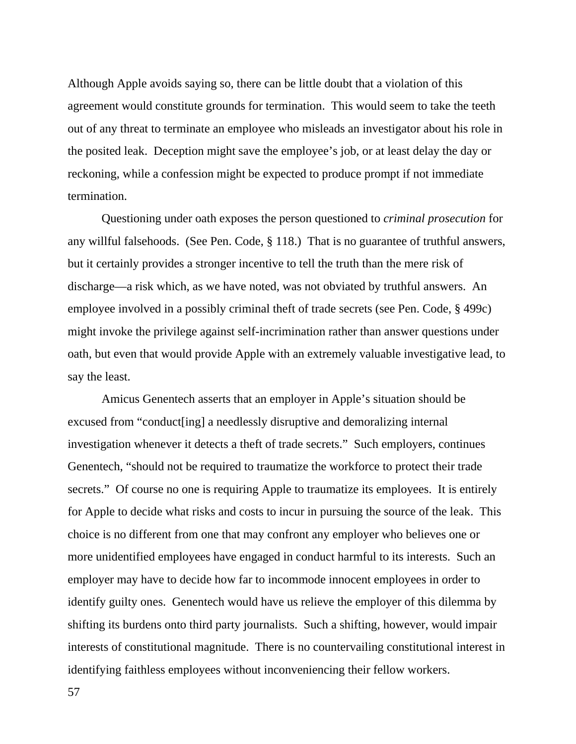Although Apple avoids saying so, there can be little doubt that a violation of this agreement would constitute grounds for termination. This would seem to take the teeth out of any threat to terminate an employee who misleads an investigator about his role in the posited leak. Deception might save the employee's job, or at least delay the day or reckoning, while a confession might be expected to produce prompt if not immediate termination.

Questioning under oath exposes the person questioned to *criminal prosecution* for any willful falsehoods. (See Pen. Code, § 118.) That is no guarantee of truthful answers, but it certainly provides a stronger incentive to tell the truth than the mere risk of discharge—a risk which, as we have noted, was not obviated by truthful answers. An employee involved in a possibly criminal theft of trade secrets (see Pen. Code, § 499c) might invoke the privilege against self-incrimination rather than answer questions under oath, but even that would provide Apple with an extremely valuable investigative lead, to say the least.

Amicus Genentech asserts that an employer in Apple's situation should be excused from "conduct[ing] a needlessly disruptive and demoralizing internal investigation whenever it detects a theft of trade secrets." Such employers, continues Genentech, "should not be required to traumatize the workforce to protect their trade secrets." Of course no one is requiring Apple to traumatize its employees. It is entirely for Apple to decide what risks and costs to incur in pursuing the source of the leak. This choice is no different from one that may confront any employer who believes one or more unidentified employees have engaged in conduct harmful to its interests. Such an employer may have to decide how far to incommode innocent employees in order to identify guilty ones. Genentech would have us relieve the employer of this dilemma by shifting its burdens onto third party journalists. Such a shifting, however, would impair interests of constitutional magnitude. There is no countervailing constitutional interest in identifying faithless employees without inconveniencing their fellow workers.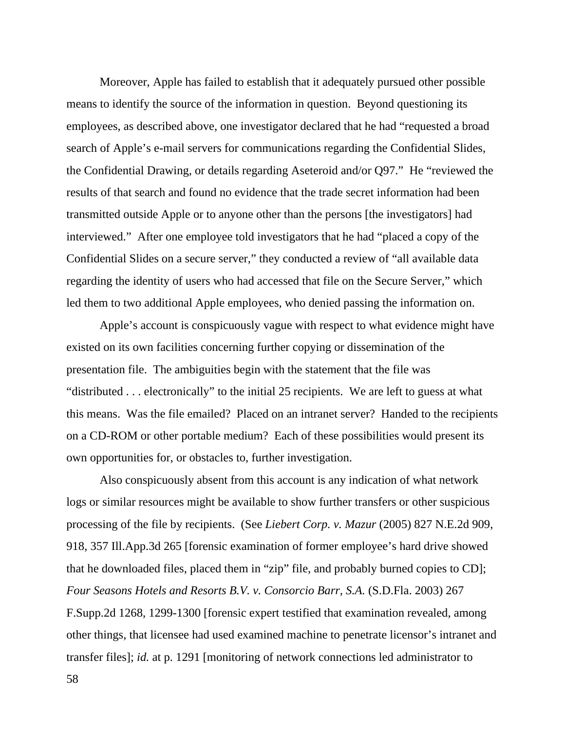Moreover, Apple has failed to establish that it adequately pursued other possible means to identify the source of the information in question. Beyond questioning its employees, as described above, one investigator declared that he had "requested a broad search of Apple's e-mail servers for communications regarding the Confidential Slides, the Confidential Drawing, or details regarding Aseteroid and/or Q97." He "reviewed the results of that search and found no evidence that the trade secret information had been transmitted outside Apple or to anyone other than the persons [the investigators] had interviewed." After one employee told investigators that he had "placed a copy of the Confidential Slides on a secure server," they conducted a review of "all available data regarding the identity of users who had accessed that file on the Secure Server," which led them to two additional Apple employees, who denied passing the information on.

Apple's account is conspicuously vague with respect to what evidence might have existed on its own facilities concerning further copying or dissemination of the presentation file. The ambiguities begin with the statement that the file was "distributed . . . electronically" to the initial 25 recipients. We are left to guess at what this means. Was the file emailed? Placed on an intranet server? Handed to the recipients on a CD-ROM or other portable medium? Each of these possibilities would present its own opportunities for, or obstacles to, further investigation.

Also conspicuously absent from this account is any indication of what network logs or similar resources might be available to show further transfers or other suspicious processing of the file by recipients. (See *Liebert Corp. v. Mazur* (2005) 827 N.E.2d 909, 918, 357 Ill.App.3d 265 [forensic examination of former employee's hard drive showed that he downloaded files, placed them in "zip" file, and probably burned copies to CD]; *Four Seasons Hotels and Resorts B.V. v. Consorcio Barr, S.A.* (S.D.Fla. 2003) 267 F.Supp.2d 1268, 1299-1300 [forensic expert testified that examination revealed, among other things, that licensee had used examined machine to penetrate licensor's intranet and transfer files]; *id.* at p. 1291 [monitoring of network connections led administrator to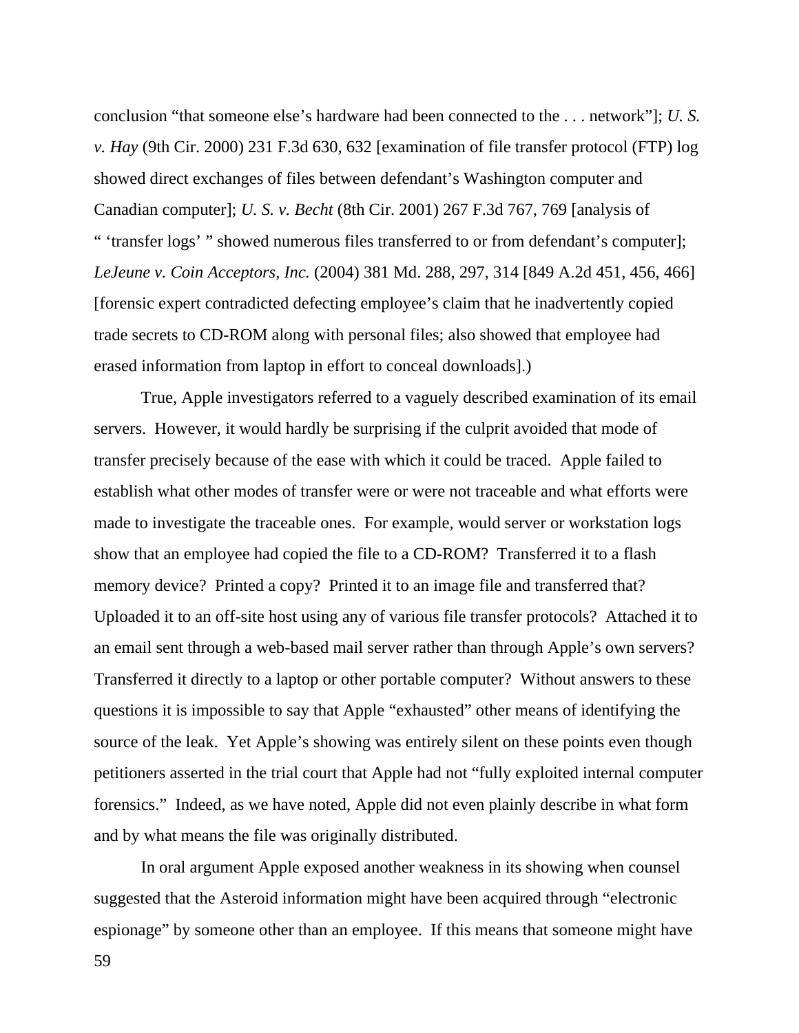conclusion “that someone else’s hardware had been connected to the . . . network”]; *U. S. v. Hay* (9th Cir. 2000) 231 F.3d 630, 632 [examination of file transfer protocol (FTP) log showed direct exchanges of files between defendant’s Washington computer and Canadian computer]; *U. S. v. Becht* (8th Cir. 2001) 267 F.3d 767, 769 [analysis of “ ‘transfer logs’ ” showed numerous files transferred to or from defendant’s computer]; *LeJeune v. Coin Acceptors, Inc.* (2004) 381 Md. 288, 297, 314 [849 A.2d 451, 456, 466] [forensic expert contradicted defecting employee’s claim that he inadvertently copied trade secrets to CD-ROM along with personal files; also showed that employee had erased information from laptop in effort to conceal downloads].)

True, Apple investigators referred to a vaguely described examination of its email servers. However, it would hardly be surprising if the culprit avoided that mode of transfer precisely because of the ease with which it could be traced. Apple failed to establish what other modes of transfer were or were not traceable and what efforts were made to investigate the traceable ones. For example, would server or workstation logs show that an employee had copied the file to a CD-ROM? Transferred it to a flash memory device? Printed a copy? Printed it to an image file and transferred that? Uploaded it to an off-site host using any of various file transfer protocols? Attached it to an email sent through a web-based mail server rather than through Apple’s own servers? Transferred it directly to a laptop or other portable computer? Without answers to these questions it is impossible to say that Apple “exhausted” other means of identifying the source of the leak. Yet Apple’s showing was entirely silent on these points even though petitioners asserted in the trial court that Apple had not “fully exploited internal computer forensics.” Indeed, as we have noted, Apple did not even plainly describe in what form and by what means the file was originally distributed.

In oral argument Apple exposed another weakness in its showing when counsel suggested that the Asteroid information might have been acquired through “electronic espionage” by someone other than an employee. If this means that someone might have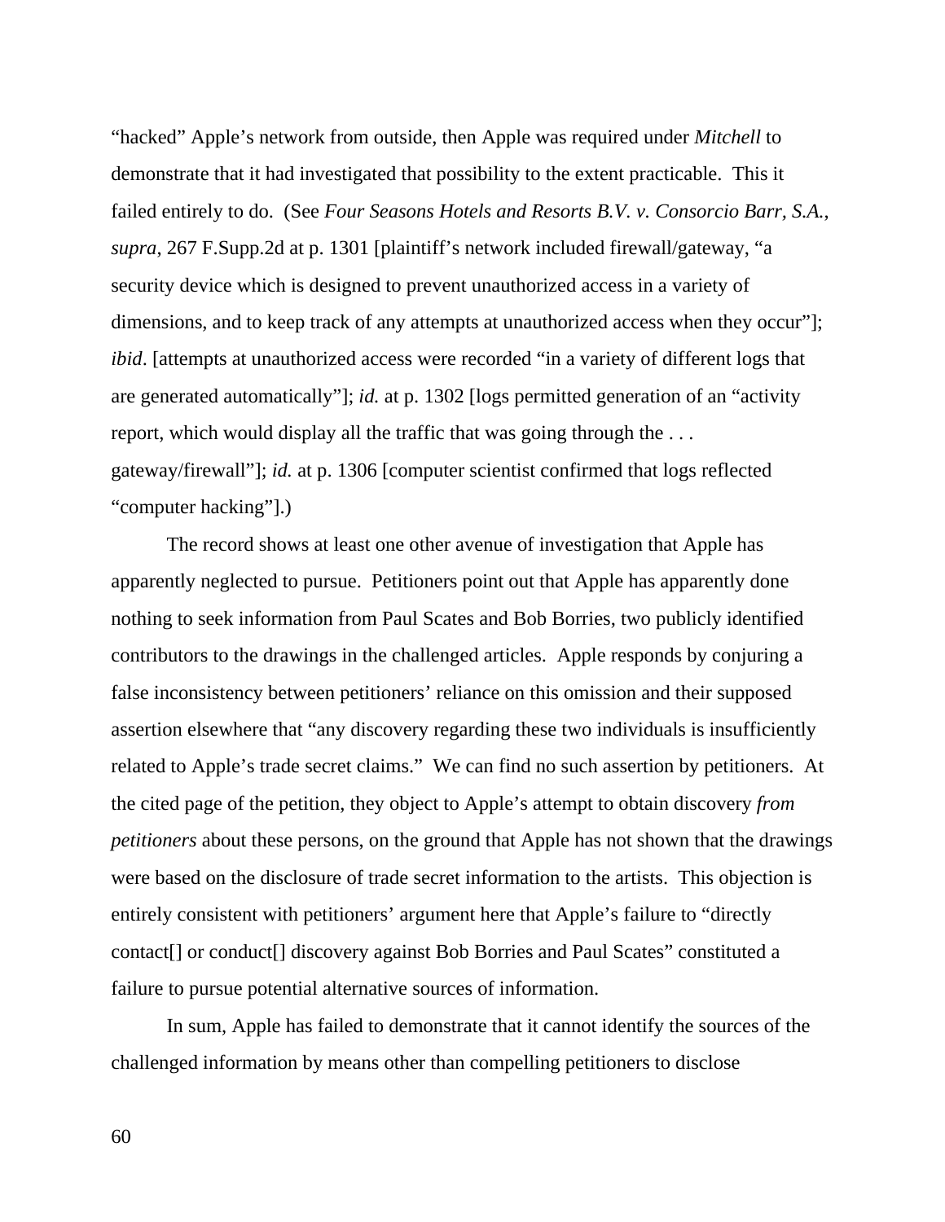"hacked" Apple's network from outside, then Apple was required under *Mitchell* to demonstrate that it had investigated that possibility to the extent practicable. This it failed entirely to do. (See *Four Seasons Hotels and Resorts B.V. v. Consorcio Barr, S.A.*, *supra*, 267 F.Supp.2d at p. 1301 [plaintiff's network included firewall/gateway, "a security device which is designed to prevent unauthorized access in a variety of dimensions, and to keep track of any attempts at unauthorized access when they occur"]; *ibid*. [attempts at unauthorized access were recorded "in a variety of different logs that are generated automatically"]; *id.* at p. 1302 [logs permitted generation of an "activity report, which would display all the traffic that was going through the . . . gateway/firewall"]; *id.* at p. 1306 [computer scientist confirmed that logs reflected "computer hacking"].)

The record shows at least one other avenue of investigation that Apple has apparently neglected to pursue. Petitioners point out that Apple has apparently done nothing to seek information from Paul Scates and Bob Borries, two publicly identified contributors to the drawings in the challenged articles. Apple responds by conjuring a false inconsistency between petitioners' reliance on this omission and their supposed assertion elsewhere that "any discovery regarding these two individuals is insufficiently related to Apple's trade secret claims." We can find no such assertion by petitioners. At the cited page of the petition, they object to Apple's attempt to obtain discovery *from petitioners* about these persons, on the ground that Apple has not shown that the drawings were based on the disclosure of trade secret information to the artists. This objection is entirely consistent with petitioners' argument here that Apple's failure to "directly contact[] or conduct[] discovery against Bob Borries and Paul Scates" constituted a failure to pursue potential alternative sources of information.

In sum, Apple has failed to demonstrate that it cannot identify the sources of the challenged information by means other than compelling petitioners to disclose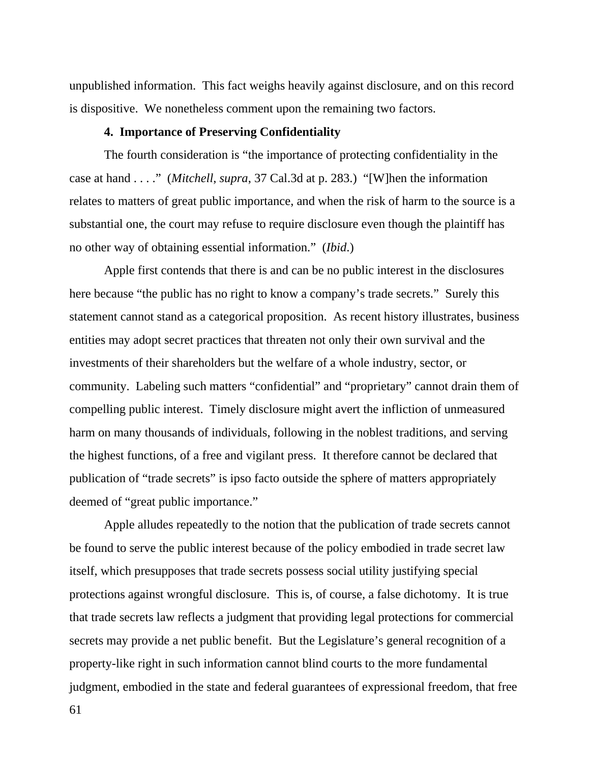unpublished information. This fact weighs heavily against disclosure, and on this record is dispositive. We nonetheless comment upon the remaining two factors.

**4. Importance of Preserving Confidentiality**

The fourth consideration is "the importance of protecting confidentiality in the case at hand . . . ." (*Mitchell*, *supra*, 37 Cal.3d at p. 283.) "[W]hen the information relates to matters of great public importance, and when the risk of harm to the source is a substantial one, the court may refuse to require disclosure even though the plaintiff has no other way of obtaining essential information." (*Ibid*.)

Apple first contends that there is and can be no public interest in the disclosures here because "the public has no right to know a company's trade secrets." Surely this statement cannot stand as a categorical proposition. As recent history illustrates, business entities may adopt secret practices that threaten not only their own survival and the investments of their shareholders but the welfare of a whole industry, sector, or community. Labeling such matters "confidential" and "proprietary" cannot drain them of compelling public interest. Timely disclosure might avert the infliction of unmeasured harm on many thousands of individuals, following in the noblest traditions, and serving the highest functions, of a free and vigilant press. It therefore cannot be declared that publication of "trade secrets" is ipso facto outside the sphere of matters appropriately deemed of "great public importance."

Apple alludes repeatedly to the notion that the publication of trade secrets cannot be found to serve the public interest because of the policy embodied in trade secret law itself, which presupposes that trade secrets possess social utility justifying special protections against wrongful disclosure. This is, of course, a false dichotomy. It is true that trade secrets law reflects a judgment that providing legal protections for commercial secrets may provide a net public benefit. But the Legislature's general recognition of a property-like right in such information cannot blind courts to the more fundamental judgment, embodied in the state and federal guarantees of expressional freedom, that free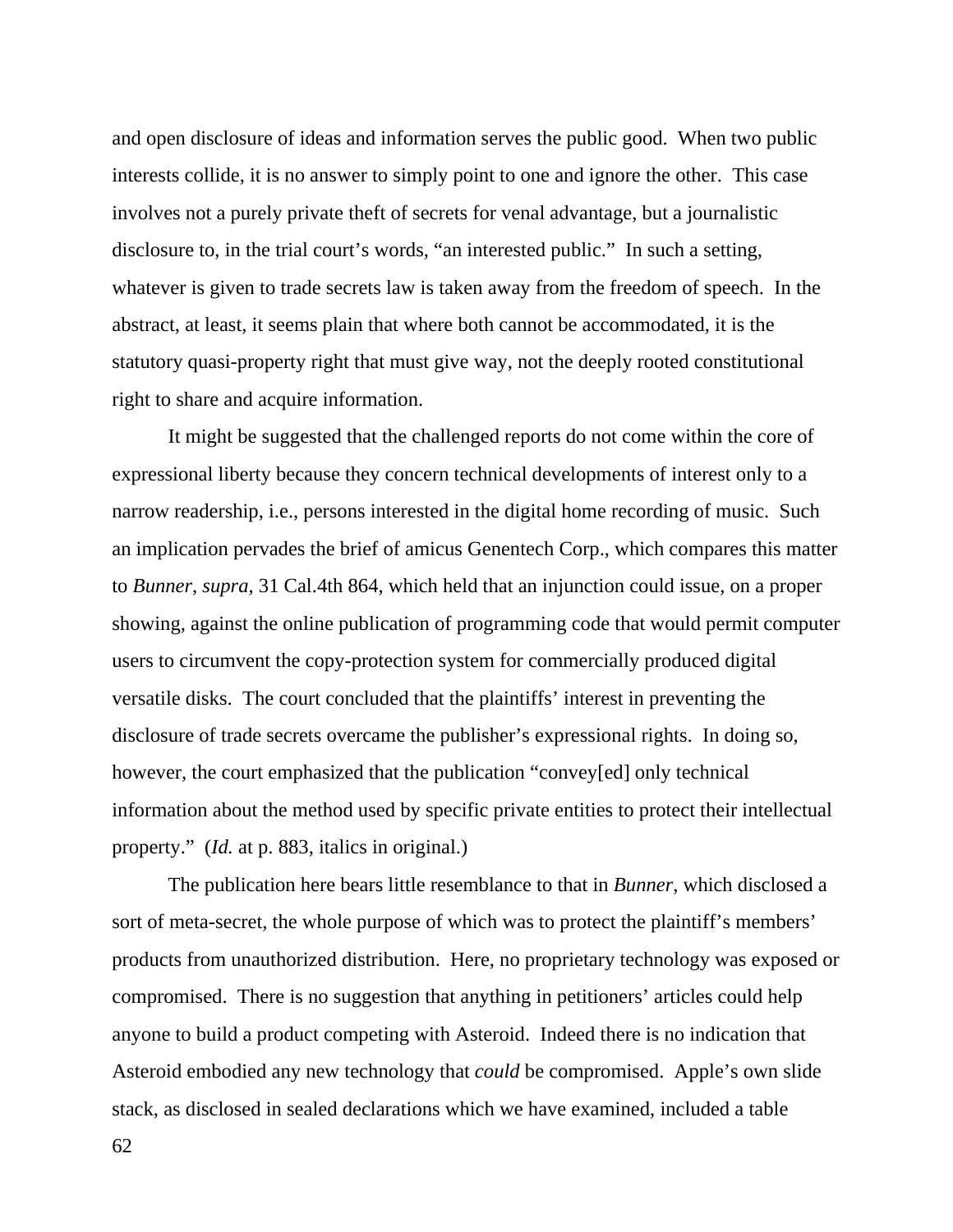and open disclosure of ideas and information serves the public good. When two public interests collide, it is no answer to simply point to one and ignore the other. This case involves not a purely private theft of secrets for venal advantage, but a journalistic disclosure to, in the trial court's words, "an interested public." In such a setting, whatever is given to trade secrets law is taken away from the freedom of speech. In the abstract, at least, it seems plain that where both cannot be accommodated, it is the statutory quasi-property right that must give way, not the deeply rooted constitutional right to share and acquire information.

It might be suggested that the challenged reports do not come within the core of expressional liberty because they concern technical developments of interest only to a narrow readership, i.e., persons interested in the digital home recording of music. Such an implication pervades the brief of amicus Genentech Corp., which compares this matter to *Bunner*, *supra*, 31 Cal.4th 864, which held that an injunction could issue, on a proper showing, against the online publication of programming code that would permit computer users to circumvent the copy-protection system for commercially produced digital versatile disks. The court concluded that the plaintiffs' interest in preventing the disclosure of trade secrets overcame the publisher's expressional rights. In doing so, however, the court emphasized that the publication "convey[ed] only technical information about the method used by specific private entities to protect their intellectual property." (*Id.* at p. 883, italics in original.)

The publication here bears little resemblance to that in *Bunner*, which disclosed a sort of meta-secret, the whole purpose of which was to protect the plaintiff's members' products from unauthorized distribution. Here, no proprietary technology was exposed or compromised. There is no suggestion that anything in petitioners' articles could help anyone to build a product competing with Asteroid. Indeed there is no indication that Asteroid embodied any new technology that *could* be compromised. Apple's own slide stack, as disclosed in sealed declarations which we have examined, included a table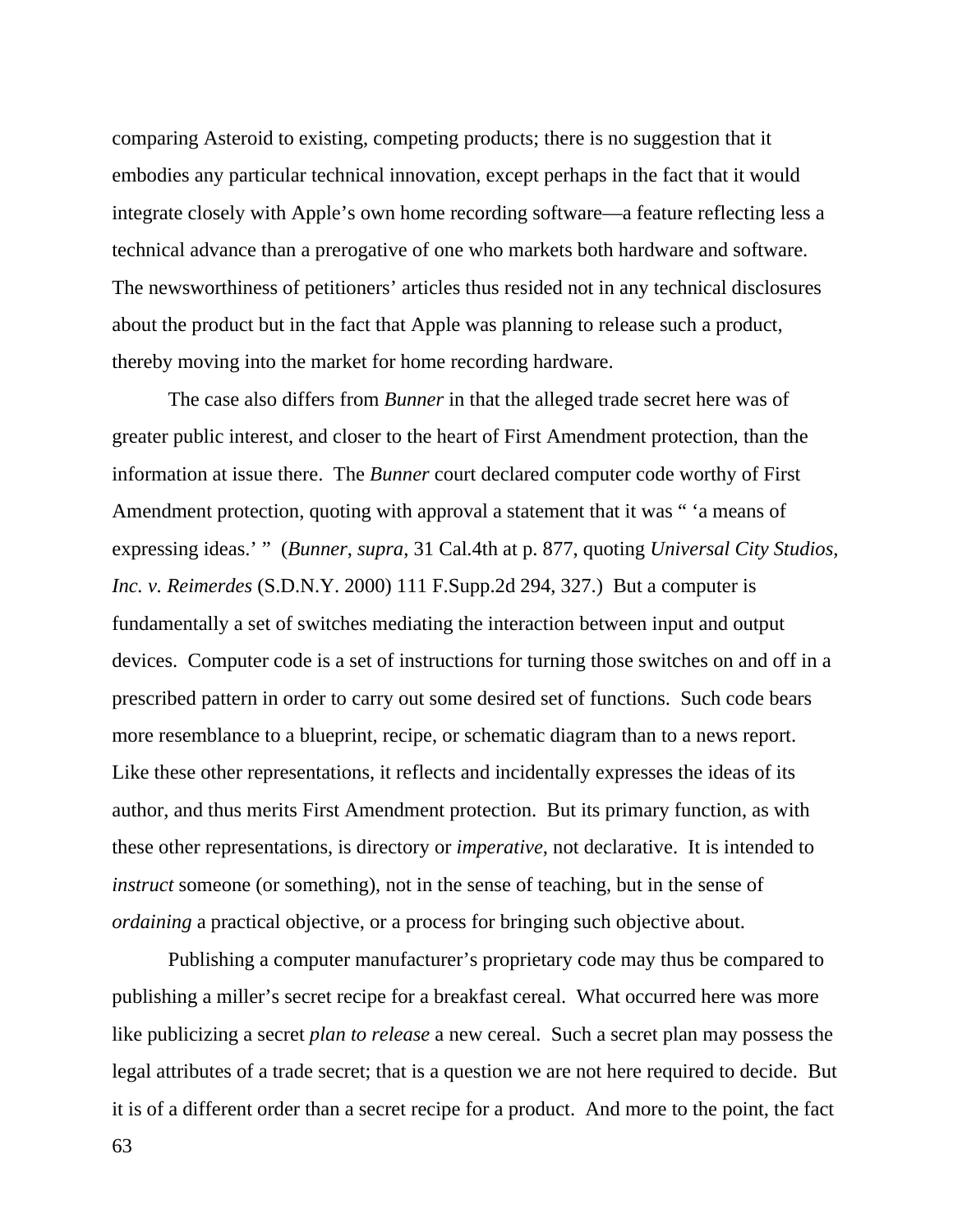comparing Asteroid to existing, competing products; there is no suggestion that it embodies any particular technical innovation, except perhaps in the fact that it would integrate closely with Apple's own home recording software—a feature reflecting less a technical advance than a prerogative of one who markets both hardware and software. The newsworthiness of petitioners' articles thus resided not in any technical disclosures about the product but in the fact that Apple was planning to release such a product, thereby moving into the market for home recording hardware.

The case also differs from *Bunner* in that the alleged trade secret here was of greater public interest, and closer to the heart of First Amendment protection, than the information at issue there. The *Bunner* court declared computer code worthy of First Amendment protection, quoting with approval a statement that it was " 'a means of expressing ideas.' " (*Bunner*, *supra*, 31 Cal.4th at p. 877, quoting *Universal City Studios, Inc. v. Reimerdes* (S.D.N.Y. 2000) 111 F.Supp.2d 294, 327.) But a computer is fundamentally a set of switches mediating the interaction between input and output devices. Computer code is a set of instructions for turning those switches on and off in a prescribed pattern in order to carry out some desired set of functions. Such code bears more resemblance to a blueprint, recipe, or schematic diagram than to a news report. Like these other representations, it reflects and incidentally expresses the ideas of its author, and thus merits First Amendment protection. But its primary function, as with these other representations, is directory or *imperative*, not declarative. It is intended to *instruct* someone (or something), not in the sense of teaching, but in the sense of *ordaining* a practical objective, or a process for bringing such objective about.

Publishing a computer manufacturer's proprietary code may thus be compared to publishing a miller's secret recipe for a breakfast cereal. What occurred here was more like publicizing a secret *plan to release* a new cereal. Such a secret plan may possess the legal attributes of a trade secret; that is a question we are not here required to decide. But it is of a different order than a secret recipe for a product. And more to the point, the fact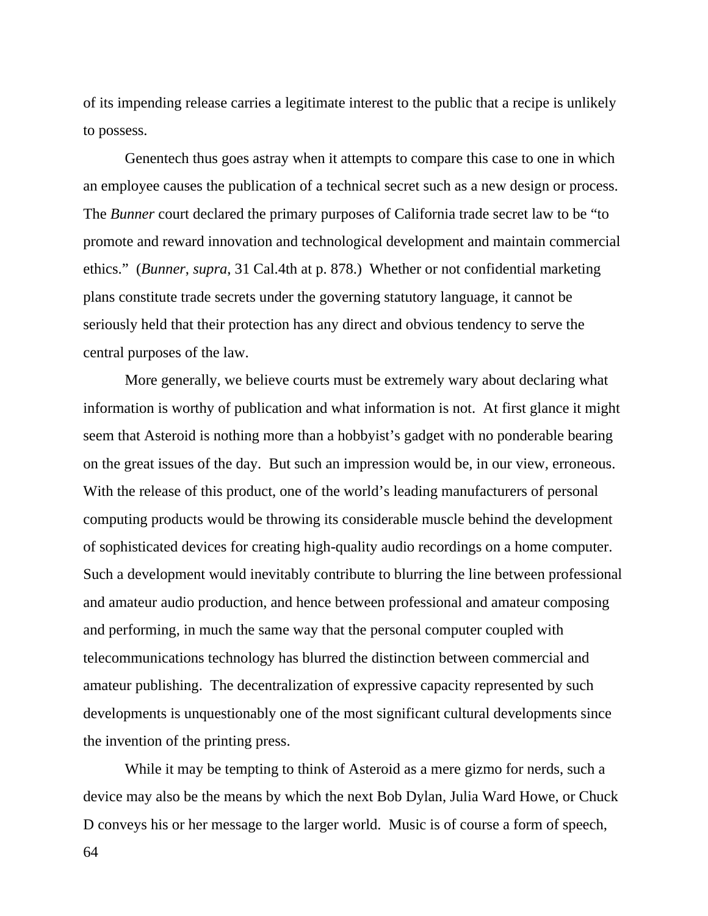of its impending release carries a legitimate interest to the public that a recipe is unlikely to possess.

Genentech thus goes astray when it attempts to compare this case to one in which an employee causes the publication of a technical secret such as a new design or process. The *Bunner* court declared the primary purposes of California trade secret law to be "to promote and reward innovation and technological development and maintain commercial ethics." (*Bunner*, *supra*, 31 Cal.4th at p. 878.) Whether or not confidential marketing plans constitute trade secrets under the governing statutory language, it cannot be seriously held that their protection has any direct and obvious tendency to serve the central purposes of the law.

More generally, we believe courts must be extremely wary about declaring what information is worthy of publication and what information is not. At first glance it might seem that Asteroid is nothing more than a hobbyist's gadget with no ponderable bearing on the great issues of the day. But such an impression would be, in our view, erroneous. With the release of this product, one of the world's leading manufacturers of personal computing products would be throwing its considerable muscle behind the development of sophisticated devices for creating high-quality audio recordings on a home computer. Such a development would inevitably contribute to blurring the line between professional and amateur audio production, and hence between professional and amateur composing and performing, in much the same way that the personal computer coupled with telecommunications technology has blurred the distinction between commercial and amateur publishing. The decentralization of expressive capacity represented by such developments is unquestionably one of the most significant cultural developments since the invention of the printing press.

While it may be tempting to think of Asteroid as a mere gizmo for nerds, such a device may also be the means by which the next Bob Dylan, Julia Ward Howe, or Chuck D conveys his or her message to the larger world. Music is of course a form of speech,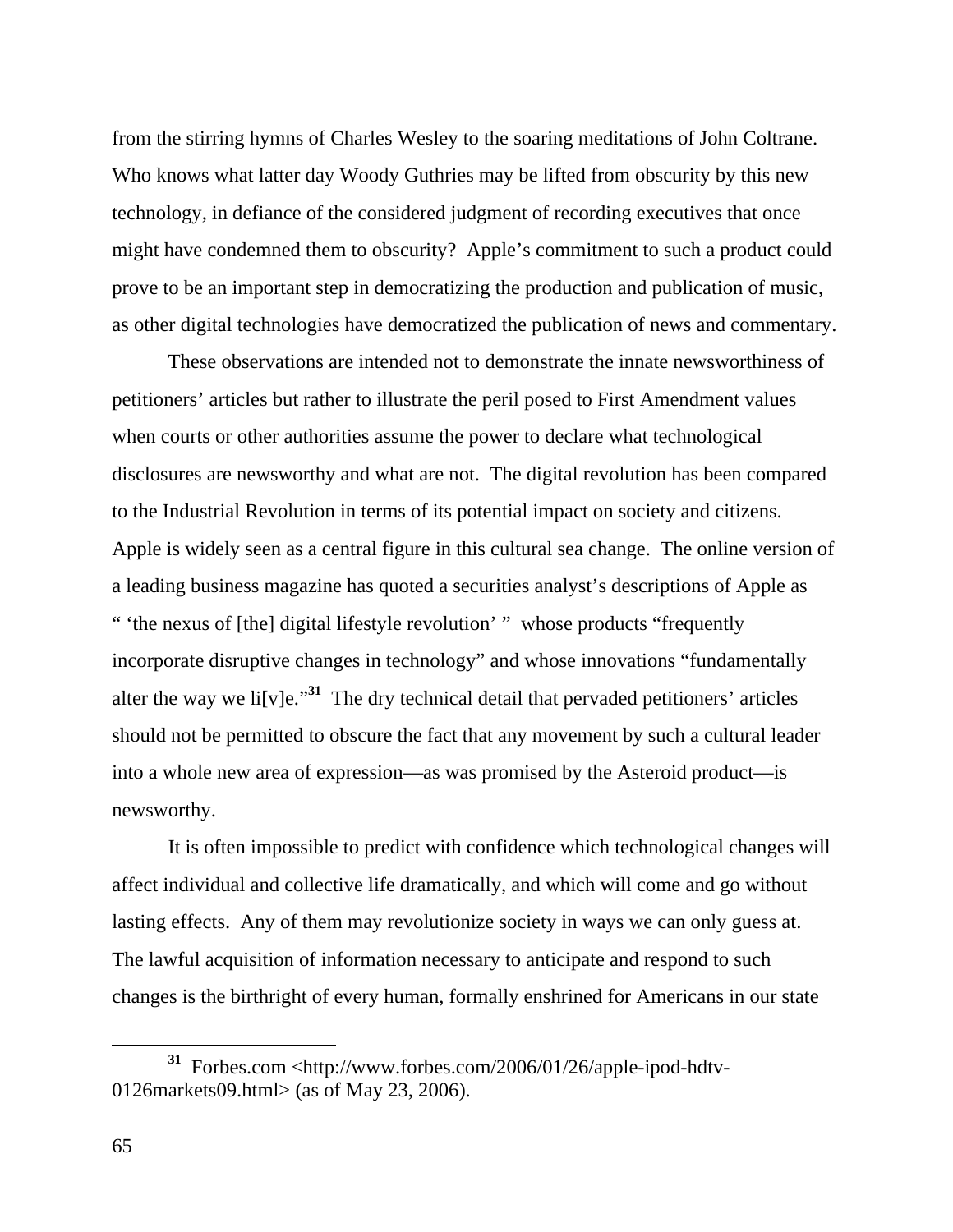from the stirring hymns of Charles Wesley to the soaring meditations of John Coltrane. Who knows what latter day Woody Guthries may be lifted from obscurity by this new technology, in defiance of the considered judgment of recording executives that once might have condemned them to obscurity? Apple's commitment to such a product could prove to be an important step in democratizing the production and publication of music, as other digital technologies have democratized the publication of news and commentary.

These observations are intended not to demonstrate the innate newsworthiness of petitioners' articles but rather to illustrate the peril posed to First Amendment values when courts or other authorities assume the power to declare what technological disclosures are newsworthy and what are not. The digital revolution has been compared to the Industrial Revolution in terms of its potential impact on society and citizens. Apple is widely seen as a central figure in this cultural sea change. The online version of a leading business magazine has quoted a securities analyst's descriptions of Apple as " 'the nexus of [the] digital lifestyle revolution' " whose products "frequently incorporate disruptive changes in technology" and whose innovations "fundamentally alter the way we li[v]e."[31] The dry technical detail that pervaded petitioners' articles should not be permitted to obscure the fact that any movement by such a cultural leader into a whole new area of expression—as was promised by the Asteroid product—is newsworthy.

It is often impossible to predict with confidence which technological changes will affect individual and collective life dramatically, and which will come and go without lasting effects. Any of them may revolutionize society in ways we can only guess at. The lawful acquisition of information necessary to anticipate and respond to such changes is the birthright of every human, formally enshrined for Americans in our state

[31] Forbes.com <http://www.forbes.com/2006/01/26/apple-ipod-hdtv-0126markets09.html> (as of May 23, 2006).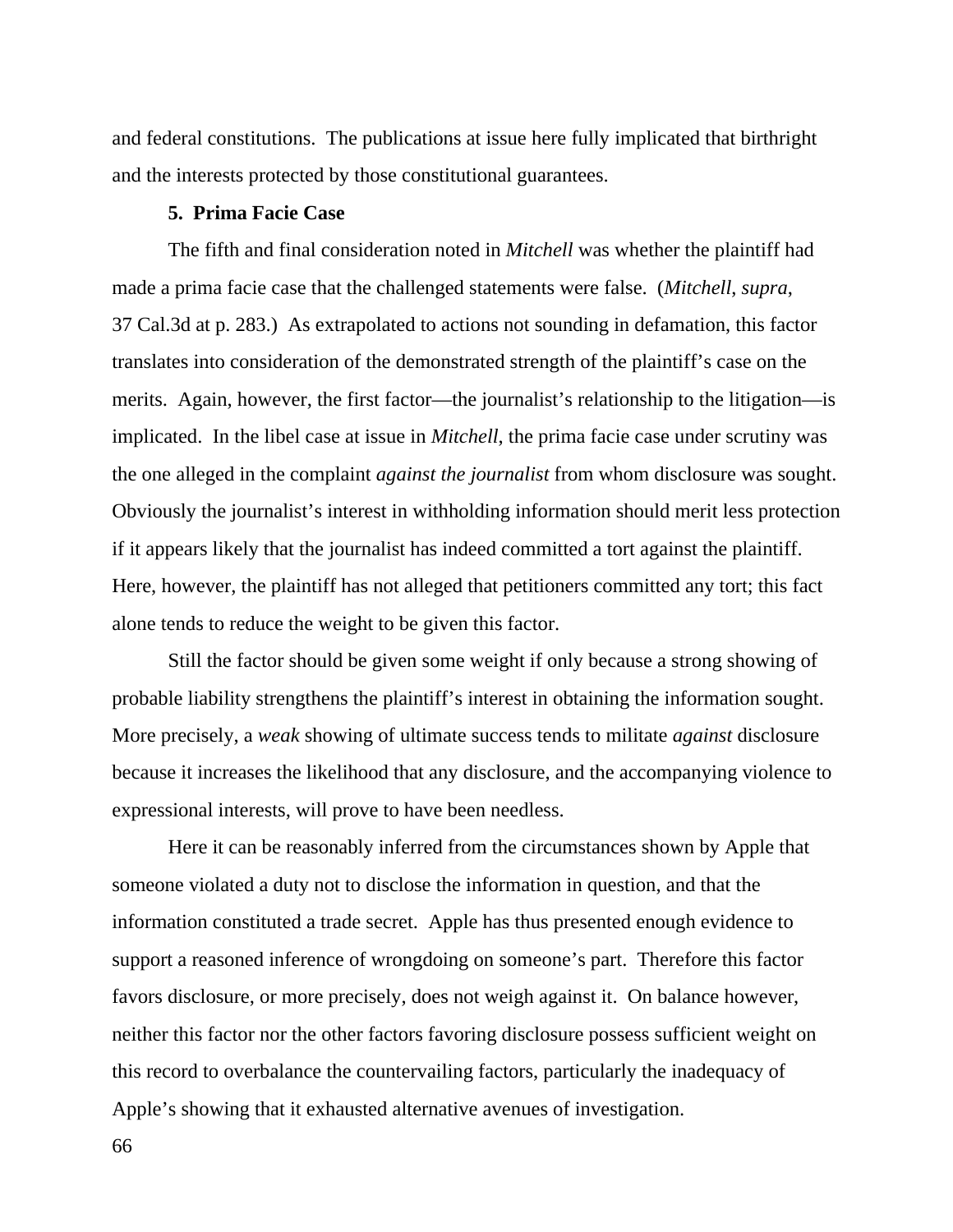and federal constitutions. The publications at issue here fully implicated that birthright and the interests protected by those constitutional guarantees.

**5. Prima Facie Case**

The fifth and final consideration noted in *Mitchell* was whether the plaintiff had made a prima facie case that the challenged statements were false. (*Mitchell*, *supra*, 37 Cal.3d at p. 283.) As extrapolated to actions not sounding in defamation, this factor translates into consideration of the demonstrated strength of the plaintiff's case on the merits. Again, however, the first factor—the journalist's relationship to the litigation—is implicated. In the libel case at issue in *Mitchell*, the prima facie case under scrutiny was the one alleged in the complaint *against the journalist* from whom disclosure was sought. Obviously the journalist's interest in withholding information should merit less protection if it appears likely that the journalist has indeed committed a tort against the plaintiff. Here, however, the plaintiff has not alleged that petitioners committed any tort; this fact alone tends to reduce the weight to be given this factor.

Still the factor should be given some weight if only because a strong showing of probable liability strengthens the plaintiff's interest in obtaining the information sought. More precisely, a *weak* showing of ultimate success tends to militate *against* disclosure because it increases the likelihood that any disclosure, and the accompanying violence to expressional interests, will prove to have been needless.

Here it can be reasonably inferred from the circumstances shown by Apple that someone violated a duty not to disclose the information in question, and that the information constituted a trade secret. Apple has thus presented enough evidence to support a reasoned inference of wrongdoing on someone's part. Therefore this factor favors disclosure, or more precisely, does not weigh against it. On balance however, neither this factor nor the other factors favoring disclosure possess sufficient weight on this record to overbalance the countervailing factors, particularly the inadequacy of Apple's showing that it exhausted alternative avenues of investigation.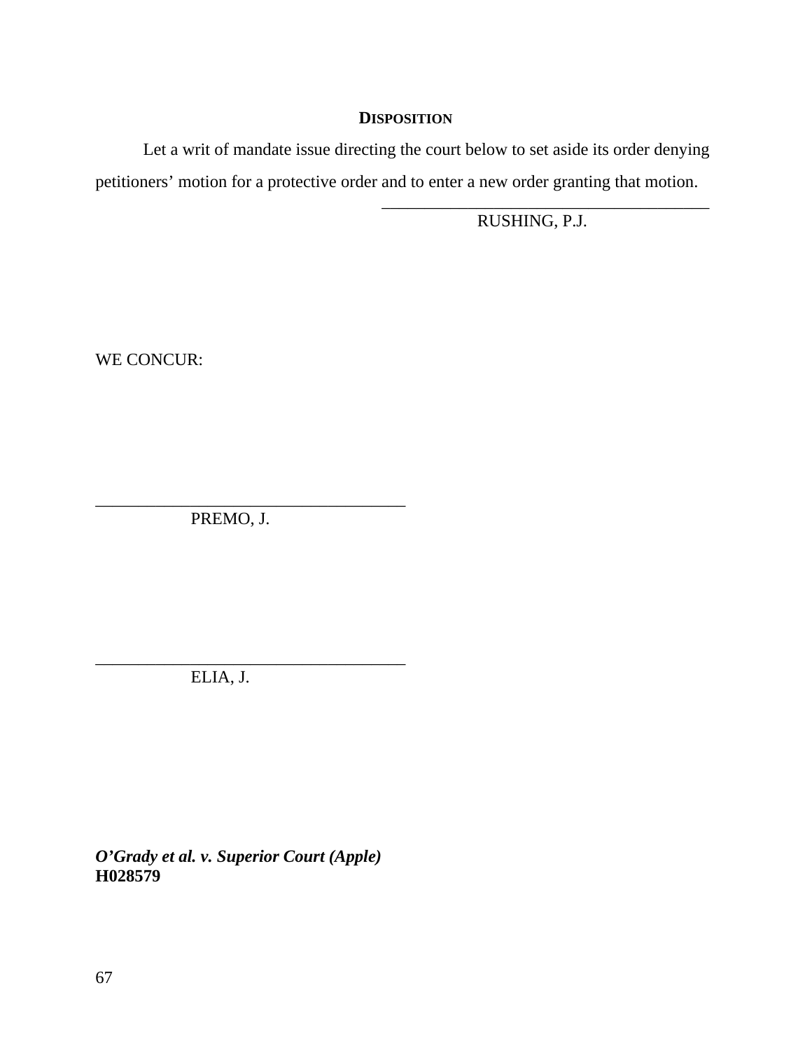## Disposition

Let a writ of mandate issue directing the court below to set aside its order denying petitioners' motion for a protective order and to enter a new order granting that motion.

\_\_\_\_\_\_\_\_\_\_\_\_\_\_\_\_\_\_\_\_\_\_\_\_\_\_\_\_\_\_\_\_\_\_\_\_\_\_\_
RUSHING, P.J.

WE CONCUR:

\_\_\_\_\_\_\_\_\_\_\_\_\_\_\_\_\_\_\_\_\_\_\_\_\_\_\_\_\_\_\_\_\_\_\_\_\_\_\_
PREMO, J.

\_\_\_\_\_\_\_\_\_\_\_\_\_\_\_\_\_\_\_\_\_\_\_\_\_\_\_\_\_\_\_\_\_\_\_\_\_\_\_
ELIA, J.

***O'Grady et al. v. Superior Court (Apple)***
**H028579**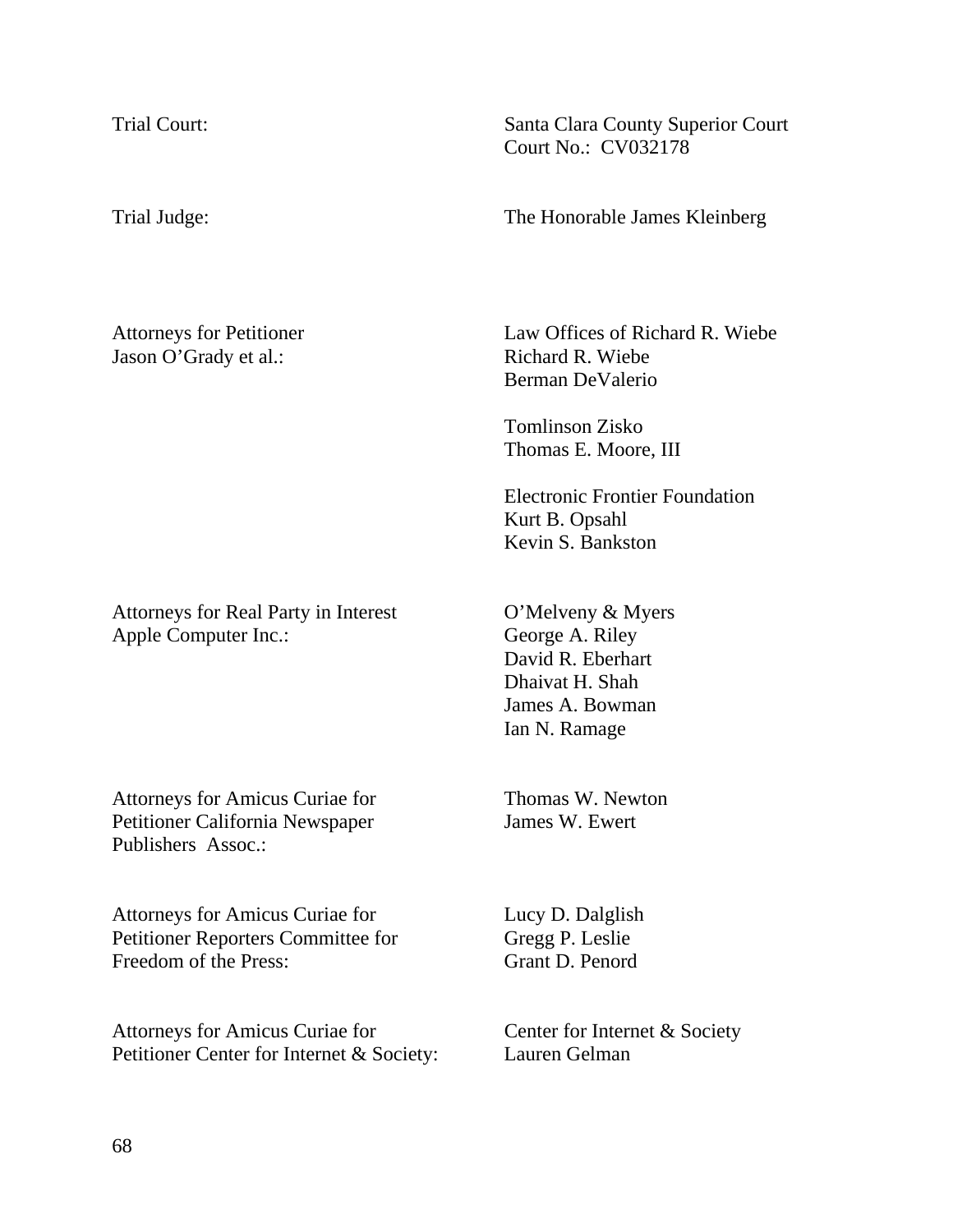| | |
|---|---|
| Trial Court: | Santa Clara County Superior Court<br>Court No.: CV032178 |
| Trial Judge: | The Honorable James Kleinberg |
| Attorneys for Petitioner<br>Jason O'Grady et al.: | Law Offices of Richard R. Wiebe<br>Richard R. Wiebe<br>Berman DeValerio<br><br>Tomlinson Zisko<br>Thomas E. Moore, III<br><br>Electronic Frontier Foundation<br>Kurt B. Opsahl<br>Kevin S. Bankston |
| Attorneys for Real Party in Interest<br>Apple Computer Inc.: | O'Melveny & Myers<br>George A. Riley<br>David R. Eberhart<br>Dhaivat H. Shah<br>James A. Bowman<br>Ian N. Ramage |
| Attorneys for Amicus Curiae for<br>Petitioner California Newspaper<br>Publishers Assoc.: | Thomas W. Newton<br>James W. Ewert |
| Attorneys for Amicus Curiae for<br>Petitioner Reporters Committee for<br>Freedom of the Press: | Lucy D. Dalglish<br>Gregg P. Leslie<br>Grant D. Penord |
| Attorneys for Amicus Curiae for<br>Petitioner Center for Internet & Society: | Center for Internet & Society<br>Lauren Gelman |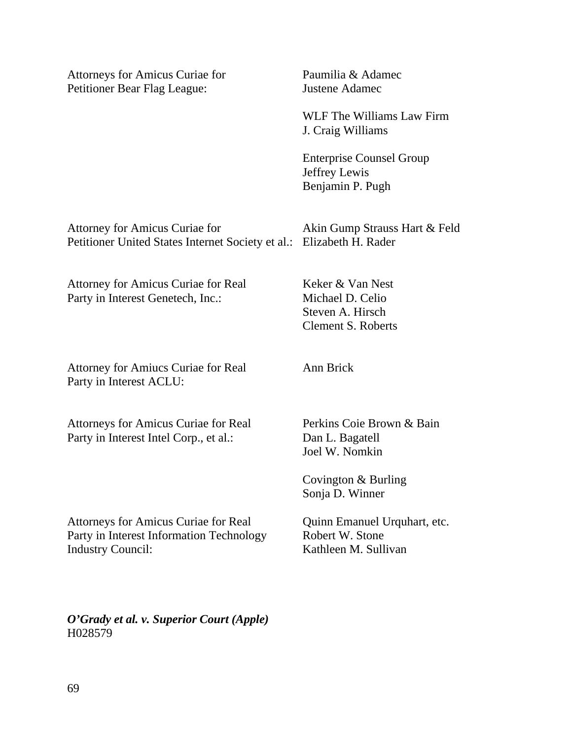| | |
|---|---|
| Attorneys for Amicus Curiae for Petitioner Bear Flag League: | Paumilia & Adamec<br>Justene Adamec<br><br>WLF The Williams Law Firm<br>J. Craig Williams<br><br>Enterprise Counsel Group<br>Jeffrey Lewis<br>Benjamin P. Pugh |
| Attorney for Amicus Curiae for Petitioner United States Internet Society et al.: | Akin Gump Strauss Hart & Feld<br>Elizabeth H. Rader |
| Attorney for Amicus Curiae for Real Party in Interest Genetech, Inc.: | Keker & Van Nest<br>Michael D. Celio<br>Steven A. Hirsch<br>Clement S. Roberts |
| Attorney for Amiucs Curiae for Real Party in Interest ACLU: | Ann Brick |
| Attorneys for Amicus Curiae for Real Party in Interest Intel Corp., et al.: | Perkins Coie Brown & Bain<br>Dan L. Bagatell<br>Joel W. Nomkin<br><br>Covington & Burling<br>Sonja D. Winner |
| Attorneys for Amicus Curiae for Real Party in Interest Information Technology Industry Council: | Quinn Emanuel Urquhart, etc.<br>Robert W. Stone<br>Kathleen M. Sullivan |

***O'Grady et al. v. Superior Court (Apple)***
H028579